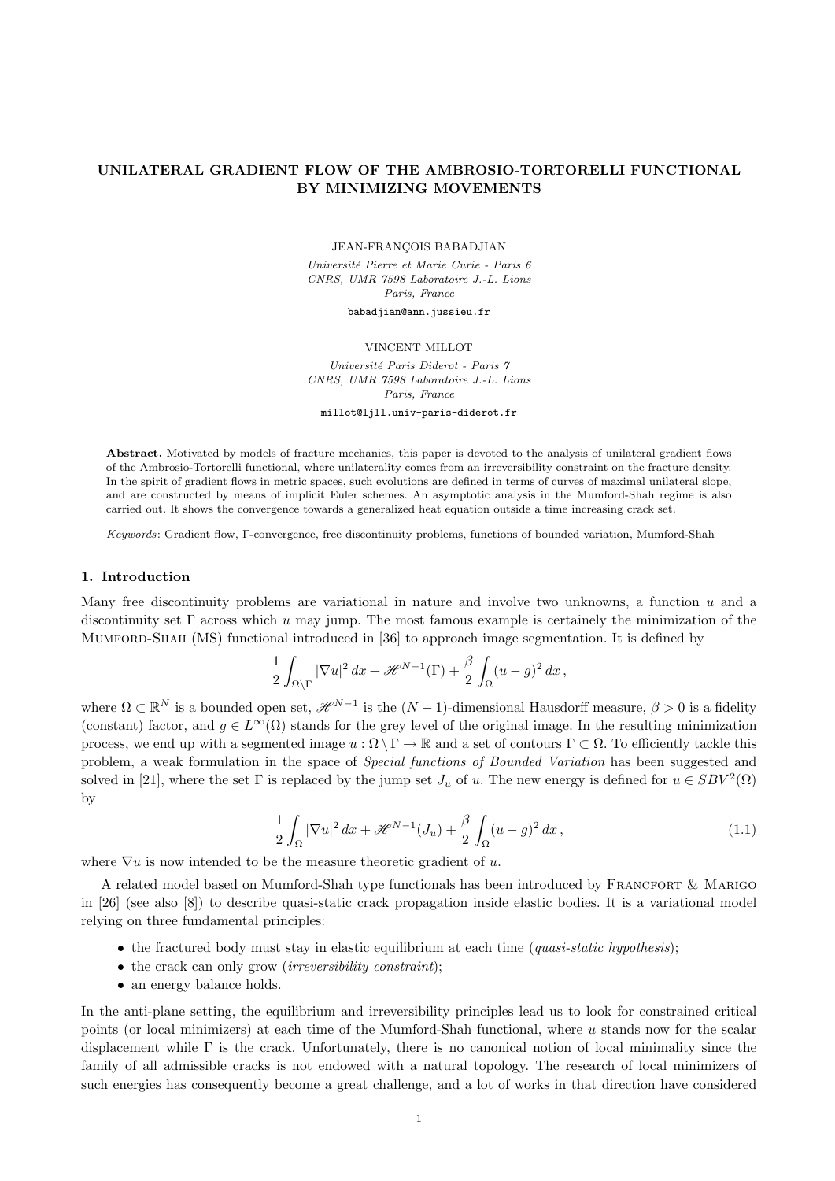# UNILATERAL GRADIENT FLOW OF THE AMBROSIO-TORTORELLI FUNCTIONAL BY MINIMIZING MOVEMENTS

JEAN-FRANÇOIS BABADJIAN

*Université Pierre et Marie Curie - Paris 6*
*CNRS, UMR 7598 Laboratoire J.-L. Lions*
*Paris, France*

babadjian@ann.jussieu.fr

VINCENT MILLOT

*Université Paris Diderot - Paris 7*
*CNRS, UMR 7598 Laboratoire J.-L. Lions*
*Paris, France*

millot@ljll.univ-paris-diderot.fr

**Abstract.** Motivated by models of fracture mechanics, this paper is devoted to the analysis of unilateral gradient flows of the Ambrosio-Tortorelli functional, where unilaterality comes from an irreversibility constraint on the fracture density. In the spirit of gradient flows in metric spaces, such evolutions are defined in terms of curves of maximal unilateral slope, and are constructed by means of implicit Euler schemes. An asymptotic analysis in the Mumford-Shah regime is also carried out. It shows the convergence towards a generalized heat equation outside a time increasing crack set.

*Keywords*: Gradient flow, Γ-convergence, free discontinuity problems, functions of bounded variation, Mumford-Shah

## 1. Introduction

Many free discontinuity problems are variational in nature and involve two unknowns, a function $u$ and a discontinuity set $\Gamma$ across which $u$ may jump. The most famous example is certainely the minimization of the Mumford-Shah (MS) functional introduced in [36] to approach image segmentation. It is defined by

$$\frac{1}{2}\int_{\Omega\setminus\Gamma}|\nabla u|^2\,dx+\mathscr{H}^{N-1}(\Gamma)+\frac{\beta}{2}\int_\Omega(u-g)^2\,dx\,,$$

where $\Omega\subset\mathbb{R}^N$ is a bounded open set, $\mathscr{H}^{N-1}$ is the $(N-1)$-dimensional Hausdorff measure, $\beta>0$ is a fidelity (constant) factor, and $g\in L^\infty(\Omega)$ stands for the grey level of the original image. In the resulting minimization process, we end up with a segmented image $u:\Omega\setminus\Gamma\to\mathbb{R}$ and a set of contours $\Gamma\subset\Omega$. To efficiently tackle this problem, a weak formulation in the space of *Special functions of Bounded Variation* has been suggested and solved in [21], where the set $\Gamma$ is replaced by the jump set $J_u$ of $u$. The new energy is defined for $u\in SBV^2(\Omega)$ by

$$\frac{1}{2}\int_\Omega|\nabla u|^2\,dx+\mathscr{H}^{N-1}(J_u)+\frac{\beta}{2}\int_\Omega(u-g)^2\,dx\,,\tag{1.1}$$

where $\nabla u$ is now intended to be the measure theoretic gradient of $u$.

A related model based on Mumford-Shah type functionals has been introduced by Francfort & Marigo in [26] (see also [8]) to describe quasi-static crack propagation inside elastic bodies. It is a variational model relying on three fundamental principles:

- the fractured body must stay in elastic equilibrium at each time (*quasi-static hypothesis*);
- the crack can only grow (*irreversibility constraint*);
- an energy balance holds.

In the anti-plane setting, the equilibrium and irreversibility principles lead us to look for constrained critical points (or local minimizers) at each time of the Mumford-Shah functional, where $u$ stands now for the scalar displacement while $\Gamma$ is the crack. Unfortunately, there is no canonical notion of local minimality since the family of all admissible cracks is not endowed with a natural topology. The research of local minimizers of such energies has consequently become a great challenge, and a lot of works in that direction have considered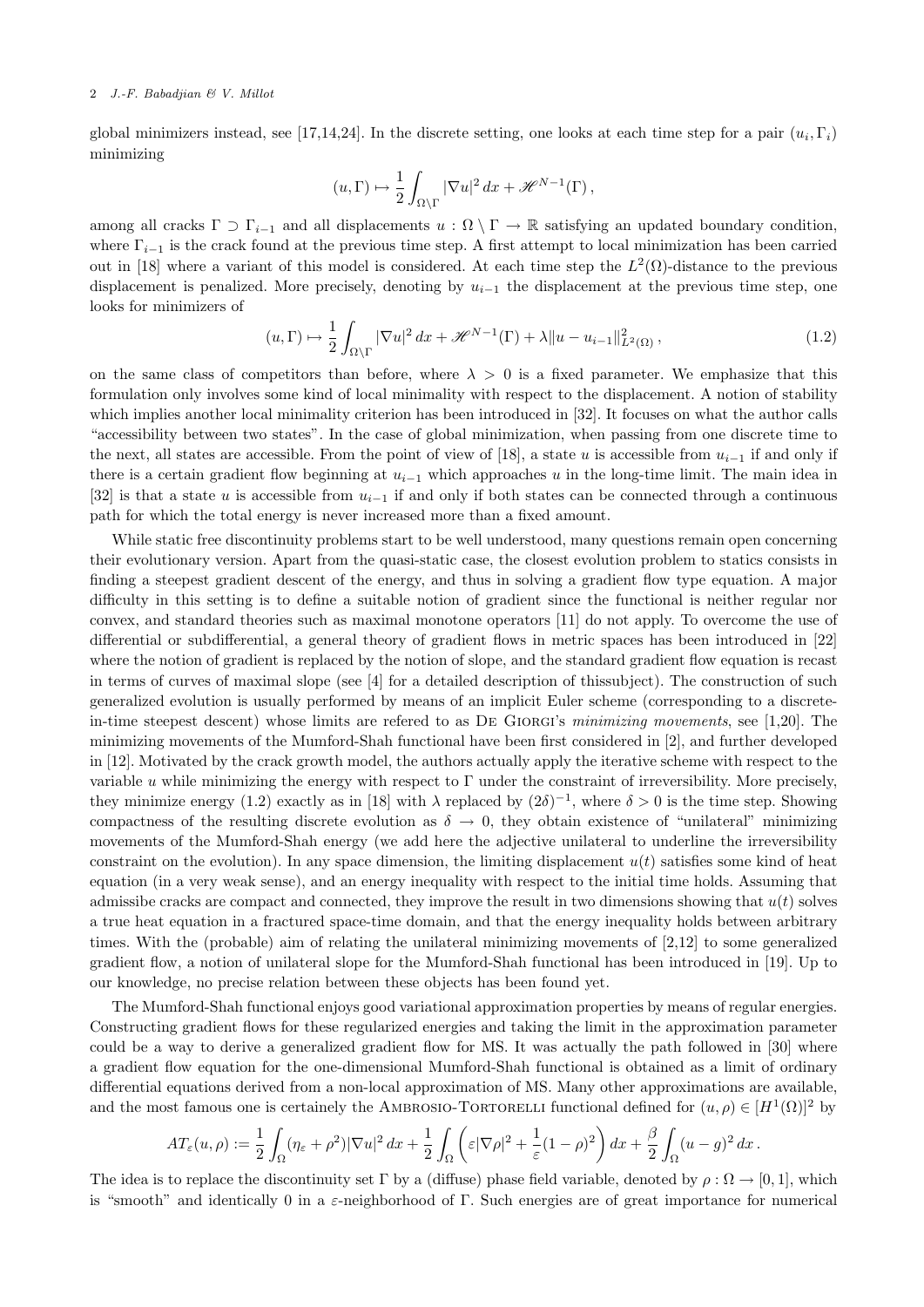global minimizers instead, see [17,14,24]. In the discrete setting, one looks at each time step for a pair $(u_i, \Gamma_i)$ minimizing

$$(u, \Gamma) \mapsto \frac{1}{2} \int_{\Omega \setminus \Gamma} |\nabla u|^2 \, dx + \mathscr{H}^{N-1}(\Gamma) \, ,$$

among all cracks $\Gamma \supset \Gamma_{i-1}$ and all displacements $u : \Omega \setminus \Gamma \to \mathbb{R}$ satisfying an updated boundary condition, where $\Gamma_{i-1}$ is the crack found at the previous time step. A first attempt to local minimization has been carried out in [18] where a variant of this model is considered. At each time step the $L^2(\Omega)$-distance to the previous displacement is penalized. More precisely, denoting by $u_{i-1}$ the displacement at the previous time step, one looks for minimizers of

$$(u, \Gamma) \mapsto \frac{1}{2} \int_{\Omega \setminus \Gamma} |\nabla u|^2 \, dx + \mathscr{H}^{N-1}(\Gamma) + \lambda \|u - u_{i-1}\|^2_{L^2(\Omega)} \, , \tag{1.2}$$

on the same class of competitors than before, where $\lambda > 0$ is a fixed parameter. We emphasize that this formulation only involves some kind of local minimality with respect to the displacement. A notion of stability which implies another local minimality criterion has been introduced in [32]. It focuses on what the author calls "accessibility between two states". In the case of global minimization, when passing from one discrete time to the next, all states are accessible. From the point of view of [18], a state $u$ is accessible from $u_{i-1}$ if and only if there is a certain gradient flow beginning at $u_{i-1}$ which approaches $u$ in the long-time limit. The main idea in [32] is that a state $u$ is accessible from $u_{i-1}$ if and only if both states can be connected through a continuous path for which the total energy is never increased more than a fixed amount.

While static free discontinuity problems start to be well understood, many questions remain open concerning their evolutionary version. Apart from the quasi-static case, the closest evolution problem to statics consists in finding a steepest gradient descent of the energy, and thus in solving a gradient flow type equation. A major difficulty in this setting is to define a suitable notion of gradient since the functional is neither regular nor convex, and standard theories such as maximal monotone operators [11] do not apply. To overcome the use of differential or subdifferential, a general theory of gradient flows in metric spaces has been introduced in [22] where the notion of gradient is replaced by the notion of slope, and the standard gradient flow equation is recast in terms of curves of maximal slope (see [4] for a detailed description of thissubject). The construction of such generalized evolution is usually performed by means of an implicit Euler scheme (corresponding to a discrete-in-time steepest descent) whose limits are refered to as De Giorgi's *minimizing movements*, see [1,20]. The minimizing movements of the Mumford-Shah functional have been first considered in [2], and further developed in [12]. Motivated by the crack growth model, the authors actually apply the iterative scheme with respect to the variable $u$ while minimizing the energy with respect to $\Gamma$ under the constraint of irreversibility. More precisely, they minimize energy (1.2) exactly as in [18] with $\lambda$ replaced by $(2\delta)^{-1}$, where $\delta > 0$ is the time step. Showing compactness of the resulting discrete evolution as $\delta \to 0$, they obtain existence of "unilateral" minimizing movements of the Mumford-Shah energy (we add here the adjective unilateral to underline the irreversibility constraint on the evolution). In any space dimension, the limiting displacement $u(t)$ satisfies some kind of heat equation (in a very weak sense), and an energy inequality with respect to the initial time holds. Assuming that admissibe cracks are compact and connected, they improve the result in two dimensions showing that $u(t)$ solves a true heat equation in a fractured space-time domain, and that the energy inequality holds between arbitrary times. With the (probable) aim of relating the unilateral minimizing movements of [2,12] to some generalized gradient flow, a notion of unilateral slope for the Mumford-Shah functional has been introduced in [19]. Up to our knowledge, no precise relation between these objects has been found yet.

The Mumford-Shah functional enjoys good variational approximation properties by means of regular energies. Constructing gradient flows for these regularized energies and taking the limit in the approximation parameter could be a way to derive a generalized gradient flow for MS. It was actually the path followed in [30] where a gradient flow equation for the one-dimensional Mumford-Shah functional is obtained as a limit of ordinary differential equations derived from a non-local approximation of MS. Many other approximations are available, and the most famous one is certainely the Ambrosio-Tortorelli functional defined for $(u, \rho) \in [H^1(\Omega)]^2$ by

$$AT_\varepsilon(u, \rho) := \frac{1}{2} \int_\Omega (\eta_\varepsilon + \rho^2) |\nabla u|^2 \, dx + \frac{1}{2} \int_\Omega \left( \varepsilon |\nabla \rho|^2 + \frac{1}{\varepsilon}(1 - \rho)^2 \right) dx + \frac{\beta}{2} \int_\Omega (u - g)^2 \, dx \, .$$

The idea is to replace the discontinuity set $\Gamma$ by a (diffuse) phase field variable, denoted by $\rho : \Omega \to [0, 1]$, which is "smooth" and identically 0 in a $\varepsilon$-neighborhood of $\Gamma$. Such energies are of great importance for numerical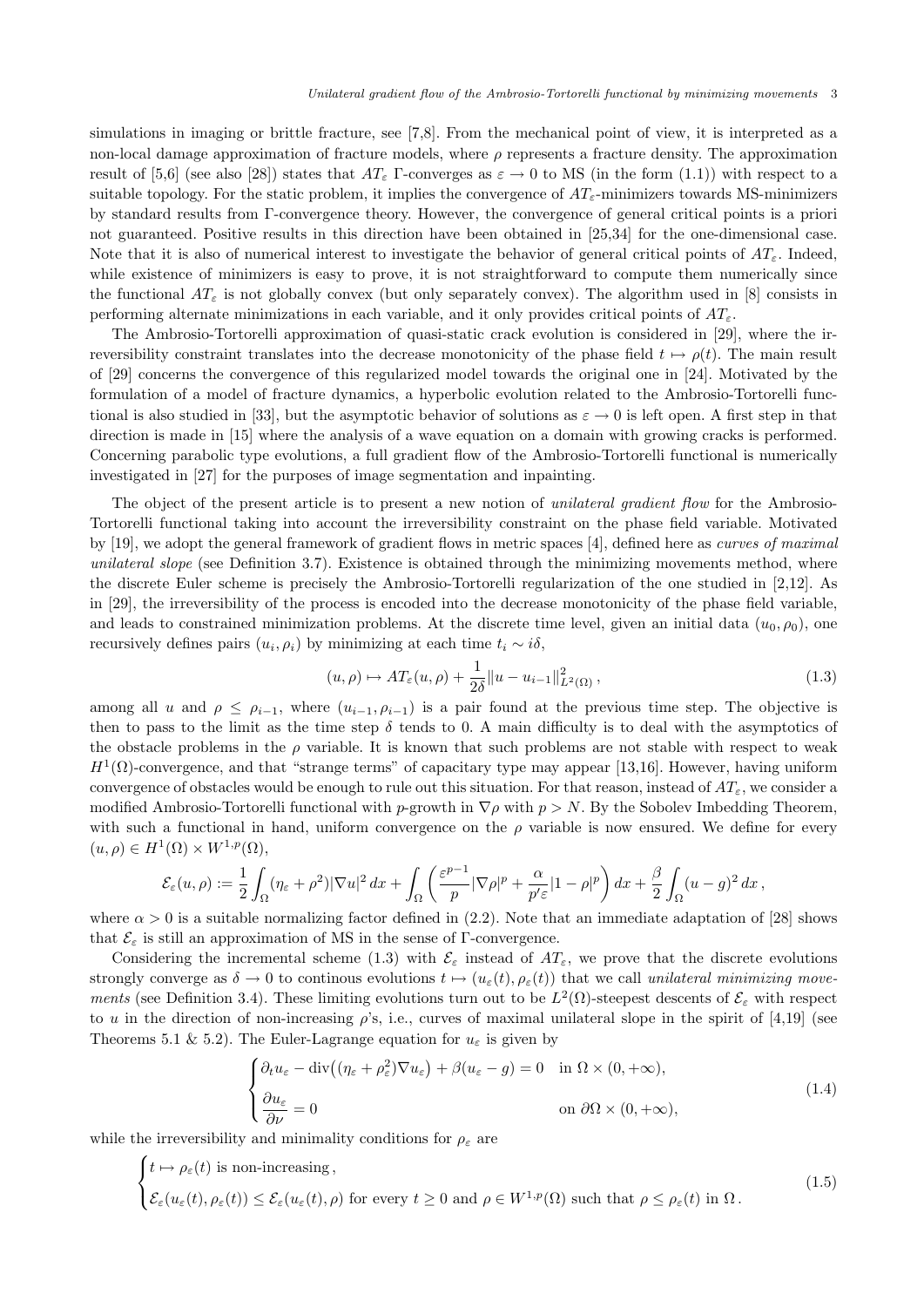simulations in imaging or brittle fracture, see [7,8]. From the mechanical point of view, it is interpreted as a non-local damage approximation of fracture models, where $\rho$ represents a fracture density. The approximation result of [5,6] (see also [28]) states that $AT_\varepsilon$ Γ-converges as $\varepsilon \to 0$ to MS (in the form (1.1)) with respect to a suitable topology. For the static problem, it implies the convergence of $AT_\varepsilon$-minimizers towards MS-minimizers by standard results from Γ-convergence theory. However, the convergence of general critical points is a priori not guaranteed. Positive results in this direction have been obtained in [25,34] for the one-dimensional case. Note that it is also of numerical interest to investigate the behavior of general critical points of $AT_\varepsilon$. Indeed, while existence of minimizers is easy to prove, it is not straightforward to compute them numerically since the functional $AT_\varepsilon$ is not globally convex (but only separately convex). The algorithm used in [8] consists in performing alternate minimizations in each variable, and it only provides critical points of $AT_\varepsilon$.

The Ambrosio-Tortorelli approximation of quasi-static crack evolution is considered in [29], where the irreversibility constraint translates into the decrease monotonicity of the phase field $t \mapsto \rho(t)$. The main result of [29] concerns the convergence of this regularized model towards the original one in [24]. Motivated by the formulation of a model of fracture dynamics, a hyperbolic evolution related to the Ambrosio-Tortorelli functional is also studied in [33], but the asymptotic behavior of solutions as $\varepsilon \to 0$ is left open. A first step in that direction is made in [15] where the analysis of a wave equation on a domain with growing cracks is performed. Concerning parabolic type evolutions, a full gradient flow of the Ambrosio-Tortorelli functional is numerically investigated in [27] for the purposes of image segmentation and inpainting.

The object of the present article is to present a new notion of *unilateral gradient flow* for the Ambrosio-Tortorelli functional taking into account the irreversibility constraint on the phase field variable. Motivated by [19], we adopt the general framework of gradient flows in metric spaces [4], defined here as *curves of maximal unilateral slope* (see Definition 3.7). Existence is obtained through the minimizing movements method, where the discrete Euler scheme is precisely the Ambrosio-Tortorelli regularization of the one studied in [2,12]. As in [29], the irreversibility of the process is encoded into the decrease monotonicity of the phase field variable, and leads to constrained minimization problems. At the discrete time level, given an initial data $(u_0, \rho_0)$, one recursively defines pairs $(u_i, \rho_i)$ by minimizing at each time $t_i \sim i\delta$,

$$
(u, \rho) \mapsto AT_\varepsilon(u, \rho) + \frac{1}{2\delta}\|u - u_{i-1}\|^2_{L^2(\Omega)}\,, \tag{1.3}
$$

among all $u$ and $\rho \leq \rho_{i-1}$, where $(u_{i-1}, \rho_{i-1})$ is a pair found at the previous time step. The objective is then to pass to the limit as the time step $\delta$ tends to 0. A main difficulty is to deal with the asymptotics of the obstacle problems in the $\rho$ variable. It is known that such problems are not stable with respect to weak $H^1(\Omega)$-convergence, and that "strange terms" of capacitary type may appear [13,16]. However, having uniform convergence of obstacles would be enough to rule out this situation. For that reason, instead of $AT_\varepsilon$, we consider a modified Ambrosio-Tortorelli functional with $p$-growth in $\nabla\rho$ with $p > N$. By the Sobolev Imbedding Theorem, with such a functional in hand, uniform convergence on the $\rho$ variable is now ensured. We define for every $(u, \rho) \in H^1(\Omega) \times W^{1,p}(\Omega)$,

$$
\mathcal{E}_\varepsilon(u, \rho) := \frac{1}{2}\int_\Omega (\eta_\varepsilon + \rho^2)|\nabla u|^2\,dx + \int_\Omega \left(\frac{\varepsilon^{p-1}}{p}|\nabla\rho|^p + \frac{\alpha}{p'\varepsilon}|1-\rho|^p\right)dx + \frac{\beta}{2}\int_\Omega (u-g)^2\,dx\,,
$$

where $\alpha > 0$ is a suitable normalizing factor defined in (2.2). Note that an immediate adaptation of [28] shows that $\mathcal{E}_\varepsilon$ is still an approximation of MS in the sense of Γ-convergence.

Considering the incremental scheme (1.3) with $\mathcal{E}_\varepsilon$ instead of $AT_\varepsilon$, we prove that the discrete evolutions strongly converge as $\delta \to 0$ to continous evolutions $t \mapsto (u_\varepsilon(t), \rho_\varepsilon(t))$ that we call *unilateral minimizing movements* (see Definition 3.4). These limiting evolutions turn out to be $L^2(\Omega)$-steepest descents of $\mathcal{E}_\varepsilon$ with respect to $u$ in the direction of non-increasing $\rho$'s, i.e., curves of maximal unilateral slope in the spirit of [4,19] (see Theorems 5.1 & 5.2). The Euler-Lagrange equation for $u_\varepsilon$ is given by

$$
\begin{cases}
\partial_t u_\varepsilon - \operatorname{div}\big((\eta_\varepsilon + \rho_\varepsilon^2)\nabla u_\varepsilon\big) + \beta(u_\varepsilon - g) = 0 & \text{in } \Omega \times (0, +\infty),\\[2mm]
\dfrac{\partial u_\varepsilon}{\partial \nu} = 0 & \text{on } \partial\Omega \times (0, +\infty),
\end{cases} \tag{1.4}
$$

while the irreversibility and minimality conditions for $\rho_\varepsilon$ are

$$
\begin{cases}
t \mapsto \rho_\varepsilon(t) \text{ is non-increasing}\,,\\[1mm]
\mathcal{E}_\varepsilon(u_\varepsilon(t), \rho_\varepsilon(t)) \leq \mathcal{E}_\varepsilon(u_\varepsilon(t), \rho) \text{ for every } t \geq 0 \text{ and } \rho \in W^{1,p}(\Omega) \text{ such that } \rho \leq \rho_\varepsilon(t) \text{ in } \Omega\,.
\end{cases} \tag{1.5}
$$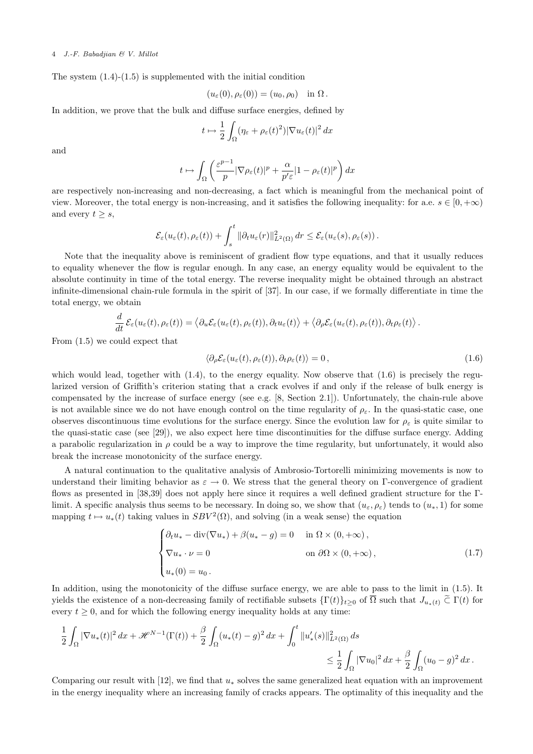The system (1.4)-(1.5) is supplemented with the initial condition

$$(u_\varepsilon(0), \rho_\varepsilon(0)) = (u_0, \rho_0) \quad \text{in } \Omega\,.$$

In addition, we prove that the bulk and diffuse surface energies, defined by

$$t \mapsto \frac{1}{2}\int_\Omega (\eta_\varepsilon + \rho_\varepsilon(t)^2)|\nabla u_\varepsilon(t)|^2\,dx$$

and

$$t \mapsto \int_\Omega \left(\frac{\varepsilon^{p-1}}{p}|\nabla \rho_\varepsilon(t)|^p + \frac{\alpha}{p'\varepsilon}|1-\rho_\varepsilon(t)|^p\right)dx$$

are respectively non-increasing and non-decreasing, a fact which is meaningful from the mechanical point of view. Moreover, the total energy is non-increasing, and it satisfies the following inequality: for a.e. $s \in [0,+\infty)$ and every $t \geq s$,

$$\mathcal{E}_\varepsilon(u_\varepsilon(t), \rho_\varepsilon(t)) + \int_s^t \|\partial_t u_\varepsilon(r)\|^2_{L^2(\Omega)}\,dr \leq \mathcal{E}_\varepsilon(u_\varepsilon(s), \rho_\varepsilon(s))\,.$$

Note that the inequality above is reminiscent of gradient flow type equations, and that it usually reduces to equality whenever the flow is regular enough. In any case, an energy equality would be equivalent to the absolute continuity in time of the total energy. The reverse inequality might be obtained through an abstract infinite-dimensional chain-rule formula in the spirit of [37]. In our case, if we formally differentiate in time the total energy, we obtain

$$\frac{d}{dt}\mathcal{E}_\varepsilon(u_\varepsilon(t), \rho_\varepsilon(t)) = \big\langle \partial_u \mathcal{E}_\varepsilon(u_\varepsilon(t), \rho_\varepsilon(t)), \partial_t u_\varepsilon(t)\big\rangle + \big\langle \partial_\rho \mathcal{E}_\varepsilon(u_\varepsilon(t), \rho_\varepsilon(t)), \partial_t \rho_\varepsilon(t)\big\rangle\,.$$

From (1.5) we could expect that

$$\langle \partial_\rho \mathcal{E}_\varepsilon(u_\varepsilon(t), \rho_\varepsilon(t)), \partial_t \rho_\varepsilon(t)\rangle = 0\,, \tag{1.6}$$

which would lead, together with (1.4), to the energy equality. Now observe that (1.6) is precisely the regularized version of Griffith's criterion stating that a crack evolves if and only if the release of bulk energy is compensated by the increase of surface energy (see e.g. [8, Section 2.1]). Unfortunately, the chain-rule above is not available since we do not have enough control on the time regularity of $\rho_\varepsilon$. In the quasi-static case, one observes discontinuous time evolutions for the surface energy. Since the evolution law for $\rho_\varepsilon$ is quite similar to the quasi-static case (see [29]), we also expect here time discontinuities for the diffuse surface energy. Adding a parabolic regularization in $\rho$ could be a way to improve the time regularity, but unfortunately, it would also break the increase monotonicity of the surface energy.

A natural continuation to the qualitative analysis of Ambrosio-Tortorelli minimizing movements is now to understand their limiting behavior as $\varepsilon \to 0$. We stress that the general theory on Γ-convergence of gradient flows as presented in [38,39] does not apply here since it requires a well defined gradient structure for the Γ-limit. A specific analysis thus seems to be necessary. In doing so, we show that $(u_\varepsilon, \rho_\varepsilon)$ tends to $(u_*, 1)$ for some mapping $t \mapsto u_*(t)$ taking values in $SBV^2(\Omega)$, and solving (in a weak sense) the equation

$$\begin{cases} \partial_t u_* - \operatorname{div}(\nabla u_*) + \beta(u_* - g) = 0 & \text{in } \Omega \times (0,+\infty)\,,\\[4pt] \nabla u_* \cdot \nu = 0 & \text{on } \partial\Omega \times (0,+\infty)\,,\\[4pt] u_*(0) = u_0\,. \end{cases} \tag{1.7}$$

In addition, using the monotonicity of the diffuse surface energy, we are able to pass to the limit in (1.5). It yields the existence of a non-decreasing family of rectifiable subsets $\{\Gamma(t)\}_{t\geq 0}$ of $\overline{\Omega}$ such that $J_{u_*(t)} \mathrel{\widetilde{\subset}} \Gamma(t)$ for every $t \geq 0$, and for which the following energy inequality holds at any time:

$$\frac{1}{2}\int_\Omega |\nabla u_*(t)|^2\,dx + \mathscr{H}^{N-1}(\Gamma(t)) + \frac{\beta}{2}\int_\Omega (u_*(t) - g)^2\,dx + \int_0^t \|u_*'(s)\|^2_{L^2(\Omega)}\,ds \leq \frac{1}{2}\int_\Omega |\nabla u_0|^2\,dx + \frac{\beta}{2}\int_\Omega (u_0 - g)^2\,dx\,.$$

Comparing our result with [12], we find that $u_*$ solves the same generalized heat equation with an improvement in the energy inequality where an increasing family of cracks appears. The optimality of this inequality and the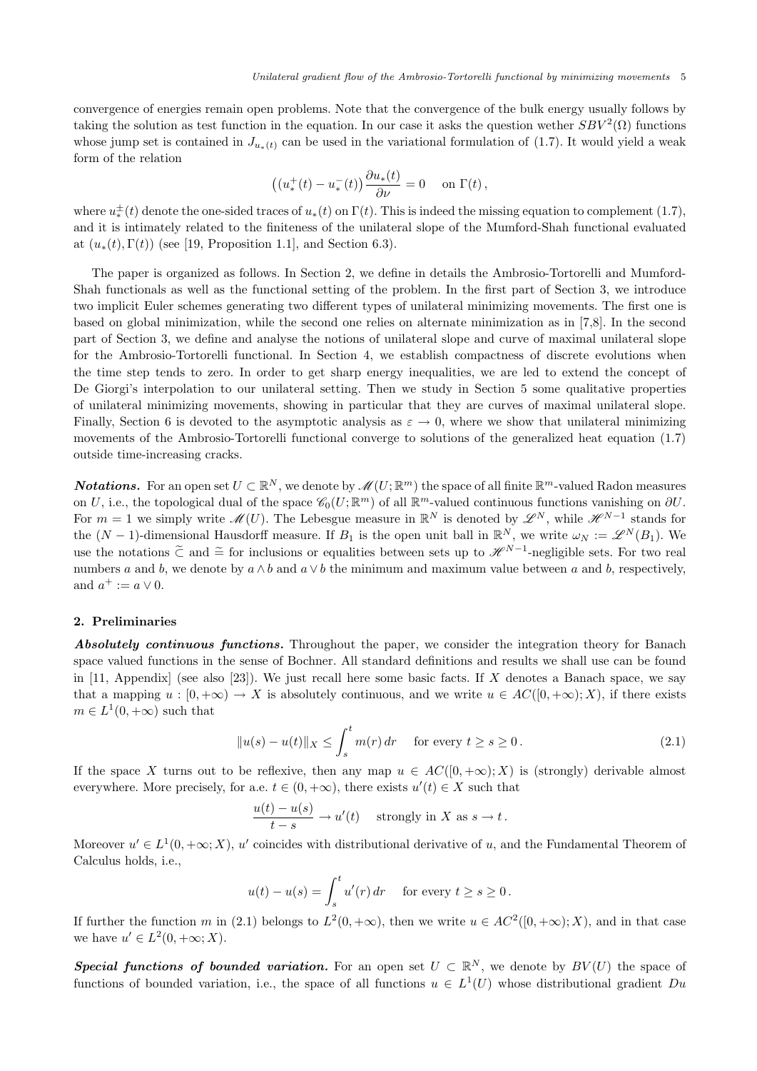convergence of energies remain open problems. Note that the convergence of the bulk energy usually follows by taking the solution as test function in the equation. In our case it asks the question wether $SBV^2(\Omega)$ functions whose jump set is contained in $J_{u_*(t)}$ can be used in the variational formulation of (1.7). It would yield a weak form of the relation

$$\big((u_*^+(t) - u_*^-(t)\big)\frac{\partial u_*(t)}{\partial \nu} = 0 \quad \text{on } \Gamma(t)\,,$$

where $u_*^\pm(t)$ denote the one-sided traces of $u_*(t)$ on $\Gamma(t)$. This is indeed the missing equation to complement (1.7), and it is intimately related to the finiteness of the unilateral slope of the Mumford-Shah functional evaluated at $(u_*(t), \Gamma(t))$ (see [19, Proposition 1.1], and Section 6.3).

The paper is organized as follows. In Section 2, we define in details the Ambrosio-Tortorelli and Mumford-Shah functionals as well as the functional setting of the problem. In the first part of Section 3, we introduce two implicit Euler schemes generating two different types of unilateral minimizing movements. The first one is based on global minimization, while the second one relies on alternate minimization as in [7,8]. In the second part of Section 3, we define and analyse the notions of unilateral slope and curve of maximal unilateral slope for the Ambrosio-Tortorelli functional. In Section 4, we establish compactness of discrete evolutions when the time step tends to zero. In order to get sharp energy inequalities, we are led to extend the concept of De Giorgi's interpolation to our unilateral setting. Then we study in Section 5 some qualitative properties of unilateral minimizing movements, showing in particular that they are curves of maximal unilateral slope. Finally, Section 6 is devoted to the asymptotic analysis as $\varepsilon \to 0$, where we show that unilateral minimizing movements of the Ambrosio-Tortorelli functional converge to solutions of the generalized heat equation (1.7) outside time-increasing cracks.

***Notations.*** For an open set $U \subset \mathbb{R}^N$, we denote by $\mathscr{M}(U;\mathbb{R}^m)$ the space of all finite $\mathbb{R}^m$-valued Radon measures on $U$, i.e., the topological dual of the space $\mathscr{C}_0(U;\mathbb{R}^m)$ of all $\mathbb{R}^m$-valued continuous functions vanishing on $\partial U$. For $m=1$ we simply write $\mathscr{M}(U)$. The Lebesgue measure in $\mathbb{R}^N$ is denoted by $\mathscr{L}^N$, while $\mathscr{H}^{N-1}$ stands for the $(N-1)$-dimensional Hausdorff measure. If $B_1$ is the open unit ball in $\mathbb{R}^N$, we write $\omega_N := \mathscr{L}^N(B_1)$. We use the notations $\widetilde{\subset}$ and $\widetilde{=}$ for inclusions or equalities between sets up to $\mathscr{H}^{N-1}$-negligible sets. For two real numbers $a$ and $b$, we denote by $a \wedge b$ and $a \vee b$ the minimum and maximum value between $a$ and $b$, respectively, and $a^+ := a \vee 0$.

## 2. Preliminaries

***Absolutely continuous functions.*** Throughout the paper, we consider the integration theory for Banach space valued functions in the sense of Bochner. All standard definitions and results we shall use can be found in [11, Appendix] (see also [23]). We just recall here some basic facts. If $X$ denotes a Banach space, we say that a mapping $u : [0,+\infty) \to X$ is absolutely continuous, and we write $u \in AC([0,+\infty); X)$, if there exists $m \in L^1(0,+\infty)$ such that

$$\|u(s) - u(t)\|_X \leq \int_s^t m(r)\,dr \quad \text{for every } t \geq s \geq 0\,. \tag{2.1}$$

If the space $X$ turns out to be reflexive, then any map $u \in AC([0,+\infty); X)$ is (strongly) derivable almost everywhere. More precisely, for a.e. $t \in (0,+\infty)$, there exists $u'(t) \in X$ such that

$$\frac{u(t)-u(s)}{t-s} \to u'(t) \quad \text{strongly in } X \text{ as } s \to t\,.$$

Moreover $u' \in L^1(0,+\infty; X)$, $u'$ coincides with distributional derivative of $u$, and the Fundamental Theorem of Calculus holds, i.e.,

$$u(t) - u(s) = \int_s^t u'(r)\,dr \quad \text{for every } t \geq s \geq 0\,.$$

If further the function $m$ in (2.1) belongs to $L^2(0,+\infty)$, then we write $u \in AC^2([0,+\infty); X)$, and in that case we have $u' \in L^2(0,+\infty; X)$.

***Special functions of bounded variation.*** For an open set $U \subset \mathbb{R}^N$, we denote by $BV(U)$ the space of functions of bounded variation, i.e., the space of all functions $u \in L^1(U)$ whose distributional gradient $Du$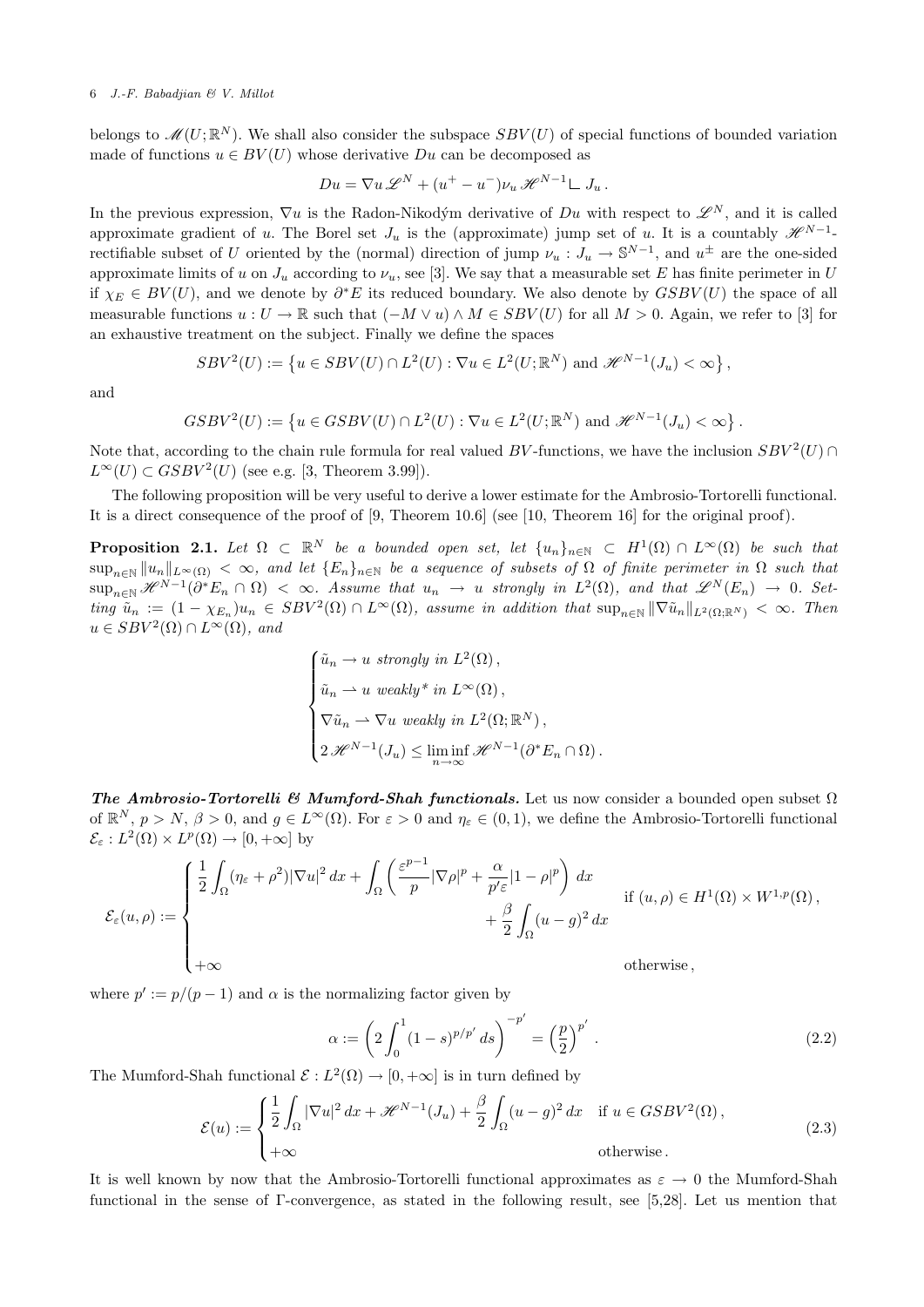belongs to $\mathscr{M}(U;\mathbb{R}^N)$. We shall also consider the subspace $SBV(U)$ of special functions of bounded variation made of functions $u \in BV(U)$ whose derivative $Du$ can be decomposed as

$$Du = \nabla u \,\mathscr{L}^N + (u^+ - u^-)\nu_u \,\mathscr{H}^{N-1} \llcorner J_u \,.$$

In the previous expression, $\nabla u$ is the Radon-Nikodým derivative of $Du$ with respect to $\mathscr{L}^N$, and it is called approximate gradient of $u$. The Borel set $J_u$ is the (approximate) jump set of $u$. It is a countably $\mathscr{H}^{N-1}$-rectifiable subset of $U$ oriented by the (normal) direction of jump $\nu_u : J_u \to \mathbb{S}^{N-1}$, and $u^\pm$ are the one-sided approximate limits of $u$ on $J_u$ according to $\nu_u$, see [3]. We say that a measurable set $E$ has finite perimeter in $U$ if $\chi_E \in BV(U)$, and we denote by $\partial^* E$ its reduced boundary. We also denote by $GSBV(U)$ the space of all measurable functions $u : U \to \mathbb{R}$ such that $(-M \vee u) \wedge M \in SBV(U)$ for all $M > 0$. Again, we refer to [3] for an exhaustive treatment on the subject. Finally we define the spaces

$$SBV^2(U) := \left\{ u \in SBV(U) \cap L^2(U) : \nabla u \in L^2(U;\mathbb{R}^N) \text{ and } \mathscr{H}^{N-1}(J_u) < \infty \right\},$$

and

$$GSBV^2(U) := \left\{ u \in GSBV(U) \cap L^2(U) : \nabla u \in L^2(U;\mathbb{R}^N) \text{ and } \mathscr{H}^{N-1}(J_u) < \infty \right\}.$$

Note that, according to the chain rule formula for real valued $BV$-functions, we have the inclusion $SBV^2(U) \cap L^\infty(U) \subset GSBV^2(U)$ (see e.g. [3, Theorem 3.99]).

The following proposition will be very useful to derive a lower estimate for the Ambrosio-Tortorelli functional. It is a direct consequence of the proof of [9, Theorem 10.6] (see [10, Theorem 16] for the original proof).

**Proposition 2.1.** *Let $\Omega \subset \mathbb{R}^N$ be a bounded open set, let $\{u_n\}_{n\in\mathbb{N}} \subset H^1(\Omega) \cap L^\infty(\Omega)$ be such that $\sup_{n\in\mathbb{N}} \|u_n\|_{L^\infty(\Omega)} < \infty$, and let $\{E_n\}_{n\in\mathbb{N}}$ be a sequence of subsets of $\Omega$ of finite perimeter in $\Omega$ such that $\sup_{n\in\mathbb{N}} \mathscr{H}^{N-1}(\partial^* E_n \cap \Omega) < \infty$. Assume that $u_n \to u$ strongly in $L^2(\Omega)$, and that $\mathscr{L}^N(E_n) \to 0$. Setting $\tilde{u}_n := (1 - \chi_{E_n})u_n \in SBV^2(\Omega) \cap L^\infty(\Omega)$, assume in addition that $\sup_{n\in\mathbb{N}} \|\nabla \tilde{u}_n\|_{L^2(\Omega;\mathbb{R}^N)} < \infty$. Then $u \in SBV^2(\Omega) \cap L^\infty(\Omega)$, and*

$$\begin{cases} \tilde{u}_n \to u \text{ strongly in } L^2(\Omega)\,, \\ \tilde{u}_n \rightharpoonup u \text{ weakly* in } L^\infty(\Omega)\,, \\ \nabla \tilde{u}_n \rightharpoonup \nabla u \text{ weakly in } L^2(\Omega;\mathbb{R}^N)\,, \\ 2\,\mathscr{H}^{N-1}(J_u) \leq \liminf\limits_{n\to\infty} \mathscr{H}^{N-1}(\partial^* E_n \cap \Omega)\,. \end{cases}$$

***The Ambrosio-Tortorelli & Mumford-Shah functionals.*** Let us now consider a bounded open subset $\Omega$ of $\mathbb{R}^N$, $p > N$, $\beta > 0$, and $g \in L^\infty(\Omega)$. For $\varepsilon > 0$ and $\eta_\varepsilon \in (0,1)$, we define the Ambrosio-Tortorelli functional $\mathcal{E}_\varepsilon : L^2(\Omega) \times L^p(\Omega) \to [0,+\infty]$ by

$$\mathcal{E}_\varepsilon(u,\rho) := \begin{cases} \displaystyle\frac{1}{2}\int_\Omega (\eta_\varepsilon + \rho^2)|\nabla u|^2\,dx + \int_\Omega \left(\frac{\varepsilon^{p-1}}{p}|\nabla\rho|^p + \frac{\alpha}{p'\varepsilon}|1-\rho|^p\right)dx \\ \displaystyle\qquad\qquad\qquad\qquad + \frac{\beta}{2}\int_\Omega (u-g)^2\,dx & \text{if } (u,\rho) \in H^1(\Omega) \times W^{1,p}(\Omega)\,, \\ +\infty & \text{otherwise}\,, \end{cases}$$

where $p' := p/(p-1)$ and $\alpha$ is the normalizing factor given by

$$\alpha := \left(2\int_0^1 (1-s)^{p/p'}\,ds\right)^{-p'} = \left(\frac{p}{2}\right)^{p'}. \tag{2.2}$$

The Mumford-Shah functional $\mathcal{E} : L^2(\Omega) \to [0,+\infty]$ is in turn defined by

$$\mathcal{E}(u) := \begin{cases} \displaystyle\frac{1}{2}\int_\Omega |\nabla u|^2\,dx + \mathscr{H}^{N-1}(J_u) + \frac{\beta}{2}\int_\Omega (u-g)^2\,dx & \text{if } u \in GSBV^2(\Omega)\,, \\ +\infty & \text{otherwise}\,. \end{cases} \tag{2.3}$$

It is well known by now that the Ambrosio-Tortorelli functional approximates as $\varepsilon \to 0$ the Mumford-Shah functional in the sense of Γ-convergence, as stated in the following result, see [5,28]. Let us mention that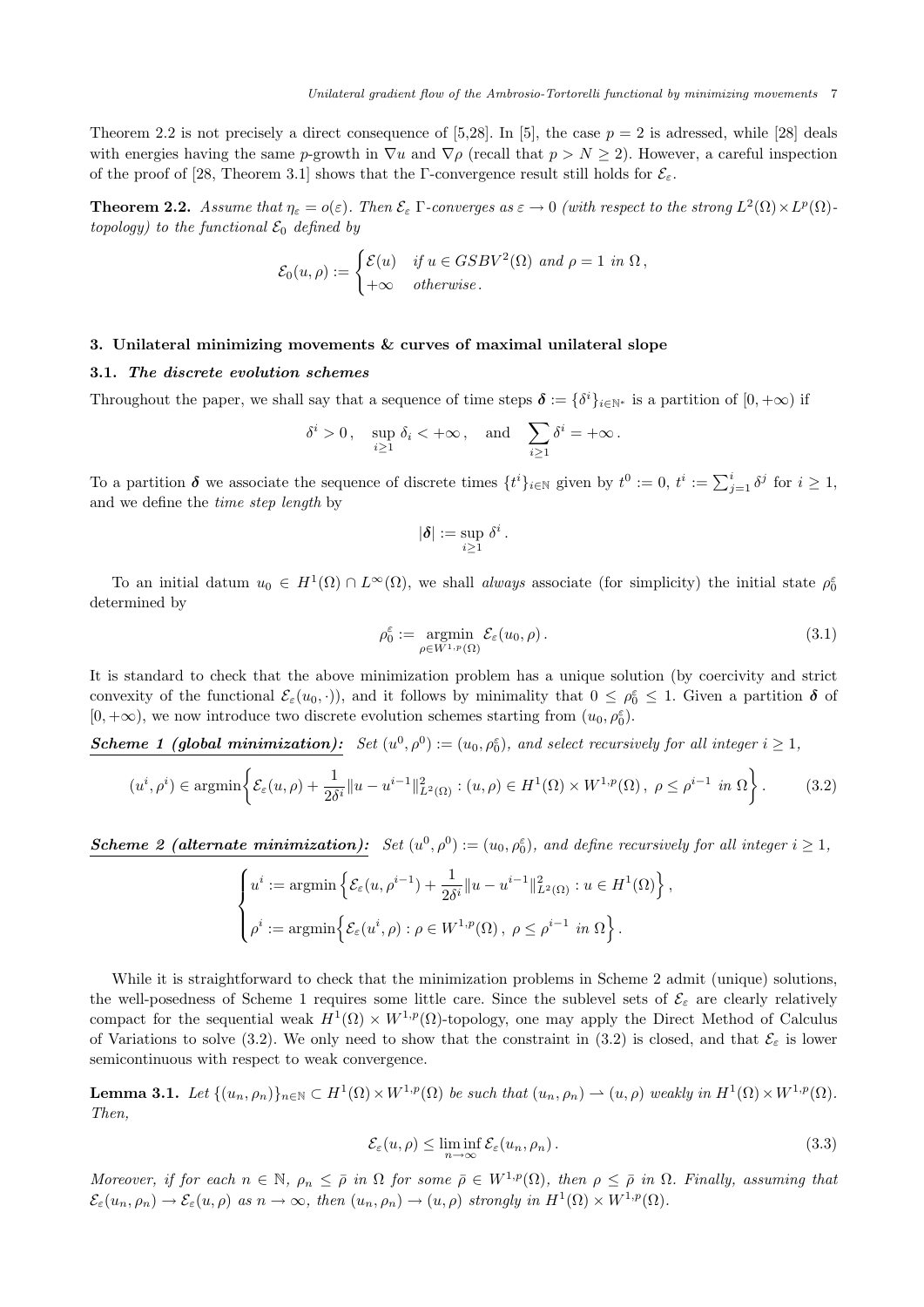Theorem 2.2 is not precisely a direct consequence of [5,28]. In [5], the case $p = 2$ is adressed, while [28] deals with energies having the same $p$-growth in $\nabla u$ and $\nabla \rho$ (recall that $p > N \geq 2$). However, a careful inspection of the proof of [28, Theorem 3.1] shows that the Γ-convergence result still holds for $\mathcal{E}_\varepsilon$.

**Theorem 2.2.** *Assume that $\eta_\varepsilon = o(\varepsilon)$. Then $\mathcal{E}_\varepsilon$ Γ-converges as $\varepsilon \to 0$ (with respect to the strong $L^2(\Omega) \times L^p(\Omega)$-topology) to the functional $\mathcal{E}_0$ defined by*

$$\mathcal{E}_0(u, \rho) := \begin{cases} \mathcal{E}(u) & \text{if } u \in GSBV^2(\Omega) \text{ and } \rho = 1 \text{ in } \Omega\,, \\ +\infty & \text{otherwise}. \end{cases}$$

## 3. Unilateral minimizing movements & curves of maximal unilateral slope

### 3.1. *The discrete evolution schemes*

Throughout the paper, we shall say that a sequence of time steps $\boldsymbol{\delta} := \{\delta^i\}_{i \in \mathbb{N}^*}$ is a partition of $[0, +\infty)$ if

$$\delta^i > 0\,, \quad \sup_{i \geq 1} \delta_i < +\infty\,, \quad \text{and} \quad \sum_{i \geq 1} \delta^i = +\infty\,.$$

To a partition $\boldsymbol{\delta}$ we associate the sequence of discrete times $\{t^i\}_{i \in \mathbb{N}}$ given by $t^0 := 0$, $t^i := \sum_{j=1}^i \delta^j$ for $i \geq 1$, and we define the *time step length* by

$$|\boldsymbol{\delta}| := \sup_{i \geq 1} \delta^i\,.$$

To an initial datum $u_0 \in H^1(\Omega) \cap L^\infty(\Omega)$, we shall *always* associate (for simplicity) the initial state $\rho_0^\varepsilon$ determined by

$$\rho_0^\varepsilon := \underset{\rho \in W^{1,p}(\Omega)}{\operatorname{argmin}}\; \mathcal{E}_\varepsilon(u_0, \rho)\,. \tag{3.1}$$

It is standard to check that the above minimization problem has a unique solution (by coercivity and strict convexity of the functional $\mathcal{E}_\varepsilon(u_0, \cdot)$), and it follows by minimality that $0 \leq \rho_0^\varepsilon \leq 1$. Given a partition $\boldsymbol{\delta}$ of $[0, +\infty)$, we now introduce two discrete evolution schemes starting from $(u_0, \rho_0^\varepsilon)$.

***Scheme 1 (global minimization):*** *Set $(u^0, \rho^0) := (u_0, \rho_0^\varepsilon)$, and select recursively for all integer $i \geq 1$,*

$$(u^i, \rho^i) \in \operatorname{argmin}\left\{ \mathcal{E}_\varepsilon(u, \rho) + \frac{1}{2\delta^i} \|u - u^{i-1}\|^2_{L^2(\Omega)} : (u, \rho) \in H^1(\Omega) \times W^{1,p}(\Omega)\,,\ \rho \leq \rho^{i-1} \text{ in } \Omega \right\}. \tag{3.2}$$

***Scheme 2 (alternate minimization):*** *Set $(u^0, \rho^0) := (u_0, \rho_0^\varepsilon)$, and define recursively for all integer $i \geq 1$,*

$$\begin{cases} u^i := \operatorname{argmin}\left\{ \mathcal{E}_\varepsilon(u, \rho^{i-1}) + \dfrac{1}{2\delta^i} \|u - u^{i-1}\|^2_{L^2(\Omega)} : u \in H^1(\Omega) \right\}, \\[2mm] \rho^i := \operatorname{argmin}\left\{ \mathcal{E}_\varepsilon(u^i, \rho) : \rho \in W^{1,p}(\Omega)\,,\ \rho \leq \rho^{i-1} \text{ in } \Omega \right\}. \end{cases}$$

While it is straightforward to check that the minimization problems in Scheme 2 admit (unique) solutions, the well-posedness of Scheme 1 requires some little care. Since the sublevel sets of $\mathcal{E}_\varepsilon$ are clearly relatively compact for the sequential weak $H^1(\Omega) \times W^{1,p}(\Omega)$-topology, one may apply the Direct Method of Calculus of Variations to solve (3.2). We only need to show that the constraint in (3.2) is closed, and that $\mathcal{E}_\varepsilon$ is lower semicontinuous with respect to weak convergence.

**Lemma 3.1.** *Let $\{(u_n, \rho_n)\}_{n \in \mathbb{N}} \subset H^1(\Omega) \times W^{1,p}(\Omega)$ be such that $(u_n, \rho_n) \rightharpoonup (u, \rho)$ weakly in $H^1(\Omega) \times W^{1,p}(\Omega)$. Then,*

$$\mathcal{E}_\varepsilon(u, \rho) \leq \liminf_{n \to \infty} \mathcal{E}_\varepsilon(u_n, \rho_n)\,. \tag{3.3}$$

*Moreover, if for each $n \in \mathbb{N}$, $\rho_n \leq \bar{\rho}$ in $\Omega$ for some $\bar{\rho} \in W^{1,p}(\Omega)$, then $\rho \leq \bar{\rho}$ in $\Omega$. Finally, assuming that $\mathcal{E}_\varepsilon(u_n, \rho_n) \to \mathcal{E}_\varepsilon(u, \rho)$ as $n \to \infty$, then $(u_n, \rho_n) \to (u, \rho)$ strongly in $H^1(\Omega) \times W^{1,p}(\Omega)$.*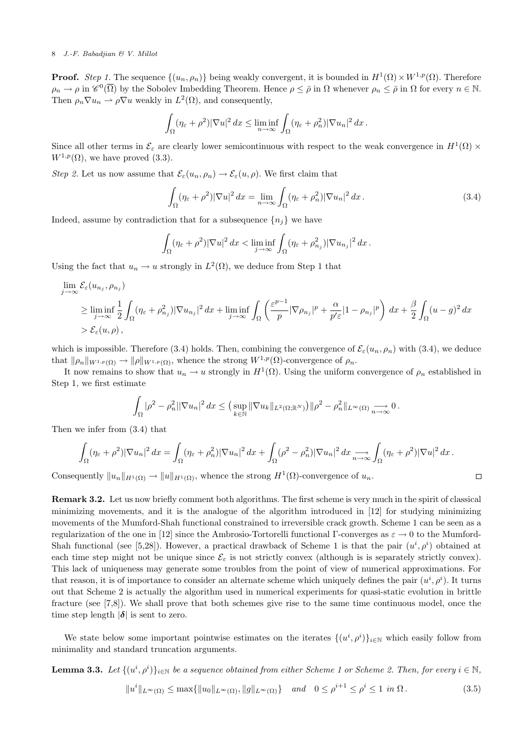**Proof.** *Step 1.* The sequence $\{(u_n, \rho_n)\}$ being weakly convergent, it is bounded in $H^1(\Omega) \times W^{1,p}(\Omega)$. Therefore $\rho_n \to \rho$ in $\mathscr{C}^0(\overline{\Omega})$ by the Sobolev Imbedding Theorem. Hence $\rho \leq \bar{\rho}$ in $\Omega$ whenever $\rho_n \leq \bar{\rho}$ in $\Omega$ for every $n \in \mathbb{N}$. Then $\rho_n \nabla u_n \rightharpoonup \rho \nabla u$ weakly in $L^2(\Omega)$, and consequently,

$$\int_\Omega (\eta_\varepsilon + \rho^2)|\nabla u|^2 \, dx \leq \liminf_{n\to\infty} \int_\Omega (\eta_\varepsilon + \rho_n^2)|\nabla u_n|^2 \, dx\,.$$

Since all other terms in $\mathcal{E}_\varepsilon$ are clearly lower semicontinuous with respect to the weak convergence in $H^1(\Omega) \times W^{1,p}(\Omega)$, we have proved (3.3).

*Step 2.* Let us now assume that $\mathcal{E}_\varepsilon(u_n, \rho_n) \to \mathcal{E}_\varepsilon(u, \rho)$. We first claim that

$$\int_\Omega (\eta_\varepsilon + \rho^2)|\nabla u|^2 \, dx = \lim_{n\to\infty} \int_\Omega (\eta_\varepsilon + \rho_n^2)|\nabla u_n|^2 \, dx\,. \tag{3.4}$$

Indeed, assume by contradiction that for a subsequence $\{n_j\}$ we have

$$\int_\Omega (\eta_\varepsilon + \rho^2)|\nabla u|^2 \, dx < \liminf_{j\to\infty} \int_\Omega (\eta_\varepsilon + \rho_{n_j}^2)|\nabla u_{n_j}|^2 \, dx\,.$$

Using the fact that $u_n \to u$ strongly in $L^2(\Omega)$, we deduce from Step 1 that

$$\begin{aligned}
&\lim_{j\to\infty} \mathcal{E}_\varepsilon(u_{n_j}, \rho_{n_j}) \\
&\geq \liminf_{j\to\infty} \frac{1}{2} \int_\Omega (\eta_\varepsilon + \rho_{n_j}^2)|\nabla u_{n_j}|^2 \, dx + \liminf_{j\to\infty} \int_\Omega \left( \frac{\varepsilon^{p-1}}{p}|\nabla \rho_{n_j}|^p + \frac{\alpha}{p'\varepsilon}|1 - \rho_{n_j}|^p \right) dx + \frac{\beta}{2}\int_\Omega (u-g)^2 \, dx \\
&> \mathcal{E}_\varepsilon(u, \rho)\,,
\end{aligned}$$

which is impossible. Therefore (3.4) holds. Then, combining the convergence of $\mathcal{E}_\varepsilon(u_n, \rho_n)$ with (3.4), we deduce that $\|\rho_n\|_{W^{1,p}(\Omega)} \to \|\rho\|_{W^{1,p}(\Omega)}$, whence the strong $W^{1,p}(\Omega)$-convergence of $\rho_n$.

It now remains to show that $u_n \to u$ strongly in $H^1(\Omega)$. Using the uniform convergence of $\rho_n$ established in Step 1, we first estimate

$$\int_\Omega |\rho^2 - \rho_n^2||\nabla u_n|^2 \, dx \leq \big(\sup_{k\in\mathbb{N}} \|\nabla u_k\|_{L^2(\Omega;\mathbb{R}^N)}\big) \|\rho^2 - \rho_n^2\|_{L^\infty(\Omega)} \underset{n\to\infty}{\longrightarrow} 0\,.$$

Then we infer from (3.4) that

$$\int_\Omega (\eta_\varepsilon + \rho^2)|\nabla u_n|^2 \, dx = \int_\Omega (\eta_\varepsilon + \rho_n^2)|\nabla u_n|^2 \, dx + \int_\Omega (\rho^2 - \rho_n^2)|\nabla u_n|^2 \, dx \underset{n\to\infty}{\longrightarrow} \int_\Omega (\eta_\varepsilon + \rho^2)|\nabla u|^2 \, dx\,.$$

Consequently $\|u_n\|_{H^1(\Omega)} \to \|u\|_{H^1(\Omega)}$, whence the strong $H^1(\Omega)$-convergence of $u_n$. $\square$

**Remark 3.2.** Let us now briefly comment both algorithms. The first scheme is very much in the spirit of classical minimizing movements, and it is the analogue of the algorithm introduced in [12] for studying minimizing movements of the Mumford-Shah functional constrained to irreversible crack growth. Scheme 1 can be seen as a regularization of the one in [12] since the Ambrosio-Tortorelli functional Γ-converges as $\varepsilon \to 0$ to the Mumford-Shah functional (see [5,28]). However, a practical drawback of Scheme 1 is that the pair $(u^i, \rho^i)$ obtained at each time step might not be unique since $\mathcal{E}_\varepsilon$ is not strictly convex (although is is separately strictly convex). This lack of uniqueness may generate some troubles from the point of view of numerical approximations. For that reason, it is of importance to consider an alternate scheme which uniquely defines the pair $(u^i, \rho^i)$. It turns out that Scheme 2 is actually the algorithm used in numerical experiments for quasi-static evolution in brittle fracture (see [7,8]). We shall prove that both schemes give rise to the same time continuous model, once the time step length $|\boldsymbol{\delta}|$ is sent to zero.

We state below some important pointwise estimates on the iterates $\{(u^i, \rho^i)\}_{i\in\mathbb{N}}$ which easily follow from minimality and standard truncation arguments.

**Lemma 3.3.** *Let $\{(u^i, \rho^i)\}_{i\in\mathbb{N}}$ be a sequence obtained from either Scheme 1 or Scheme 2. Then, for every $i \in \mathbb{N}$,*

$$\|u^i\|_{L^\infty(\Omega)} \leq \max\{\|u_0\|_{L^\infty(\Omega)}, \|g\|_{L^\infty(\Omega)}\} \quad \textit{and} \quad 0 \leq \rho^{i+1} \leq \rho^i \leq 1 \textit{ in } \Omega\,. \tag{3.5}$$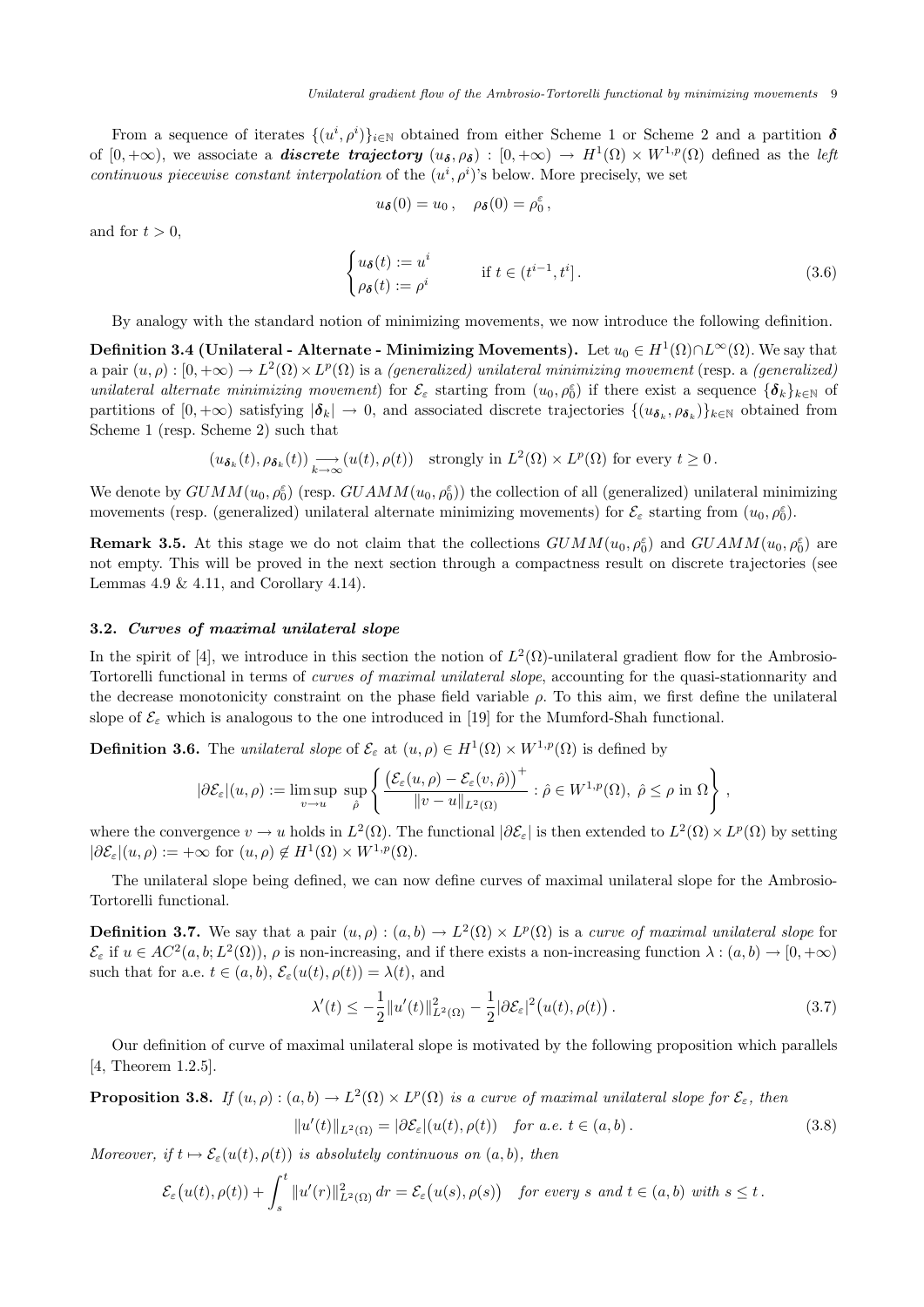From a sequence of iterates $\{(u^i,\rho^i)\}_{i\in\mathbb{N}}$ obtained from either Scheme 1 or Scheme 2 and a partition $\boldsymbol{\delta}$ of $[0,+\infty)$, we associate a ***discrete trajectory*** $(u_{\boldsymbol{\delta}},\rho_{\boldsymbol{\delta}}) : [0,+\infty) \to H^1(\Omega)\times W^{1,p}(\Omega)$ defined as the *left continuous piecewise constant interpolation* of the $(u^i,\rho^i)$'s below. More precisely, we set

$$
u_{\boldsymbol{\delta}}(0) = u_0\,, \quad \rho_{\boldsymbol{\delta}}(0) = \rho_0^\varepsilon\,,
$$

and for $t>0$,

$$
\begin{cases} u_{\boldsymbol{\delta}}(t) := u^i \\ \rho_{\boldsymbol{\delta}}(t) := \rho^i \end{cases} \qquad \text{if } t\in(t^{i-1},t^i]\,. \tag{3.6}
$$

By analogy with the standard notion of minimizing movements, we now introduce the following definition.

**Definition 3.4 (Unilateral - Alternate - Minimizing Movements).** Let $u_0\in H^1(\Omega)\cap L^\infty(\Omega)$. We say that a pair $(u,\rho) : [0,+\infty)\to L^2(\Omega)\times L^p(\Omega)$ is a *(generalized) unilateral minimizing movement* (resp. a *(generalized) unilateral alternate minimizing movement*) for $\mathcal{E}_\varepsilon$ starting from $(u_0,\rho_0^\varepsilon)$ if there exist a sequence $\{\boldsymbol{\delta}_k\}_{k\in\mathbb{N}}$ of partitions of $[0,+\infty)$ satisfying $|\boldsymbol{\delta}_k|\to 0$, and associated discrete trajectories $\{(u_{\boldsymbol{\delta}_k},\rho_{\boldsymbol{\delta}_k})\}_{k\in\mathbb{N}}$ obtained from Scheme 1 (resp. Scheme 2) such that

$$
(u_{\boldsymbol{\delta}_k}(t),\rho_{\boldsymbol{\delta}_k}(t)) \underset{k\to\infty}{\longrightarrow} (u(t),\rho(t)) \quad \text{strongly in } L^2(\Omega)\times L^p(\Omega) \text{ for every } t\geq 0\,.
$$

We denote by $GUMM(u_0,\rho_0^\varepsilon)$ (resp. $GUAMM(u_0,\rho_0^\varepsilon)$) the collection of all (generalized) unilateral minimizing movements (resp. (generalized) unilateral alternate minimizing movements) for $\mathcal{E}_\varepsilon$ starting from $(u_0,\rho_0^\varepsilon)$.

**Remark 3.5.** At this stage we do not claim that the collections $GUMM(u_0,\rho_0^\varepsilon)$ and $GUAMM(u_0,\rho_0^\varepsilon)$ are not empty. This will be proved in the next section through a compactness result on discrete trajectories (see Lemmas 4.9 & 4.11, and Corollary 4.14).

### 3.2. *Curves of maximal unilateral slope*

In the spirit of [4], we introduce in this section the notion of $L^2(\Omega)$-unilateral gradient flow for the Ambrosio-Tortorelli functional in terms of *curves of maximal unilateral slope*, accounting for the quasi-stationnarity and the decrease monotonicity constraint on the phase field variable $\rho$. To this aim, we first define the unilateral slope of $\mathcal{E}_\varepsilon$ which is analogous to the one introduced in [19] for the Mumford-Shah functional.

**Definition 3.6.** The *unilateral slope* of $\mathcal{E}_\varepsilon$ at $(u,\rho)\in H^1(\Omega)\times W^{1,p}(\Omega)$ is defined by

$$
|\partial\mathcal{E}_\varepsilon|(u,\rho) := \limsup_{v\to u}\,\sup_{\hat\rho}\left\{\frac{\big(\mathcal{E}_\varepsilon(u,\rho)-\mathcal{E}_\varepsilon(v,\hat\rho)\big)^+}{\|v-u\|_{L^2(\Omega)}} : \hat\rho\in W^{1,p}(\Omega),\ \hat\rho\leq\rho \text{ in } \Omega\right\},
$$

where the convergence $v\to u$ holds in $L^2(\Omega)$. The functional $|\partial\mathcal{E}_\varepsilon|$ is then extended to $L^2(\Omega)\times L^p(\Omega)$ by setting $|\partial\mathcal{E}_\varepsilon|(u,\rho) := +\infty$ for $(u,\rho)\notin H^1(\Omega)\times W^{1,p}(\Omega)$.

The unilateral slope being defined, we can now define curves of maximal unilateral slope for the Ambrosio-Tortorelli functional.

**Definition 3.7.** We say that a pair $(u,\rho) : (a,b)\to L^2(\Omega)\times L^p(\Omega)$ is a *curve of maximal unilateral slope* for $\mathcal{E}_\varepsilon$ if $u\in AC^2(a,b;L^2(\Omega))$, $\rho$ is non-increasing, and if there exists a non-increasing function $\lambda : (a,b)\to[0,+\infty)$ such that for a.e. $t\in(a,b)$, $\mathcal{E}_\varepsilon(u(t),\rho(t)) = \lambda(t)$, and

$$
\lambda'(t) \leq -\frac{1}{2}\|u'(t)\|^2_{L^2(\Omega)} - \frac{1}{2}|\partial\mathcal{E}_\varepsilon|^2\big(u(t),\rho(t)\big)\,. \tag{3.7}
$$

Our definition of curve of maximal unilateral slope is motivated by the following proposition which parallels [4, Theorem 1.2.5].

**Proposition 3.8.** *If $(u,\rho) : (a,b)\to L^2(\Omega)\times L^p(\Omega)$ is a curve of maximal unilateral slope for $\mathcal{E}_\varepsilon$, then*

$$
\|u'(t)\|_{L^2(\Omega)} = |\partial\mathcal{E}_\varepsilon|(u(t),\rho(t)) \quad \text{for a.e. } t\in(a,b)\,. \tag{3.8}
$$

*Moreover, if $t\mapsto\mathcal{E}_\varepsilon(u(t),\rho(t))$ is absolutely continuous on $(a,b)$, then*

$$
\mathcal{E}_\varepsilon\big(u(t),\rho(t)\big) + \int_s^t \|u'(r)\|^2_{L^2(\Omega)}\,dr = \mathcal{E}_\varepsilon\big(u(s),\rho(s)\big) \quad \text{for every } s \text{ and } t\in(a,b) \text{ with } s\leq t\,.
$$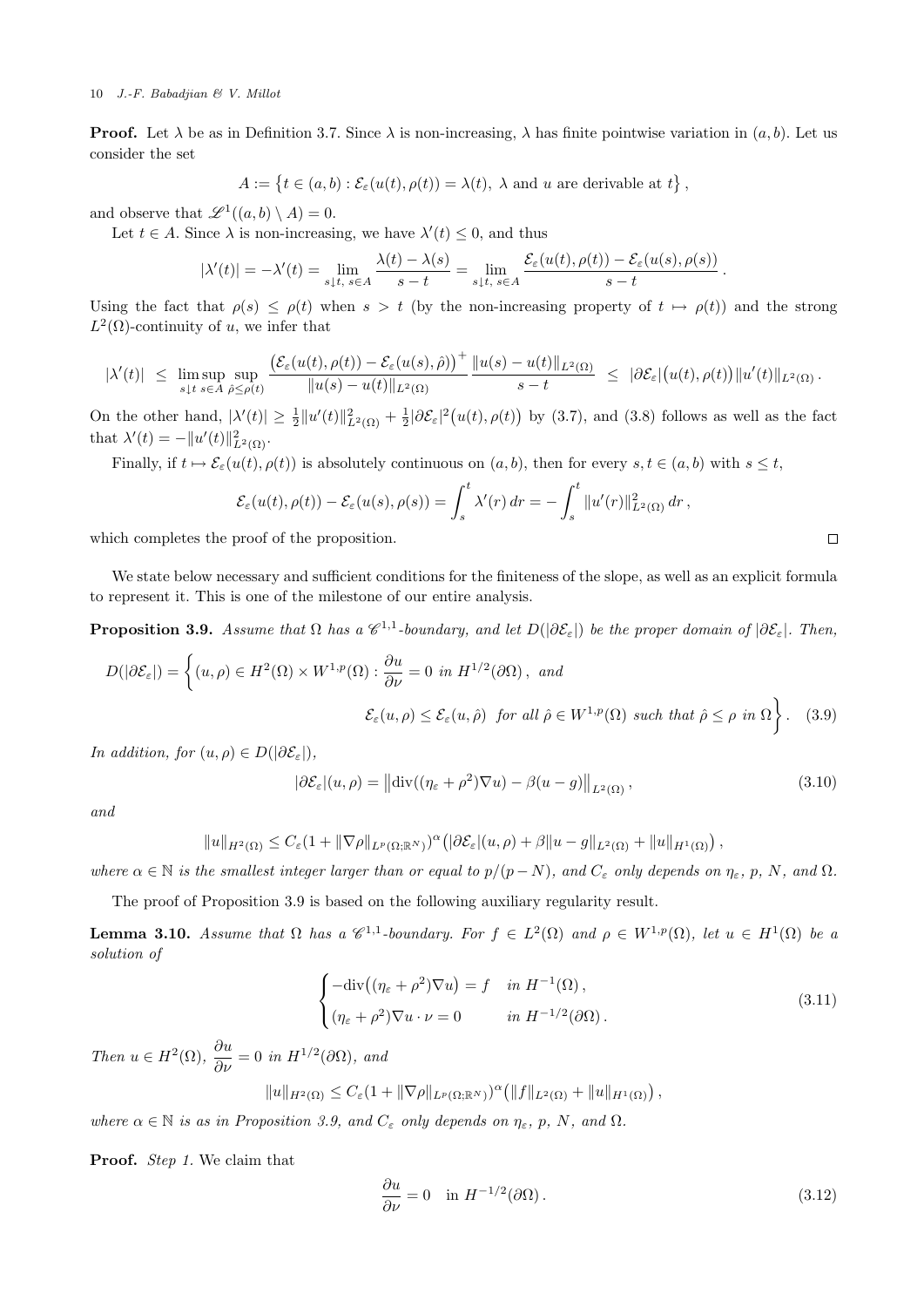**Proof.** Let $\lambda$ be as in Definition 3.7. Since $\lambda$ is non-increasing, $\lambda$ has finite pointwise variation in $(a,b)$. Let us consider the set

$$A := \left\{ t \in (a,b) : \mathcal{E}_\varepsilon(u(t),\rho(t)) = \lambda(t),\ \lambda \text{ and } u \text{ are derivable at } t \right\},$$

and observe that $\mathscr{L}^1((a,b)\setminus A) = 0$.

Let $t \in A$. Since $\lambda$ is non-increasing, we have $\lambda'(t) \le 0$, and thus

$$|\lambda'(t)| = -\lambda'(t) = \lim_{s\downarrow t,\, s\in A} \frac{\lambda(t)-\lambda(s)}{s-t} = \lim_{s\downarrow t,\, s\in A} \frac{\mathcal{E}_\varepsilon(u(t),\rho(t)) - \mathcal{E}_\varepsilon(u(s),\rho(s))}{s-t}.$$

Using the fact that $\rho(s) \le \rho(t)$ when $s > t$ (by the non-increasing property of $t \mapsto \rho(t)$) and the strong $L^2(\Omega)$-continuity of $u$, we infer that

$$|\lambda'(t)| \;\le\; \limsup_{s\downarrow t\ s\in A} \sup_{\hat\rho \le \rho(t)} \frac{\big(\mathcal{E}_\varepsilon(u(t),\rho(t)) - \mathcal{E}_\varepsilon(u(s),\hat\rho)\big)^+}{\|u(s)-u(t)\|_{L^2(\Omega)}} \frac{\|u(s)-u(t)\|_{L^2(\Omega)}}{s-t} \;\le\; |\partial\mathcal{E}_\varepsilon|\big(u(t),\rho(t)\big)\|u'(t)\|_{L^2(\Omega)}.$$

On the other hand, $|\lambda'(t)| \ge \frac{1}{2}\|u'(t)\|^2_{L^2(\Omega)} + \frac{1}{2}|\partial\mathcal{E}_\varepsilon|^2\big(u(t),\rho(t)\big)$ by (3.7), and (3.8) follows as well as the fact that $\lambda'(t) = -\|u'(t)\|^2_{L^2(\Omega)}$.

Finally, if $t \mapsto \mathcal{E}_\varepsilon(u(t),\rho(t))$ is absolutely continuous on $(a,b)$, then for every $s,t \in (a,b)$ with $s \le t$,

$$\mathcal{E}_\varepsilon(u(t),\rho(t)) - \mathcal{E}_\varepsilon(u(s),\rho(s)) = \int_s^t \lambda'(r)\,dr = -\int_s^t \|u'(r)\|^2_{L^2(\Omega)}\,dr,$$

which completes the proof of the proposition. $\square$

We state below necessary and sufficient conditions for the finiteness of the slope, as well as an explicit formula to represent it. This is one of the milestone of our entire analysis.

**Proposition 3.9.** *Assume that $\Omega$ has a $\mathscr{C}^{1,1}$-boundary, and let $D(|\partial\mathcal{E}_\varepsilon|)$ be the proper domain of $|\partial\mathcal{E}_\varepsilon|$. Then,*

$$D(|\partial\mathcal{E}_\varepsilon|) = \bigg\{ (u,\rho) \in H^2(\Omega)\times W^{1,p}(\Omega) : \frac{\partial u}{\partial\nu} = 0 \text{ in } H^{1/2}(\partial\Omega), \text{ and}$$
$$\mathcal{E}_\varepsilon(u,\rho) \le \mathcal{E}_\varepsilon(u,\hat\rho) \text{ for all } \hat\rho \in W^{1,p}(\Omega) \text{ such that } \hat\rho \le \rho \text{ in } \Omega \bigg\}. \quad (3.9)$$

*In addition, for $(u,\rho) \in D(|\partial\mathcal{E}_\varepsilon|)$,*

$$|\partial\mathcal{E}_\varepsilon|(u,\rho) = \big\|\operatorname{div}((\eta_\varepsilon+\rho^2)\nabla u) - \beta(u-g)\big\|_{L^2(\Omega)}, \quad (3.10)$$

*and*

$$\|u\|_{H^2(\Omega)} \le C_\varepsilon(1+\|\nabla\rho\|_{L^p(\Omega;\mathbb{R}^N)})^\alpha\big(|\partial\mathcal{E}_\varepsilon|(u,\rho) + \beta\|u-g\|_{L^2(\Omega)} + \|u\|_{H^1(\Omega)}\big),$$

*where $\alpha \in \mathbb{N}$ is the smallest integer larger than or equal to $p/(p-N)$, and $C_\varepsilon$ only depends on $\eta_\varepsilon$, $p$, $N$, and $\Omega$.*

The proof of Proposition 3.9 is based on the following auxiliary regularity result.

**Lemma 3.10.** *Assume that $\Omega$ has a $\mathscr{C}^{1,1}$-boundary. For $f \in L^2(\Omega)$ and $\rho \in W^{1,p}(\Omega)$, let $u \in H^1(\Omega)$ be a solution of*

$$\begin{cases} -\operatorname{div}\big((\eta_\varepsilon+\rho^2)\nabla u\big) = f & \text{in } H^{-1}(\Omega), \\ (\eta_\varepsilon+\rho^2)\nabla u\cdot\nu = 0 & \text{in } H^{-1/2}(\partial\Omega). \end{cases} \quad (3.11)$$

*Then $u \in H^2(\Omega)$, $\dfrac{\partial u}{\partial\nu} = 0$ in $H^{1/2}(\partial\Omega)$, and*

$$\|u\|_{H^2(\Omega)} \le C_\varepsilon(1+\|\nabla\rho\|_{L^p(\Omega;\mathbb{R}^N)})^\alpha\big(\|f\|_{L^2(\Omega)} + \|u\|_{H^1(\Omega)}\big),$$

*where $\alpha \in \mathbb{N}$ is as in Proposition 3.9, and $C_\varepsilon$ only depends on $\eta_\varepsilon$, $p$, $N$, and $\Omega$.*

**Proof.** *Step 1.* We claim that

$$\frac{\partial u}{\partial\nu} = 0 \quad \text{in } H^{-1/2}(\partial\Omega). \quad (3.12)$$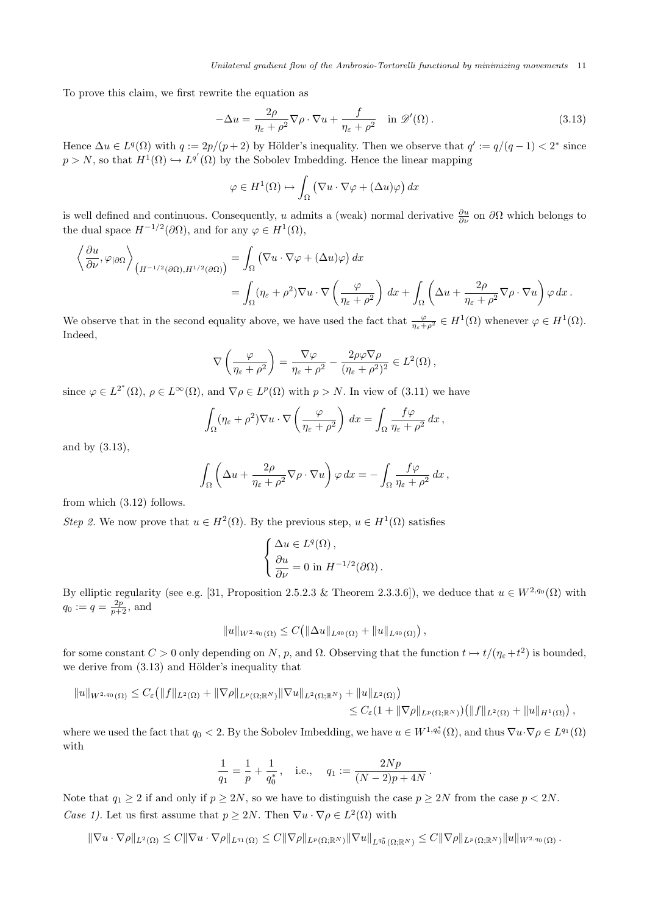To prove this claim, we first rewrite the equation as

$$-\Delta u = \frac{2\rho}{\eta_\varepsilon + \rho^2}\nabla\rho\cdot\nabla u + \frac{f}{\eta_\varepsilon+\rho^2} \quad \text{in } \mathscr{D}'(\Omega)\,. \tag{3.13}$$

Hence $\Delta u \in L^q(\Omega)$ with $q := 2p/(p+2)$ by Hölder's inequality. Then we observe that $q' := q/(q-1) < 2^*$ since $p > N$, so that $H^1(\Omega) \hookrightarrow L^{q'}(\Omega)$ by the Sobolev Imbedding. Hence the linear mapping

$$\varphi \in H^1(\Omega) \mapsto \int_\Omega \big(\nabla u\cdot\nabla\varphi + (\Delta u)\varphi\big)\,dx$$

is well defined and continuous. Consequently, $u$ admits a (weak) normal derivative $\frac{\partial u}{\partial\nu}$ on $\partial\Omega$ which belongs to the dual space $H^{-1/2}(\partial\Omega)$, and for any $\varphi \in H^1(\Omega)$,

$$\begin{aligned}\left\langle \frac{\partial u}{\partial \nu}, \varphi_{|\partial\Omega}\right\rangle_{\left(H^{-1/2}(\partial\Omega), H^{1/2}(\partial\Omega)\right)} &= \int_\Omega \big(\nabla u\cdot\nabla\varphi + (\Delta u)\varphi\big)\,dx \\ &= \int_\Omega (\eta_\varepsilon+\rho^2)\nabla u\cdot\nabla\left(\frac{\varphi}{\eta_\varepsilon+\rho^2}\right)dx + \int_\Omega\left(\Delta u + \frac{2\rho}{\eta_\varepsilon+\rho^2}\nabla\rho\cdot\nabla u\right)\varphi\,dx\,.\end{aligned}$$

We observe that in the second equality above, we have used the fact that $\frac{\varphi}{\eta_\varepsilon+\rho^2} \in H^1(\Omega)$ whenever $\varphi\in H^1(\Omega)$. Indeed,

$$\nabla\left(\frac{\varphi}{\eta_\varepsilon+\rho^2}\right) = \frac{\nabla\varphi}{\eta_\varepsilon+\rho^2} - \frac{2\rho\varphi\nabla\rho}{(\eta_\varepsilon+\rho^2)^2} \in L^2(\Omega)\,,$$

since $\varphi\in L^{2^*}(\Omega)$, $\rho\in L^\infty(\Omega)$, and $\nabla\rho \in L^p(\Omega)$ with $p>N$. In view of (3.11) we have

$$\int_\Omega (\eta_\varepsilon+\rho^2)\nabla u\cdot\nabla\left(\frac{\varphi}{\eta_\varepsilon+\rho^2}\right)dx = \int_\Omega \frac{f\varphi}{\eta_\varepsilon+\rho^2}\,dx\,,$$

and by (3.13),

$$\int_\Omega\left(\Delta u + \frac{2\rho}{\eta_\varepsilon+\rho^2}\nabla\rho\cdot\nabla u\right)\varphi\,dx = -\int_\Omega \frac{f\varphi}{\eta_\varepsilon+\rho^2}\,dx\,,$$

from which (3.12) follows.

*Step 2.* We now prove that $u\in H^2(\Omega)$. By the previous step, $u\in H^1(\Omega)$ satisfies

$$\begin{cases} \Delta u \in L^q(\Omega)\,, \\ \dfrac{\partial u}{\partial \nu} = 0 \text{ in } H^{-1/2}(\partial\Omega)\,. \end{cases}$$

By elliptic regularity (see e.g. [31, Proposition 2.5.2.3 & Theorem 2.3.3.6]), we deduce that $u \in W^{2,q_0}(\Omega)$ with $q_0 := q = \frac{2p}{p+2}$, and

$$\|u\|_{W^{2,q_0}(\Omega)} \le C\big(\|\Delta u\|_{L^{q_0}(\Omega)} + \|u\|_{L^{q_0}(\Omega)}\big)\,,$$

for some constant $C>0$ only depending on $N$, $p$, and $\Omega$. Observing that the function $t\mapsto t/(\eta_\varepsilon+t^2)$ is bounded, we derive from (3.13) and Hölder's inequality that

$$\begin{aligned}\|u\|_{W^{2,q_0}(\Omega)} &\le C_\varepsilon\big(\|f\|_{L^2(\Omega)} + \|\nabla\rho\|_{L^p(\Omega;\mathbb{R}^N)}\|\nabla u\|_{L^2(\Omega;\mathbb{R}^N)} + \|u\|_{L^2(\Omega)}\big) \\ &\le C_\varepsilon\big(1+\|\nabla\rho\|_{L^p(\Omega;\mathbb{R}^N)}\big)\big(\|f\|_{L^2(\Omega)} + \|u\|_{H^1(\Omega)}\big)\,,\end{aligned}$$

where we used the fact that $q_0<2$. By the Sobolev Imbedding, we have $u\in W^{1,q_0^*}(\Omega)$, and thus $\nabla u\cdot\nabla\rho \in L^{q_1}(\Omega)$ with

$$\frac{1}{q_1} = \frac{1}{p} + \frac{1}{q_0^*}\,, \quad \text{i.e.,} \quad q_1 := \frac{2Np}{(N-2)p+4N}\,.$$

Note that $q_1 \ge 2$ if and only if $p\ge 2N$, so we have to distinguish the case $p\ge 2N$ from the case $p<2N$.

*Case 1).* Let us first assume that $p \ge 2N$. Then $\nabla u\cdot\nabla\rho\in L^2(\Omega)$ with

$$\|\nabla u\cdot\nabla\rho\|_{L^2(\Omega)} \le C\|\nabla u\cdot\nabla\rho\|_{L^{q_1}(\Omega)} \le C\|\nabla\rho\|_{L^p(\Omega;\mathbb{R}^N)}\|\nabla u\|_{L^{q_0^*}(\Omega;\mathbb{R}^N)} \le C\|\nabla\rho\|_{L^p(\Omega;\mathbb{R}^N)}\|u\|_{W^{2,q_0}(\Omega)}\,.$$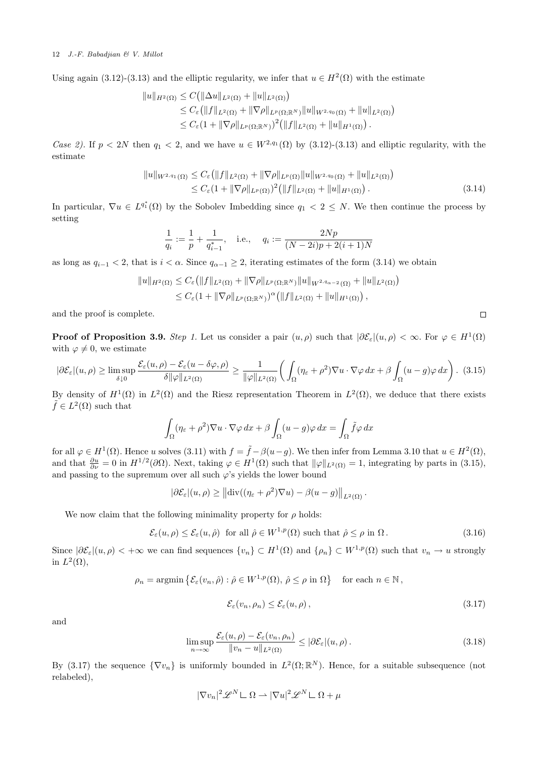Using again (3.12)-(3.13) and the elliptic regularity, we infer that $u \in H^2(\Omega)$ with the estimate

$$
\begin{aligned}
\|u\|_{H^2(\Omega)} &\leq C\big(\|\Delta u\|_{L^2(\Omega)} + \|u\|_{L^2(\Omega)}\big) \\
&\leq C_\varepsilon\big(\|f\|_{L^2(\Omega)} + \|\nabla\rho\|_{L^p(\Omega;\mathbb{R}^N)}\|u\|_{W^{2,q_0}(\Omega)} + \|u\|_{L^2(\Omega)}\big) \\
&\leq C_\varepsilon(1 + \|\nabla\rho\|_{L^p(\Omega;\mathbb{R}^N)})^2\big(\|f\|_{L^2(\Omega)} + \|u\|_{H^1(\Omega)}\big)\,.
\end{aligned}
$$

*Case 2).* If $p < 2N$ then $q_1 < 2$, and we have $u \in W^{2,q_1}(\Omega)$ by (3.12)-(3.13) and elliptic regularity, with the estimate

$$
\begin{aligned}
\|u\|_{W^{2,q_1}(\Omega)} &\leq C_\varepsilon\big(\|f\|_{L^2(\Omega)} + \|\nabla\rho\|_{L^p(\Omega)}\|u\|_{W^{2,q_0}(\Omega)} + \|u\|_{L^2(\Omega)}\big) \\
&\leq C_\varepsilon(1 + \|\nabla\rho\|_{L^p(\Omega)})^2\big(\|f\|_{L^2(\Omega)} + \|u\|_{H^1(\Omega)}\big)\,.
\end{aligned} \tag{3.14}
$$

In particular, $\nabla u \in L^{q_1^*}(\Omega)$ by the Sobolev Imbedding since $q_1 < 2 \leq N$. We then continue the process by setting

$$
\frac{1}{q_i} := \frac{1}{p} + \frac{1}{q_{i-1}^*}, \quad \text{i.e.,} \quad q_i := \frac{2Np}{(N-2i)p + 2(i+1)N}
$$

as long as $q_{i-1} < 2$, that is $i < \alpha$. Since $q_{\alpha-1} \geq 2$, iterating estimates of the form (3.14) we obtain

$$
\begin{aligned}
\|u\|_{H^2(\Omega)} &\leq C_\varepsilon\big(\|f\|_{L^2(\Omega)} + \|\nabla\rho\|_{L^p(\Omega;\mathbb{R}^N)}\|u\|_{W^{2,q_{\alpha-2}}(\Omega)} + \|u\|_{L^2(\Omega)}\big) \\
&\leq C_\varepsilon(1 + \|\nabla\rho\|_{L^p(\Omega;\mathbb{R}^N)})^\alpha\big(\|f\|_{L^2(\Omega)} + \|u\|_{H^1(\Omega)}\big)\,,
\end{aligned}
$$

and the proof is complete. □

**Proof of Proposition 3.9.** *Step 1.* Let us consider a pair $(u,\rho)$ such that $|\partial\mathcal{E}_\varepsilon|(u,\rho) < \infty$. For $\varphi \in H^1(\Omega)$ with $\varphi \neq 0$, we estimate

$$
|\partial\mathcal{E}_\varepsilon|(u,\rho) \geq \limsup_{\delta\downarrow 0} \frac{\mathcal{E}_\varepsilon(u,\rho) - \mathcal{E}_\varepsilon(u-\delta\varphi,\rho)}{\delta\|\varphi\|_{L^2(\Omega)}} \geq \frac{1}{\|\varphi\|_{L^2(\Omega)}}\bigg(\int_\Omega (\eta_\varepsilon + \rho^2)\nabla u\cdot\nabla\varphi\,dx + \beta\int_\Omega (u-g)\varphi\,dx\bigg)\,. \tag{3.15}
$$

By density of $H^1(\Omega)$ in $L^2(\Omega)$ and the Riesz representation Theorem in $L^2(\Omega)$, we deduce that there exists $\tilde{f} \in L^2(\Omega)$ such that

$$
\int_\Omega (\eta_\varepsilon + \rho^2)\nabla u\cdot\nabla\varphi\,dx + \beta\int_\Omega (u-g)\varphi\,dx = \int_\Omega \tilde{f}\varphi\,dx
$$

for all $\varphi \in H^1(\Omega)$. Hence $u$ solves (3.11) with $f = \tilde{f} - \beta(u-g)$. We then infer from Lemma 3.10 that $u \in H^2(\Omega)$, and that $\frac{\partial u}{\partial\nu} = 0$ in $H^{1/2}(\partial\Omega)$. Next, taking $\varphi \in H^1(\Omega)$ such that $\|\varphi\|_{L^2(\Omega)} = 1$, integrating by parts in (3.15), and passing to the supremum over all such $\varphi$'s yields the lower bound

$$
|\partial\mathcal{E}_\varepsilon|(u,\rho) \geq \big\|\mathrm{div}((\eta_\varepsilon + \rho^2)\nabla u) - \beta(u-g)\big\|_{L^2(\Omega)}\,.
$$

We now claim that the following minimality property for $\rho$ holds:

$$
\mathcal{E}_\varepsilon(u,\rho) \leq \mathcal{E}_\varepsilon(u,\hat{\rho}) \ \text{ for all } \hat{\rho} \in W^{1,p}(\Omega) \text{ such that } \hat{\rho} \leq \rho \text{ in } \Omega\,. \tag{3.16}
$$

Since $|\partial\mathcal{E}_\varepsilon|(u,\rho) < +\infty$ we can find sequences $\{v_n\} \subset H^1(\Omega)$ and $\{\rho_n\} \subset W^{1,p}(\Omega)$ such that $v_n \to u$ strongly in $L^2(\Omega)$,

$$
\rho_n = \mathrm{argmin}\,\big\{\mathcal{E}_\varepsilon(v_n,\hat{\rho}) : \hat{\rho} \in W^{1,p}(\Omega),\ \hat{\rho} \leq \rho \text{ in } \Omega\big\} \quad \text{for each } n \in \mathbb{N}\,,
$$

$$
\mathcal{E}_\varepsilon(v_n,\rho_n) \leq \mathcal{E}_\varepsilon(u,\rho)\,, \tag{3.17}
$$

and

$$
\limsup_{n\to\infty} \frac{\mathcal{E}_\varepsilon(u,\rho) - \mathcal{E}_\varepsilon(v_n,\rho_n)}{\|v_n - u\|_{L^2(\Omega)}} \leq |\partial\mathcal{E}_\varepsilon|(u,\rho)\,. \tag{3.18}
$$

By (3.17) the sequence $\{\nabla v_n\}$ is uniformly bounded in $L^2(\Omega;\mathbb{R}^N)$. Hence, for a suitable subsequence (not relabeled),

$$
|\nabla v_n|^2\mathscr{L}^N \llcorner \Omega \rightharpoonup |\nabla u|^2\mathscr{L}^N \llcorner \Omega + \mu
$$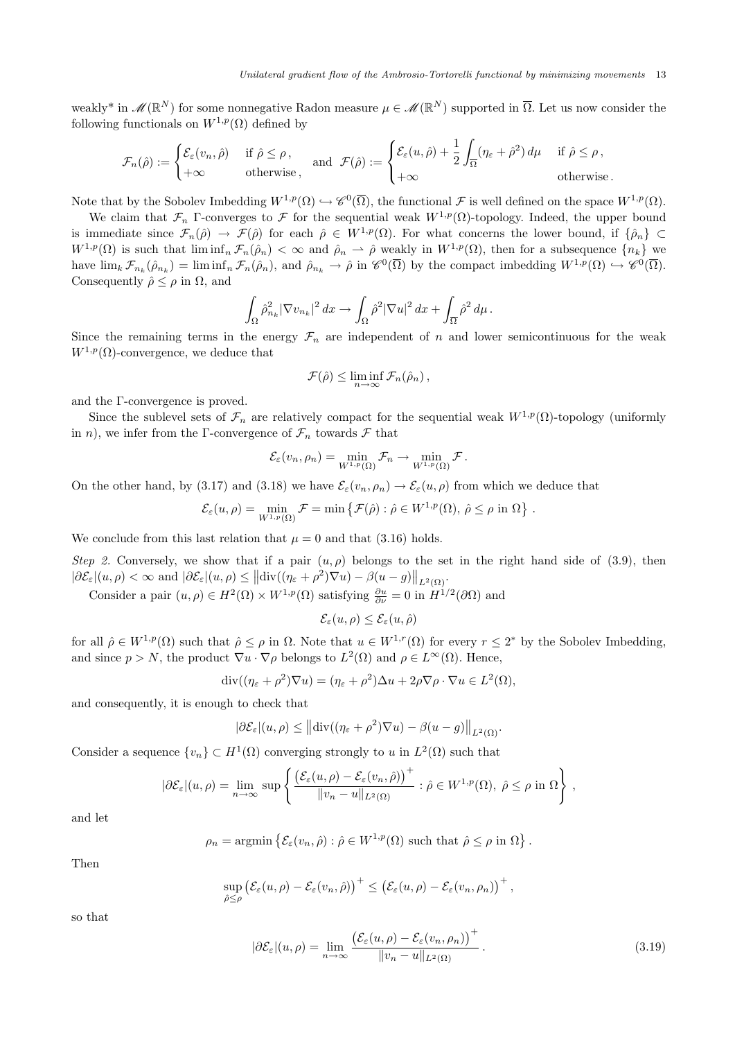weakly* in $\mathscr{M}(\mathbb{R}^N)$ for some nonnegative Radon measure $\mu \in \mathscr{M}(\mathbb{R}^N)$ supported in $\overline{\Omega}$. Let us now consider the following functionals on $W^{1,p}(\Omega)$ defined by

$$\mathcal{F}_n(\hat\rho) := \begin{cases} \mathcal{E}_\varepsilon(v_n, \hat\rho) & \text{if } \hat\rho \le \rho\,, \\ +\infty & \text{otherwise}\,, \end{cases} \quad \text{and} \;\; \mathcal{F}(\hat\rho) := \begin{cases} \mathcal{E}_\varepsilon(u, \hat\rho) + \dfrac{1}{2}\displaystyle\int_{\overline{\Omega}} (\eta_\varepsilon + \hat\rho^2)\, d\mu & \text{if } \hat\rho \le \rho\,, \\ +\infty & \text{otherwise}\,. \end{cases}$$

Note that by the Sobolev Imbedding $W^{1,p}(\Omega) \hookrightarrow \mathscr{C}^0(\overline{\Omega})$, the functional $\mathcal{F}$ is well defined on the space $W^{1,p}(\Omega)$.

We claim that $\mathcal{F}_n$ $\Gamma$-converges to $\mathcal{F}$ for the sequential weak $W^{1,p}(\Omega)$-topology. Indeed, the upper bound is immediate since $\mathcal{F}_n(\hat\rho) \to \mathcal{F}(\hat\rho)$ for each $\hat\rho \in W^{1,p}(\Omega)$. For what concerns the lower bound, if $\{\hat\rho_n\} \subset W^{1,p}(\Omega)$ is such that $\liminf_n \mathcal{F}_n(\hat\rho_n) < \infty$ and $\hat\rho_n \rightharpoonup \hat\rho$ weakly in $W^{1,p}(\Omega)$, then for a subsequence $\{n_k\}$ we have $\lim_k \mathcal{F}_{n_k}(\hat\rho_{n_k}) = \liminf_n \mathcal{F}_n(\hat\rho_n)$, and $\hat\rho_{n_k} \to \hat\rho$ in $\mathscr{C}^0(\overline{\Omega})$ by the compact imbedding $W^{1,p}(\Omega) \hookrightarrow \mathscr{C}^0(\overline{\Omega})$. Consequently $\hat\rho \le \rho$ in $\Omega$, and

$$\int_\Omega \hat\rho_{n_k}^2 |\nabla v_{n_k}|^2\, dx \to \int_\Omega \hat\rho^2 |\nabla u|^2\, dx + \int_{\overline{\Omega}} \hat\rho^2\, d\mu\,.$$

Since the remaining terms in the energy $\mathcal{F}_n$ are independent of $n$ and lower semicontinuous for the weak $W^{1,p}(\Omega)$-convergence, we deduce that

$$\mathcal{F}(\hat\rho) \le \liminf_{n\to\infty} \mathcal{F}_n(\hat\rho_n)\,,$$

and the $\Gamma$-convergence is proved.

Since the sublevel sets of $\mathcal{F}_n$ are relatively compact for the sequential weak $W^{1,p}(\Omega)$-topology (uniformly in $n$), we infer from the $\Gamma$-convergence of $\mathcal{F}_n$ towards $\mathcal{F}$ that

$$\mathcal{E}_\varepsilon(v_n, \rho_n) = \min_{W^{1,p}(\Omega)} \mathcal{F}_n \to \min_{W^{1,p}(\Omega)} \mathcal{F}\,.$$

On the other hand, by (3.17) and (3.18) we have $\mathcal{E}_\varepsilon(v_n, \rho_n) \to \mathcal{E}_\varepsilon(u, \rho)$ from which we deduce that

$$\mathcal{E}_\varepsilon(u, \rho) = \min_{W^{1,p}(\Omega)} \mathcal{F} = \min\left\{\mathcal{F}(\hat\rho) : \hat\rho \in W^{1,p}(\Omega),\; \hat\rho \le \rho \text{ in } \Omega\right\}\,.$$

We conclude from this last relation that $\mu = 0$ and that (3.16) holds.

*Step 2.* Conversely, we show that if a pair $(u, \rho)$ belongs to the set in the right hand side of (3.9), then $|\partial\mathcal{E}_\varepsilon|(u,\rho) < \infty$ and $|\partial\mathcal{E}_\varepsilon|(u,\rho) \le \left\|\operatorname{div}((\eta_\varepsilon + \rho^2)\nabla u) - \beta(u-g)\right\|_{L^2(\Omega)}$.

Consider a pair $(u,\rho) \in H^2(\Omega) \times W^{1,p}(\Omega)$ satisfying $\frac{\partial u}{\partial \nu} = 0$ in $H^{1/2}(\partial\Omega)$ and

$$\mathcal{E}_\varepsilon(u, \rho) \le \mathcal{E}_\varepsilon(u, \hat\rho)$$

for all $\hat\rho \in W^{1,p}(\Omega)$ such that $\hat\rho \le \rho$ in $\Omega$. Note that $u \in W^{1,r}(\Omega)$ for every $r \le 2^*$ by the Sobolev Imbedding, and since $p > N$, the product $\nabla u \cdot \nabla\rho$ belongs to $L^2(\Omega)$ and $\rho \in L^\infty(\Omega)$. Hence,

$$\operatorname{div}((\eta_\varepsilon + \rho^2)\nabla u) = (\eta_\varepsilon + \rho^2)\Delta u + 2\rho\nabla\rho\cdot\nabla u \in L^2(\Omega),$$

and consequently, it is enough to check that

$$|\partial\mathcal{E}_\varepsilon|(u,\rho) \le \left\|\operatorname{div}((\eta_\varepsilon + \rho^2)\nabla u) - \beta(u-g)\right\|_{L^2(\Omega)}.$$

Consider a sequence $\{v_n\} \subset H^1(\Omega)$ converging strongly to $u$ in $L^2(\Omega)$ such that

$$|\partial\mathcal{E}_\varepsilon|(u,\rho) = \lim_{n\to\infty} \sup\left\{\frac{\left(\mathcal{E}_\varepsilon(u,\rho) - \mathcal{E}_\varepsilon(v_n, \hat\rho)\right)^+}{\|v_n - u\|_{L^2(\Omega)}} : \hat\rho \in W^{1,p}(\Omega),\; \hat\rho \le \rho \text{ in } \Omega\right\}\,,$$

and let

$$\rho_n = \operatorname{argmin}\left\{\mathcal{E}_\varepsilon(v_n, \hat\rho) : \hat\rho \in W^{1,p}(\Omega) \text{ such that } \hat\rho \le \rho \text{ in } \Omega\right\}.$$

Then

$$\sup_{\hat\rho\le\rho}\left(\mathcal{E}_\varepsilon(u,\rho) - \mathcal{E}_\varepsilon(v_n,\hat\rho)\right)^+ \le \left(\mathcal{E}_\varepsilon(u,\rho) - \mathcal{E}_\varepsilon(v_n,\rho_n)\right)^+\,,$$

so that

$$|\partial\mathcal{E}_\varepsilon|(u,\rho) = \lim_{n\to\infty} \frac{\left(\mathcal{E}_\varepsilon(u,\rho) - \mathcal{E}_\varepsilon(v_n,\rho_n)\right)^+}{\|v_n - u\|_{L^2(\Omega)}}\,. \tag{3.19}$$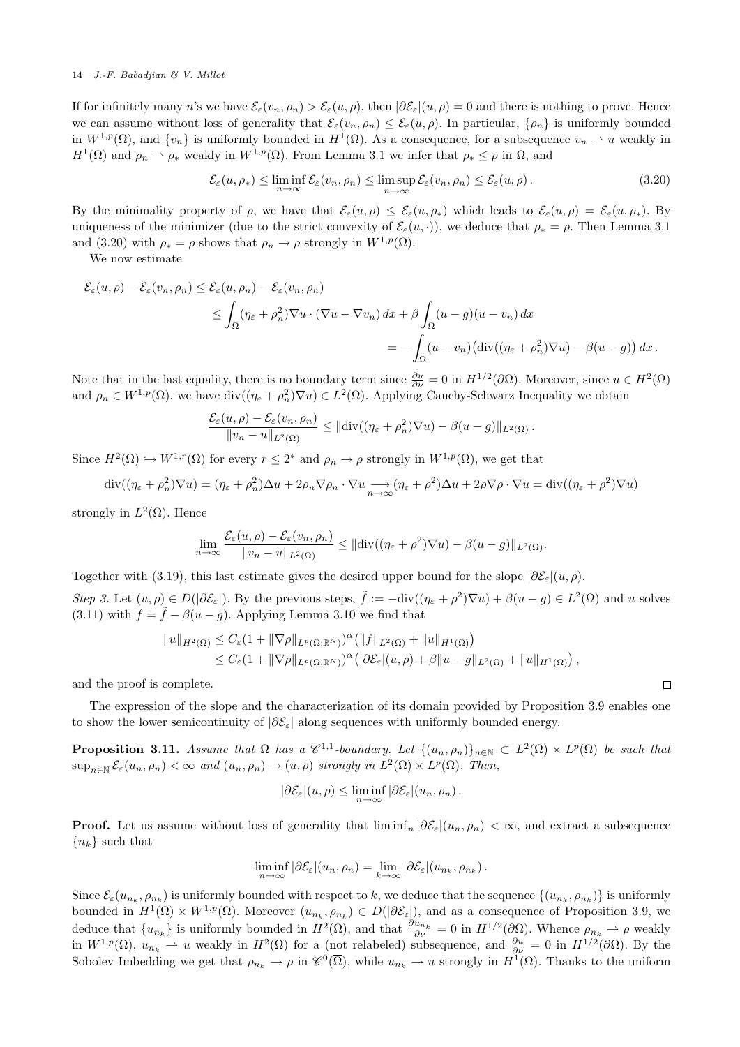If for infinitely many $n$'s we have $\mathcal{E}_\varepsilon(v_n,\rho_n) > \mathcal{E}_\varepsilon(u,\rho)$, then $|\partial \mathcal{E}_\varepsilon|(u,\rho) = 0$ and there is nothing to prove. Hence we can assume without loss of generality that $\mathcal{E}_\varepsilon(v_n,\rho_n) \le \mathcal{E}_\varepsilon(u,\rho)$. In particular, $\{\rho_n\}$ is uniformly bounded in $W^{1,p}(\Omega)$, and $\{v_n\}$ is uniformly bounded in $H^1(\Omega)$. As a consequence, for a subsequence $v_n \rightharpoonup u$ weakly in $H^1(\Omega)$ and $\rho_n \rightharpoonup \rho_*$ weakly in $W^{1,p}(\Omega)$. From Lemma 3.1 we infer that $\rho_* \le \rho$ in $\Omega$, and

$$\mathcal{E}_\varepsilon(u,\rho_*) \le \liminf_{n\to\infty} \mathcal{E}_\varepsilon(v_n,\rho_n) \le \limsup_{n\to\infty} \mathcal{E}_\varepsilon(v_n,\rho_n) \le \mathcal{E}_\varepsilon(u,\rho)\,. \tag{3.20}$$

By the minimality property of $\rho$, we have that $\mathcal{E}_\varepsilon(u,\rho) \le \mathcal{E}_\varepsilon(u,\rho_*)$ which leads to $\mathcal{E}_\varepsilon(u,\rho) = \mathcal{E}_\varepsilon(u,\rho_*)$. By uniqueness of the minimizer (due to the strict convexity of $\mathcal{E}_\varepsilon(u,\cdot)$), we deduce that $\rho_* = \rho$. Then Lemma 3.1 and (3.20) with $\rho_* = \rho$ shows that $\rho_n \to \rho$ strongly in $W^{1,p}(\Omega)$.

We now estimate

$$\begin{aligned}
\mathcal{E}_\varepsilon(u,\rho) - \mathcal{E}_\varepsilon(v_n,\rho_n) &\le \mathcal{E}_\varepsilon(u,\rho_n) - \mathcal{E}_\varepsilon(v_n,\rho_n)\\
&\le \int_\Omega (\eta_\varepsilon + \rho_n^2)\nabla u\cdot(\nabla u - \nabla v_n)\,dx + \beta\int_\Omega (u-g)(u-v_n)\,dx\\
&= -\int_\Omega (u-v_n)\big(\operatorname{div}((\eta_\varepsilon+\rho_n^2)\nabla u) - \beta(u-g)\big)\,dx\,.
\end{aligned}$$

Note that in the last equality, there is no boundary term since $\frac{\partial u}{\partial \nu} = 0$ in $H^{1/2}(\partial\Omega)$. Moreover, since $u \in H^2(\Omega)$ and $\rho_n \in W^{1,p}(\Omega)$, we have $\operatorname{div}((\eta_\varepsilon + \rho_n^2)\nabla u) \in L^2(\Omega)$. Applying Cauchy-Schwarz Inequality we obtain

$$\frac{\mathcal{E}_\varepsilon(u,\rho) - \mathcal{E}_\varepsilon(v_n,\rho_n)}{\|v_n - u\|_{L^2(\Omega)}} \le \|\operatorname{div}((\eta_\varepsilon+\rho_n^2)\nabla u) - \beta(u-g)\|_{L^2(\Omega)}\,.$$

Since $H^2(\Omega) \hookrightarrow W^{1,r}(\Omega)$ for every $r \le 2^*$ and $\rho_n \to \rho$ strongly in $W^{1,p}(\Omega)$, we get that

$$\operatorname{div}((\eta_\varepsilon+\rho_n^2)\nabla u) = (\eta_\varepsilon + \rho_n^2)\Delta u + 2\rho_n \nabla\rho_n\cdot\nabla u \underset{n\to\infty}{\longrightarrow} (\eta_\varepsilon+\rho^2)\Delta u + 2\rho\nabla\rho\cdot\nabla u = \operatorname{div}((\eta_\varepsilon+\rho^2)\nabla u)$$

strongly in $L^2(\Omega)$. Hence

$$\lim_{n\to\infty} \frac{\mathcal{E}_\varepsilon(u,\rho) - \mathcal{E}_\varepsilon(v_n,\rho_n)}{\|v_n - u\|_{L^2(\Omega)}} \le \|\operatorname{div}((\eta_\varepsilon+\rho^2)\nabla u) - \beta(u-g)\|_{L^2(\Omega)}.$$

Together with (3.19), this last estimate gives the desired upper bound for the slope $|\partial\mathcal{E}_\varepsilon|(u,\rho)$.

*Step 3.* Let $(u,\rho) \in D(|\partial\mathcal{E}_\varepsilon|)$. By the previous steps, $\tilde f := -\operatorname{div}((\eta_\varepsilon+\rho^2)\nabla u) + \beta(u-g) \in L^2(\Omega)$ and $u$ solves (3.11) with $f = \tilde f - \beta(u-g)$. Applying Lemma 3.10 we find that

$$\begin{aligned}
\|u\|_{H^2(\Omega)} &\le C_\varepsilon(1+\|\nabla\rho\|_{L^p(\Omega;\mathbb{R}^N)})^\alpha\big(\|f\|_{L^2(\Omega)} + \|u\|_{H^1(\Omega)}\big)\\
&\le C_\varepsilon(1+\|\nabla\rho\|_{L^p(\Omega;\mathbb{R}^N)})^\alpha\big(|\partial\mathcal{E}_\varepsilon|(u,\rho) + \beta\|u-g\|_{L^2(\Omega)} + \|u\|_{H^1(\Omega)}\big)\,,
\end{aligned}$$

and the proof is complete. $\square$

The expression of the slope and the characterization of its domain provided by Proposition 3.9 enables one to show the lower semicontinuity of $|\partial\mathcal{E}_\varepsilon|$ along sequences with uniformly bounded energy.

**Proposition 3.11.** *Assume that $\Omega$ has a $\mathscr{C}^{1,1}$-boundary. Let $\{(u_n,\rho_n)\}_{n\in\mathbb{N}} \subset L^2(\Omega)\times L^p(\Omega)$ be such that $\sup_{n\in\mathbb{N}} \mathcal{E}_\varepsilon(u_n,\rho_n) < \infty$ and $(u_n,\rho_n) \to (u,\rho)$ strongly in $L^2(\Omega)\times L^p(\Omega)$. Then,*

$$|\partial\mathcal{E}_\varepsilon|(u,\rho) \le \liminf_{n\to\infty} |\partial\mathcal{E}_\varepsilon|(u_n,\rho_n)\,.$$

**Proof.** Let us assume without loss of generality that $\liminf_n |\partial\mathcal{E}_\varepsilon|(u_n,\rho_n) < \infty$, and extract a subsequence $\{n_k\}$ such that

$$\liminf_{n\to\infty} |\partial\mathcal{E}_\varepsilon|(u_n,\rho_n) = \lim_{k\to\infty} |\partial\mathcal{E}_\varepsilon|(u_{n_k},\rho_{n_k})\,.$$

Since $\mathcal{E}_\varepsilon(u_{n_k},\rho_{n_k})$ is uniformly bounded with respect to $k$, we deduce that the sequence $\{(u_{n_k},\rho_{n_k})\}$ is uniformly bounded in $H^1(\Omega)\times W^{1,p}(\Omega)$. Moreover $(u_{n_k},\rho_{n_k}) \in D(|\partial\mathcal{E}_\varepsilon|)$, and as a consequence of Proposition 3.9, we deduce that $\{u_{n_k}\}$ is uniformly bounded in $H^2(\Omega)$, and that $\frac{\partial u_{n_k}}{\partial\nu} = 0$ in $H^{1/2}(\partial\Omega)$. Whence $\rho_{n_k} \rightharpoonup \rho$ weakly in $W^{1,p}(\Omega)$, $u_{n_k} \rightharpoonup u$ weakly in $H^2(\Omega)$ for a (not relabeled) subsequence, and $\frac{\partial u}{\partial\nu} = 0$ in $H^{1/2}(\partial\Omega)$. By the Sobolev Imbedding we get that $\rho_{n_k} \to \rho$ in $\mathscr{C}^0(\overline{\Omega})$, while $u_{n_k} \to u$ strongly in $H^1(\Omega)$. Thanks to the uniform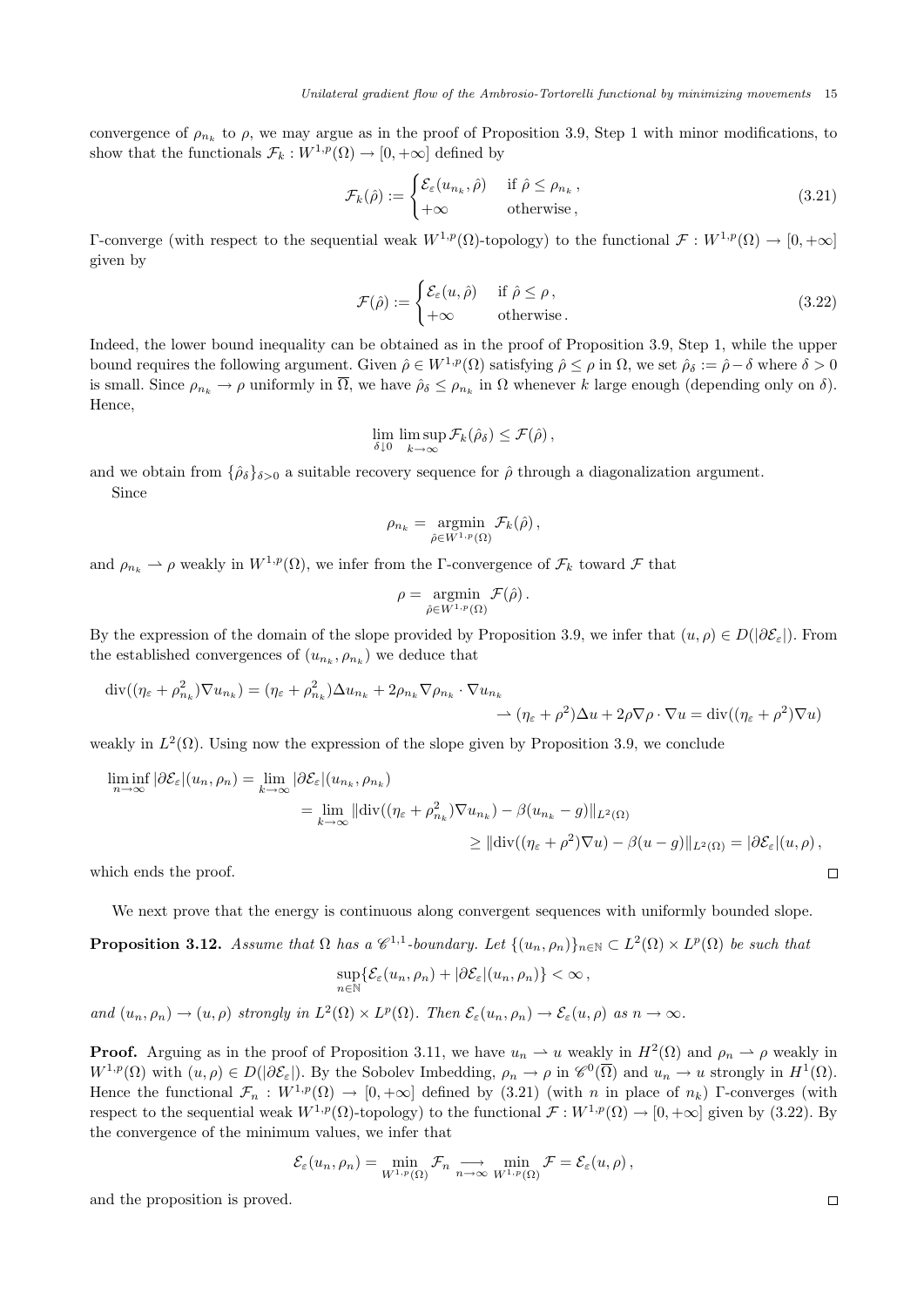convergence of $\rho_{n_k}$ to $\rho$, we may argue as in the proof of Proposition 3.9, Step 1 with minor modifications, to show that the functionals $\mathcal{F}_k : W^{1,p}(\Omega) \to [0, +\infty]$ defined by

$$\mathcal{F}_k(\hat{\rho}) := \begin{cases} \mathcal{E}_\varepsilon(u_{n_k}, \hat{\rho}) & \text{if } \hat{\rho} \leq \rho_{n_k}\,, \\ +\infty & \text{otherwise}\,, \end{cases} \tag{3.21}$$

Γ-converge (with respect to the sequential weak $W^{1,p}(\Omega)$-topology) to the functional $\mathcal{F} : W^{1,p}(\Omega) \to [0, +\infty]$ given by

$$\mathcal{F}(\hat{\rho}) := \begin{cases} \mathcal{E}_\varepsilon(u, \hat{\rho}) & \text{if } \hat{\rho} \leq \rho\,, \\ +\infty & \text{otherwise}\,. \end{cases} \tag{3.22}$$

Indeed, the lower bound inequality can be obtained as in the proof of Proposition 3.9, Step 1, while the upper bound requires the following argument. Given $\hat{\rho} \in W^{1,p}(\Omega)$ satisfying $\hat{\rho} \leq \rho$ in $\Omega$, we set $\hat{\rho}_\delta := \hat{\rho} - \delta$ where $\delta > 0$ is small. Since $\rho_{n_k} \to \rho$ uniformly in $\overline{\Omega}$, we have $\hat{\rho}_\delta \leq \rho_{n_k}$ in $\Omega$ whenever $k$ large enough (depending only on $\delta$). Hence,

$$\lim_{\delta \downarrow 0} \limsup_{k \to \infty} \mathcal{F}_k(\hat{\rho}_\delta) \leq \mathcal{F}(\hat{\rho})\,,$$

and we obtain from $\{\hat{\rho}_\delta\}_{\delta > 0}$ a suitable recovery sequence for $\hat{\rho}$ through a diagonalization argument.

Since

$$\rho_{n_k} = \underset{\hat{\rho} \in W^{1,p}(\Omega)}{\operatorname{argmin}}\; \mathcal{F}_k(\hat{\rho})\,,$$

and $\rho_{n_k} \rightharpoonup \rho$ weakly in $W^{1,p}(\Omega)$, we infer from the Γ-convergence of $\mathcal{F}_k$ toward $\mathcal{F}$ that

$$\rho = \underset{\hat{\rho} \in W^{1,p}(\Omega)}{\operatorname{argmin}}\; \mathcal{F}(\hat{\rho})\,.$$

By the expression of the domain of the slope provided by Proposition 3.9, we infer that $(u, \rho) \in D(|\partial \mathcal{E}_\varepsilon|)$. From the established convergences of $(u_{n_k}, \rho_{n_k})$ we deduce that

$$\operatorname{div}((\eta_\varepsilon + \rho_{n_k}^2)\nabla u_{n_k}) = (\eta_\varepsilon + \rho_{n_k}^2)\Delta u_{n_k} + 2\rho_{n_k}\nabla\rho_{n_k} \cdot \nabla u_{n_k} \\ \rightharpoonup (\eta_\varepsilon + \rho^2)\Delta u + 2\rho\nabla\rho \cdot \nabla u = \operatorname{div}((\eta_\varepsilon + \rho^2)\nabla u)$$

weakly in $L^2(\Omega)$. Using now the expression of the slope given by Proposition 3.9, we conclude

$$\begin{aligned} \liminf_{n \to \infty} |\partial \mathcal{E}_\varepsilon|(u_n, \rho_n) &= \lim_{k \to \infty} |\partial \mathcal{E}_\varepsilon|(u_{n_k}, \rho_{n_k}) \\ &= \lim_{k \to \infty} \|\operatorname{div}((\eta_\varepsilon + \rho_{n_k}^2)\nabla u_{n_k}) - \beta(u_{n_k} - g)\|_{L^2(\Omega)} \\ &\geq \|\operatorname{div}((\eta_\varepsilon + \rho^2)\nabla u) - \beta(u - g)\|_{L^2(\Omega)} = |\partial \mathcal{E}_\varepsilon|(u, \rho)\,, \end{aligned}$$

which ends the proof. ◻

We next prove that the energy is continuous along convergent sequences with uniformly bounded slope.

**Proposition 3.12.** *Assume that $\Omega$ has a $\mathscr{C}^{1,1}$-boundary. Let $\{(u_n, \rho_n)\}_{n \in \mathbb{N}} \subset L^2(\Omega) \times L^p(\Omega)$ be such that*

$$\sup_{n \in \mathbb{N}} \{\mathcal{E}_\varepsilon(u_n, \rho_n) + |\partial \mathcal{E}_\varepsilon|(u_n, \rho_n)\} < \infty\,,$$

*and $(u_n, \rho_n) \to (u, \rho)$ strongly in $L^2(\Omega) \times L^p(\Omega)$. Then $\mathcal{E}_\varepsilon(u_n, \rho_n) \to \mathcal{E}_\varepsilon(u, \rho)$ as $n \to \infty$.*

**Proof.** Arguing as in the proof of Proposition 3.11, we have $u_n \rightharpoonup u$ weakly in $H^2(\Omega)$ and $\rho_n \rightharpoonup \rho$ weakly in $W^{1,p}(\Omega)$ with $(u, \rho) \in D(|\partial \mathcal{E}_\varepsilon|)$. By the Sobolev Imbedding, $\rho_n \to \rho$ in $\mathscr{C}^0(\overline{\Omega})$ and $u_n \to u$ strongly in $H^1(\Omega)$. Hence the functional $\mathcal{F}_n : W^{1,p}(\Omega) \to [0, +\infty]$ defined by (3.21) (with $n$ in place of $n_k$) Γ-converges (with respect to the sequential weak $W^{1,p}(\Omega)$-topology) to the functional $\mathcal{F} : W^{1,p}(\Omega) \to [0, +\infty]$ given by (3.22). By the convergence of the minimum values, we infer that

$$\mathcal{E}_\varepsilon(u_n, \rho_n) = \min_{W^{1,p}(\Omega)} \mathcal{F}_n \underset{n \to \infty}{\longrightarrow} \min_{W^{1,p}(\Omega)} \mathcal{F} = \mathcal{E}_\varepsilon(u, \rho)\,,$$

and the proposition is proved. ◻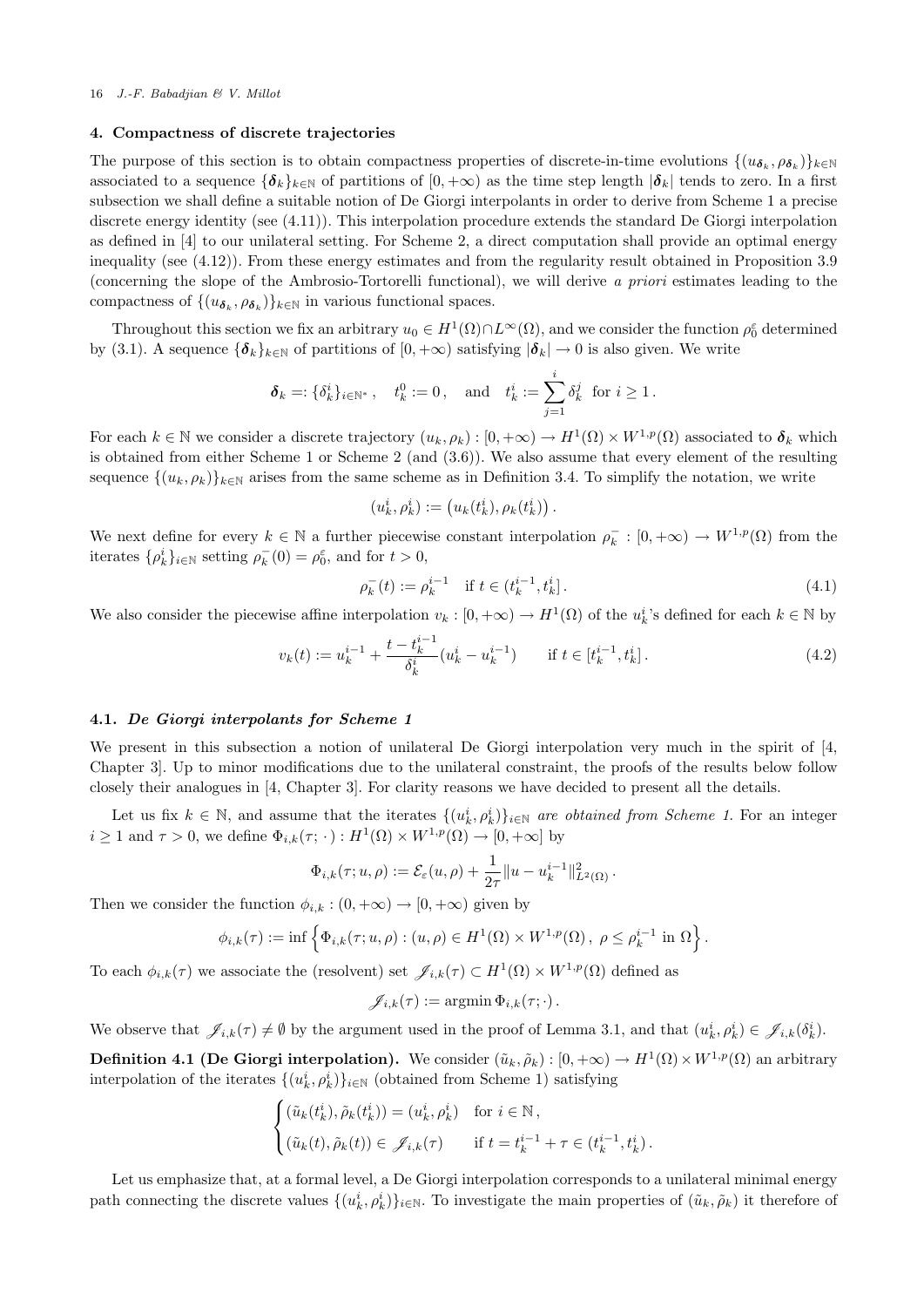## 4. Compactness of discrete trajectories

The purpose of this section is to obtain compactness properties of discrete-in-time evolutions $\{(u_{\boldsymbol{\delta}_k}, \rho_{\boldsymbol{\delta}_k})\}_{k\in\mathbb{N}}$ associated to a sequence $\{\boldsymbol{\delta}_k\}_{k\in\mathbb{N}}$ of partitions of $[0,+\infty)$ as the time step length $|\boldsymbol{\delta}_k|$ tends to zero. In a first subsection we shall define a suitable notion of De Giorgi interpolants in order to derive from Scheme 1 a precise discrete energy identity (see (4.11)). This interpolation procedure extends the standard De Giorgi interpolation as defined in [4] to our unilateral setting. For Scheme 2, a direct computation shall provide an optimal energy inequality (see (4.12)). From these energy estimates and from the regularity result obtained in Proposition 3.9 (concerning the slope of the Ambrosio-Tortorelli functional), we will derive *a priori* estimates leading to the compactness of $\{(u_{\boldsymbol{\delta}_k}, \rho_{\boldsymbol{\delta}_k})\}_{k\in\mathbb{N}}$ in various functional spaces.

Throughout this section we fix an arbitrary $u_0 \in H^1(\Omega)\cap L^\infty(\Omega)$, and we consider the function $\rho_0^\varepsilon$ determined by (3.1). A sequence $\{\boldsymbol{\delta}_k\}_{k\in\mathbb{N}}$ of partitions of $[0,+\infty)$ satisfying $|\boldsymbol{\delta}_k|\to 0$ is also given. We write

$$\boldsymbol{\delta}_k =: \{\delta_k^i\}_{i\in\mathbb{N}^*}\,, \quad t_k^0 := 0\,, \quad \text{and} \quad t_k^i := \sum_{j=1}^i \delta_k^j \;\text{ for } i\geq 1\,.$$

For each $k\in\mathbb{N}$ we consider a discrete trajectory $(u_k,\rho_k):[0,+\infty)\to H^1(\Omega)\times W^{1,p}(\Omega)$ associated to $\boldsymbol{\delta}_k$ which is obtained from either Scheme 1 or Scheme 2 (and (3.6)). We also assume that every element of the resulting sequence $\{(u_k,\rho_k)\}_{k\in\mathbb{N}}$ arises from the same scheme as in Definition 3.4. To simplify the notation, we write

$$(u_k^i,\rho_k^i) := \big(u_k(t_k^i),\rho_k(t_k^i)\big)\,.$$

We next define for every $k\in\mathbb{N}$ a further piecewise constant interpolation $\rho_k^-:[0,+\infty)\to W^{1,p}(\Omega)$ from the iterates $\{\rho_k^i\}_{i\in\mathbb{N}}$ setting $\rho_k^-(0)=\rho_0^\varepsilon$, and for $t>0$,

$$\rho_k^-(t) := \rho_k^{i-1} \quad \text{if } t\in(t_k^{i-1},t_k^i]\,. \tag{4.1}$$

We also consider the piecewise affine interpolation $v_k:[0,+\infty)\to H^1(\Omega)$ of the $u_k^i$'s defined for each $k\in\mathbb{N}$ by

$$v_k(t) := u_k^{i-1} + \frac{t-t_k^{i-1}}{\delta_k^i}(u_k^i - u_k^{i-1}) \qquad \text{if } t\in[t_k^{i-1},t_k^i]\,. \tag{4.2}$$

### 4.1. *De Giorgi interpolants for Scheme 1*

We present in this subsection a notion of unilateral De Giorgi interpolation very much in the spirit of [4, Chapter 3]. Up to minor modifications due to the unilateral constraint, the proofs of the results below follow closely their analogues in [4, Chapter 3]. For clarity reasons we have decided to present all the details.

Let us fix $k\in\mathbb{N}$, and assume that the iterates $\{(u_k^i,\rho_k^i)\}_{i\in\mathbb{N}}$ *are obtained from Scheme 1*. For an integer $i\geq 1$ and $\tau>0$, we define $\Phi_{i,k}(\tau;\,\cdot\,):H^1(\Omega)\times W^{1,p}(\Omega)\to[0,+\infty]$ by

$$\Phi_{i,k}(\tau;u,\rho) := \mathcal{E}_\varepsilon(u,\rho) + \frac{1}{2\tau}\|u-u_k^{i-1}\|^2_{L^2(\Omega)}\,.$$

Then we consider the function $\phi_{i,k}:(0,+\infty)\to[0,+\infty)$ given by

$$\phi_{i,k}(\tau) := \inf\Big\{\Phi_{i,k}(\tau;u,\rho) : (u,\rho)\in H^1(\Omega)\times W^{1,p}(\Omega)\,,\ \rho\leq\rho_k^{i-1} \text{ in } \Omega\Big\}\,.$$

To each $\phi_{i,k}(\tau)$ we associate the (resolvent) set $\mathscr{J}_{i,k}(\tau)\subset H^1(\Omega)\times W^{1,p}(\Omega)$ defined as

$$\mathscr{J}_{i,k}(\tau) := \operatorname{argmin}\Phi_{i,k}(\tau;\cdot)\,.$$

We observe that $\mathscr{J}_{i,k}(\tau)\neq\emptyset$ by the argument used in the proof of Lemma 3.1, and that $(u_k^i,\rho_k^i)\in\mathscr{J}_{i,k}(\delta_k^i)$.

**Definition 4.1 (De Giorgi interpolation).** We consider $(\tilde u_k,\tilde\rho_k):[0,+\infty)\to H^1(\Omega)\times W^{1,p}(\Omega)$ an arbitrary interpolation of the iterates $\{(u_k^i,\rho_k^i)\}_{i\in\mathbb{N}}$ (obtained from Scheme 1) satisfying

$$\begin{cases} (\tilde u_k(t_k^i),\tilde\rho_k(t_k^i)) = (u_k^i,\rho_k^i) & \text{for } i\in\mathbb{N}\,,\\ (\tilde u_k(t),\tilde\rho_k(t))\in\mathscr{J}_{i,k}(\tau) & \text{if } t=t_k^{i-1}+\tau\in(t_k^{i-1},t_k^i)\,. \end{cases}$$

Let us emphasize that, at a formal level, a De Giorgi interpolation corresponds to a unilateral minimal energy path connecting the discrete values $\{(u_k^i,\rho_k^i)\}_{i\in\mathbb{N}}$. To investigate the main properties of $(\tilde u_k,\tilde\rho_k)$ it therefore of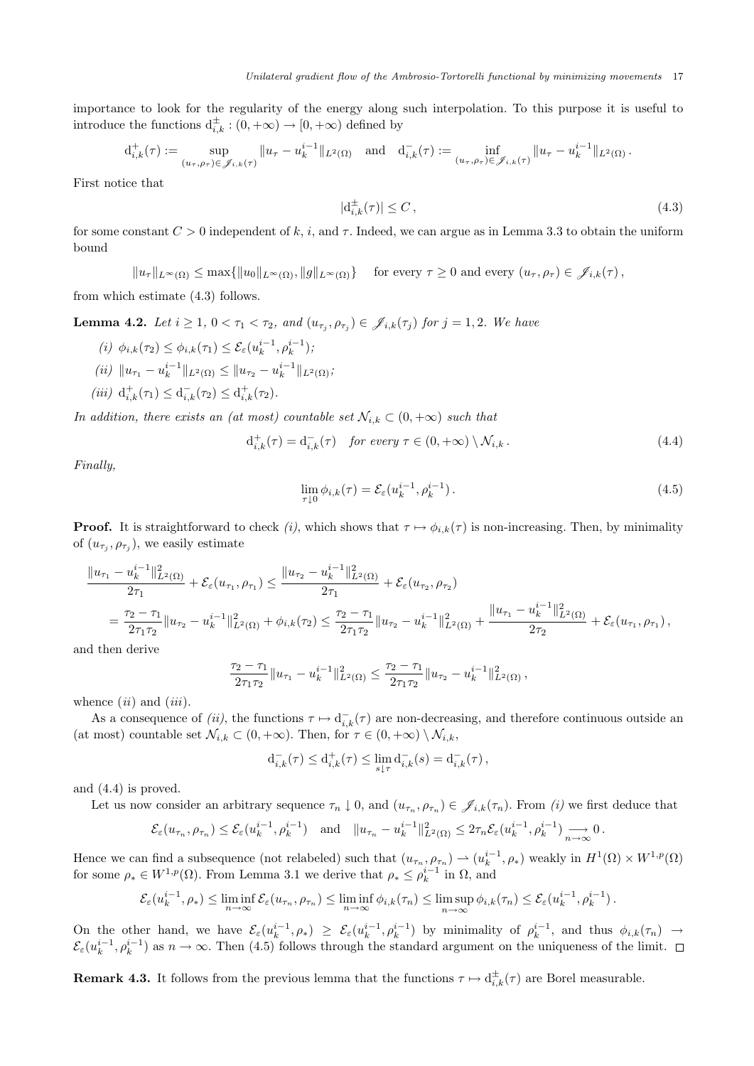importance to look for the regularity of the energy along such interpolation. To this purpose it is useful to introduce the functions $\mathrm{d}^{\pm}_{i,k} : (0,+\infty) \to [0,+\infty)$ defined by

$$\mathrm{d}^{+}_{i,k}(\tau) := \sup_{(u_\tau,\rho_\tau)\in \mathscr{J}_{i,k}(\tau)} \|u_\tau - u^{i-1}_k\|_{L^2(\Omega)} \quad \text{and} \quad \mathrm{d}^{-}_{i,k}(\tau) := \inf_{(u_\tau,\rho_\tau)\in \mathscr{J}_{i,k}(\tau)} \|u_\tau - u^{i-1}_k\|_{L^2(\Omega)}\,.$$

First notice that

$$|\mathrm{d}^{\pm}_{i,k}(\tau)| \leq C\,, \tag{4.3}$$

for some constant $C > 0$ independent of $k$, $i$, and $\tau$. Indeed, we can argue as in Lemma 3.3 to obtain the uniform bound

$$\|u_\tau\|_{L^\infty(\Omega)} \leq \max\{\|u_0\|_{L^\infty(\Omega)}, \|g\|_{L^\infty(\Omega)}\} \quad \text{for every } \tau \geq 0 \text{ and every } (u_\tau,\rho_\tau) \in \mathscr{J}_{i,k}(\tau)\,,$$

from which estimate (4.3) follows.

**Lemma 4.2.** *Let $i \geq 1$, $0 < \tau_1 < \tau_2$, and $(u_{\tau_j},\rho_{\tau_j}) \in \mathscr{J}_{i,k}(\tau_j)$ for $j = 1,2$. We have*

*(i)* $\phi_{i,k}(\tau_2) \leq \phi_{i,k}(\tau_1) \leq \mathcal{E}_\varepsilon(u^{i-1}_k, \rho^{i-1}_k)$;

*(ii)* $\|u_{\tau_1} - u^{i-1}_k\|_{L^2(\Omega)} \leq \|u_{\tau_2} - u^{i-1}_k\|_{L^2(\Omega)}$;

*(iii)* $\mathrm{d}^{+}_{i,k}(\tau_1) \leq \mathrm{d}^{-}_{i,k}(\tau_2) \leq \mathrm{d}^{+}_{i,k}(\tau_2)$.

*In addition, there exists an (at most) countable set $\mathcal{N}_{i,k} \subset (0,+\infty)$ such that*

$$\mathrm{d}^{+}_{i,k}(\tau) = \mathrm{d}^{-}_{i,k}(\tau) \quad \text{for every } \tau \in (0,+\infty)\setminus \mathcal{N}_{i,k}\,. \tag{4.4}$$

*Finally,*

$$\lim_{\tau\downarrow 0} \phi_{i,k}(\tau) = \mathcal{E}_\varepsilon(u^{i-1}_k, \rho^{i-1}_k)\,. \tag{4.5}$$

**Proof.** It is straightforward to check *(i)*, which shows that $\tau \mapsto \phi_{i,k}(\tau)$ is non-increasing. Then, by minimality of $(u_{\tau_j},\rho_{\tau_j})$, we easily estimate

$$\begin{aligned}
&\frac{\|u_{\tau_1} - u^{i-1}_k\|^2_{L^2(\Omega)}}{2\tau_1} + \mathcal{E}_\varepsilon(u_{\tau_1},\rho_{\tau_1}) \leq \frac{\|u_{\tau_2} - u^{i-1}_k\|^2_{L^2(\Omega)}}{2\tau_1} + \mathcal{E}_\varepsilon(u_{\tau_2},\rho_{\tau_2}) \\
&= \frac{\tau_2-\tau_1}{2\tau_1\tau_2}\|u_{\tau_2} - u^{i-1}_k\|^2_{L^2(\Omega)} + \phi_{i,k}(\tau_2) \leq \frac{\tau_2-\tau_1}{2\tau_1\tau_2}\|u_{\tau_2} - u^{i-1}_k\|^2_{L^2(\Omega)} + \frac{\|u_{\tau_1} - u^{i-1}_k\|^2_{L^2(\Omega)}}{2\tau_2} + \mathcal{E}_\varepsilon(u_{\tau_1},\rho_{\tau_1})\,,
\end{aligned}$$

and then derive

$$\frac{\tau_2-\tau_1}{2\tau_1\tau_2}\|u_{\tau_1} - u^{i-1}_k\|^2_{L^2(\Omega)} \leq \frac{\tau_2-\tau_1}{2\tau_1\tau_2}\|u_{\tau_2} - u^{i-1}_k\|^2_{L^2(\Omega)}\,,$$

whence *(ii)* and *(iii)*.

As a consequence of *(ii)*, the functions $\tau \mapsto \mathrm{d}^{-}_{i,k}(\tau)$ are non-decreasing, and therefore continuous outside an (at most) countable set $\mathcal{N}_{i,k} \subset (0,+\infty)$. Then, for $\tau \in (0,+\infty)\setminus\mathcal{N}_{i,k}$,

$$\mathrm{d}^{-}_{i,k}(\tau) \leq \mathrm{d}^{+}_{i,k}(\tau) \leq \lim_{s\downarrow\tau} \mathrm{d}^{-}_{i,k}(s) = \mathrm{d}^{-}_{i,k}(\tau)\,,$$

and (4.4) is proved.

Let us now consider an arbitrary sequence $\tau_n \downarrow 0$, and $(u_{\tau_n},\rho_{\tau_n}) \in \mathscr{J}_{i,k}(\tau_n)$. From *(i)* we first deduce that

$$\mathcal{E}_\varepsilon(u_{\tau_n},\rho_{\tau_n}) \leq \mathcal{E}_\varepsilon(u^{i-1}_k,\rho^{i-1}_k) \quad \text{and} \quad \|u_{\tau_n} - u^{i-1}_k\|^2_{L^2(\Omega)} \leq 2\tau_n \mathcal{E}_\varepsilon(u^{i-1}_k,\rho^{i-1}_k) \underset{n\to\infty}{\longrightarrow} 0\,.$$

Hence we can find a subsequence (not relabeled) such that $(u_{\tau_n},\rho_{\tau_n}) \rightharpoonup (u^{i-1}_k,\rho_*)$ weakly in $H^1(\Omega)\times W^{1,p}(\Omega)$ for some $\rho_* \in W^{1,p}(\Omega)$. From Lemma 3.1 we derive that $\rho_* \leq \rho^{i-1}_k$ in $\Omega$, and

$$\mathcal{E}_\varepsilon(u^{i-1}_k,\rho_*) \leq \liminf_{n\to\infty} \mathcal{E}_\varepsilon(u_{\tau_n},\rho_{\tau_n}) \leq \liminf_{n\to\infty} \phi_{i,k}(\tau_n) \leq \limsup_{n\to\infty} \phi_{i,k}(\tau_n) \leq \mathcal{E}_\varepsilon(u^{i-1}_k,\rho^{i-1}_k)\,.$$

On the other hand, we have $\mathcal{E}_\varepsilon(u^{i-1}_k,\rho_*) \geq \mathcal{E}_\varepsilon(u^{i-1}_k,\rho^{i-1}_k)$ by minimality of $\rho^{i-1}_k$, and thus $\phi_{i,k}(\tau_n) \to \mathcal{E}_\varepsilon(u^{i-1}_k,\rho^{i-1}_k)$ as $n\to\infty$. Then (4.5) follows through the standard argument on the uniqueness of the limit. $\square$

**Remark 4.3.** It follows from the previous lemma that the functions $\tau \mapsto \mathrm{d}^{\pm}_{i,k}(\tau)$ are Borel measurable.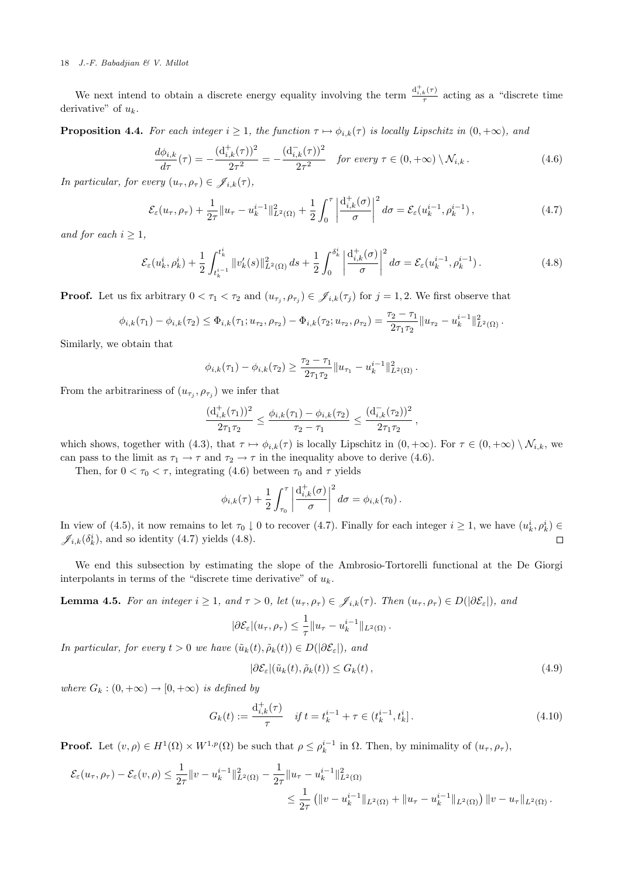We next intend to obtain a discrete energy equality involving the term $\frac{\mathrm{d}^+_{i,k}(\tau)}{\tau}$ acting as a "discrete time derivative" of $u_k$.

**Proposition 4.4.** *For each integer $i \geq 1$, the function $\tau \mapsto \phi_{i,k}(\tau)$ is locally Lipschitz in $(0, +\infty)$, and*

$$\frac{d\phi_{i,k}}{d\tau}(\tau) = -\frac{(\mathrm{d}^+_{i,k}(\tau))^2}{2\tau^2} = -\frac{(\mathrm{d}^-_{i,k}(\tau))^2}{2\tau^2} \quad \text{for every } \tau \in (0, +\infty) \setminus \mathcal{N}_{i,k}\,. \tag{4.6}$$

*In particular, for every $(u_\tau, \rho_\tau) \in \mathscr{J}_{i,k}(\tau)$,*

$$\mathcal{E}_\varepsilon(u_\tau, \rho_\tau) + \frac{1}{2\tau}\|u_\tau - u_k^{i-1}\|^2_{L^2(\Omega)} + \frac{1}{2}\int_0^\tau \left|\frac{\mathrm{d}^+_{i,k}(\sigma)}{\sigma}\right|^2 d\sigma = \mathcal{E}_\varepsilon(u_k^{i-1}, \rho_k^{i-1})\,, \tag{4.7}$$

*and for each $i \geq 1$,*

$$\mathcal{E}_\varepsilon(u_k^i, \rho_k^i) + \frac{1}{2}\int_{t_k^{i-1}}^{t_k^i} \|v_k'(s)\|^2_{L^2(\Omega)}\, ds + \frac{1}{2}\int_0^{\delta_k^i} \left|\frac{\mathrm{d}^+_{i,k}(\sigma)}{\sigma}\right|^2 d\sigma = \mathcal{E}_\varepsilon(u_k^{i-1}, \rho_k^{i-1})\,. \tag{4.8}$$

**Proof.** Let us fix arbitrary $0 < \tau_1 < \tau_2$ and $(u_{\tau_j}, \rho_{\tau_j}) \in \mathscr{J}_{i,k}(\tau_j)$ for $j = 1, 2$. We first observe that

$$\phi_{i,k}(\tau_1) - \phi_{i,k}(\tau_2) \leq \Phi_{i,k}(\tau_1; u_{\tau_2}, \rho_{\tau_2}) - \Phi_{i,k}(\tau_2; u_{\tau_2}, \rho_{\tau_2}) = \frac{\tau_2 - \tau_1}{2\tau_1\tau_2}\|u_{\tau_2} - u_k^{i-1}\|^2_{L^2(\Omega)}\,.$$

Similarly, we obtain that

$$\phi_{i,k}(\tau_1) - \phi_{i,k}(\tau_2) \geq \frac{\tau_2 - \tau_1}{2\tau_1\tau_2}\|u_{\tau_1} - u_k^{i-1}\|^2_{L^2(\Omega)}\,.$$

From the arbitrariness of $(u_{\tau_j}, \rho_{\tau_j})$ we infer that

$$\frac{(\mathrm{d}^+_{i,k}(\tau_1))^2}{2\tau_1\tau_2} \leq \frac{\phi_{i,k}(\tau_1) - \phi_{i,k}(\tau_2)}{\tau_2 - \tau_1} \leq \frac{(\mathrm{d}^-_{i,k}(\tau_2))^2}{2\tau_1\tau_2}\,,$$

which shows, together with (4.3), that $\tau \mapsto \phi_{i,k}(\tau)$ is locally Lipschitz in $(0, +\infty)$. For $\tau \in (0, +\infty) \setminus \mathcal{N}_{i,k}$, we can pass to the limit as $\tau_1 \to \tau$ and $\tau_2 \to \tau$ in the inequality above to derive (4.6).

Then, for $0 < \tau_0 < \tau$, integrating (4.6) between $\tau_0$ and $\tau$ yields

$$\phi_{i,k}(\tau) + \frac{1}{2}\int_{\tau_0}^\tau \left|\frac{\mathrm{d}^+_{i,k}(\sigma)}{\sigma}\right|^2 d\sigma = \phi_{i,k}(\tau_0)\,.$$

In view of (4.5), it now remains to let $\tau_0 \downarrow 0$ to recover (4.7). Finally for each integer $i \geq 1$, we have $(u_k^i, \rho_k^i) \in \mathscr{J}_{i,k}(\delta_k^i)$, and so identity (4.7) yields (4.8). $\square$

We end this subsection by estimating the slope of the Ambrosio-Tortorelli functional at the De Giorgi interpolants in terms of the "discrete time derivative" of $u_k$.

**Lemma 4.5.** *For an integer $i \geq 1$, and $\tau > 0$, let $(u_\tau, \rho_\tau) \in \mathscr{J}_{i,k}(\tau)$. Then $(u_\tau, \rho_\tau) \in D(|\partial\mathcal{E}_\varepsilon|)$, and*

$$|\partial\mathcal{E}_\varepsilon|(u_\tau, \rho_\tau) \leq \frac{1}{\tau}\|u_\tau - u_k^{i-1}\|_{L^2(\Omega)}\,.$$

*In particular, for every $t > 0$ we have $(\tilde{u}_k(t), \tilde{\rho}_k(t)) \in D(|\partial\mathcal{E}_\varepsilon|)$, and*

$$|\partial\mathcal{E}_\varepsilon|(\tilde{u}_k(t), \tilde{\rho}_k(t)) \leq G_k(t)\,, \tag{4.9}$$

*where $G_k : (0, +\infty) \to [0, +\infty)$ is defined by*

$$G_k(t) := \frac{\mathrm{d}^+_{i,k}(\tau)}{\tau} \quad \text{if } t = t_k^{i-1} + \tau \in (t_k^{i-1}, t_k^i]\,. \tag{4.10}$$

**Proof.** Let $(v, \rho) \in H^1(\Omega) \times W^{1,p}(\Omega)$ be such that $\rho \leq \rho_k^{i-1}$ in $\Omega$. Then, by minimality of $(u_\tau, \rho_\tau)$,

$$\begin{aligned}
\mathcal{E}_\varepsilon(u_\tau, \rho_\tau) - \mathcal{E}_\varepsilon(v, \rho) &\leq \frac{1}{2\tau}\|v - u_k^{i-1}\|^2_{L^2(\Omega)} - \frac{1}{2\tau}\|u_\tau - u_k^{i-1}\|^2_{L^2(\Omega)} \\
&\leq \frac{1}{2\tau}\left(\|v - u_k^{i-1}\|_{L^2(\Omega)} + \|u_\tau - u_k^{i-1}\|_{L^2(\Omega)}\right)\|v - u_\tau\|_{L^2(\Omega)}\,.
\end{aligned}$$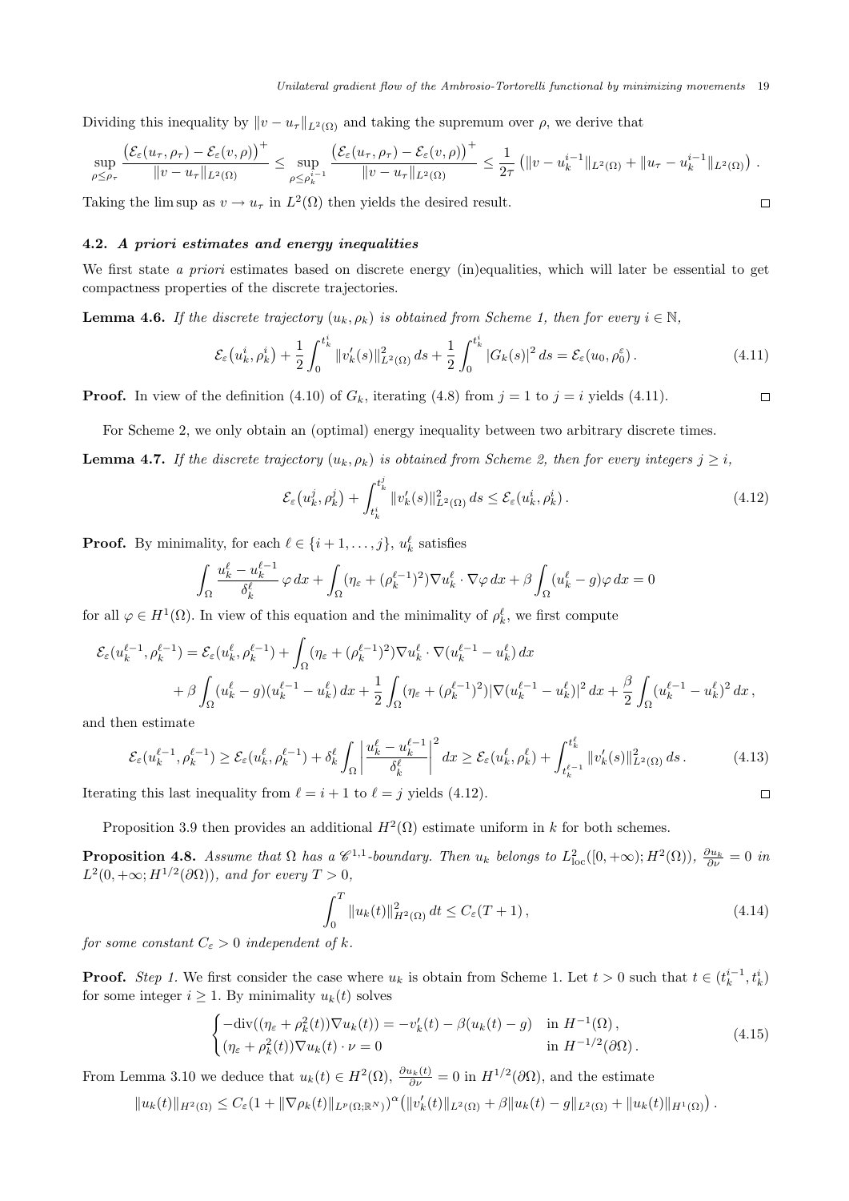Dividing this inequality by $\|v - u_\tau\|_{L^2(\Omega)}$ and taking the supremum over $\rho$, we derive that

$$\sup_{\rho\le\rho_\tau} \frac{\big(\mathcal{E}_\varepsilon(u_\tau,\rho_\tau)-\mathcal{E}_\varepsilon(v,\rho)\big)^+}{\|v-u_\tau\|_{L^2(\Omega)}} \le \sup_{\rho\le\rho_k^{i-1}} \frac{\big(\mathcal{E}_\varepsilon(u_\tau,\rho_\tau)-\mathcal{E}_\varepsilon(v,\rho)\big)^+}{\|v-u_\tau\|_{L^2(\Omega)}} \le \frac{1}{2\tau}\left(\|v-u_k^{i-1}\|_{L^2(\Omega)} + \|u_\tau - u_k^{i-1}\|_{L^2(\Omega)}\right).$$

Taking the lim sup as $v \to u_\tau$ in $L^2(\Omega)$ then yields the desired result. $\square$

### 4.2. *A priori estimates and energy inequalities*

We first state *a priori* estimates based on discrete energy (in)equalities, which will later be essential to get compactness properties of the discrete trajectories.

**Lemma 4.6.** *If the discrete trajectory $(u_k,\rho_k)$ is obtained from Scheme 1, then for every $i\in\mathbb{N}$,*

$$\mathcal{E}_\varepsilon\big(u_k^i,\rho_k^i\big) + \frac{1}{2}\int_0^{t_k^i} \|v_k'(s)\|^2_{L^2(\Omega)}\,ds + \frac{1}{2}\int_0^{t_k^i}|G_k(s)|^2\,ds = \mathcal{E}_\varepsilon(u_0,\rho_0^\varepsilon)\,. \tag{4.11}$$

**Proof.** In view of the definition (4.10) of $G_k$, iterating (4.8) from $j=1$ to $j=i$ yields (4.11). $\square$

For Scheme 2, we only obtain an (optimal) energy inequality between two arbitrary discrete times.

**Lemma 4.7.** *If the discrete trajectory $(u_k,\rho_k)$ is obtained from Scheme 2, then for every integers $j\ge i$,*

$$\mathcal{E}_\varepsilon\big(u_k^j,\rho_k^j\big) + \int_{t_k^i}^{t_k^j}\|v_k'(s)\|^2_{L^2(\Omega)}\,ds \le \mathcal{E}_\varepsilon(u_k^i,\rho_k^i)\,. \tag{4.12}$$

**Proof.** By minimality, for each $\ell\in\{i+1,\dots,j\}$, $u_k^\ell$ satisfies

$$\int_\Omega \frac{u_k^\ell - u_k^{\ell-1}}{\delta_k^\ell}\varphi\,dx + \int_\Omega(\eta_\varepsilon + (\rho_k^{\ell-1})^2)\nabla u_k^\ell\cdot\nabla\varphi\,dx + \beta\int_\Omega(u_k^\ell - g)\varphi\,dx = 0$$

for all $\varphi\in H^1(\Omega)$. In view of this equation and the minimality of $\rho_k^\ell$, we first compute

$$\begin{aligned}\mathcal{E}_\varepsilon(u_k^{\ell-1},\rho_k^{\ell-1}) &= \mathcal{E}_\varepsilon(u_k^\ell,\rho_k^{\ell-1}) + \int_\Omega(\eta_\varepsilon+(\rho_k^{\ell-1})^2)\nabla u_k^\ell\cdot\nabla(u_k^{\ell-1}-u_k^\ell)\,dx \\ &\quad + \beta\int_\Omega(u_k^\ell - g)(u_k^{\ell-1}-u_k^\ell)\,dx + \frac{1}{2}\int_\Omega(\eta_\varepsilon+(\rho_k^{\ell-1})^2)|\nabla(u_k^{\ell-1}-u_k^\ell)|^2\,dx + \frac{\beta}{2}\int_\Omega(u_k^{\ell-1}-u_k^\ell)^2\,dx\,,\end{aligned}$$

and then estimate

$$\mathcal{E}_\varepsilon(u_k^{\ell-1},\rho_k^{\ell-1}) \ge \mathcal{E}_\varepsilon(u_k^\ell,\rho_k^{\ell-1}) + \delta_k^\ell\int_\Omega\left|\frac{u_k^\ell-u_k^{\ell-1}}{\delta_k^\ell}\right|^2dx \ge \mathcal{E}_\varepsilon(u_k^\ell,\rho_k^\ell) + \int_{t_k^{\ell-1}}^{t_k^\ell}\|v_k'(s)\|^2_{L^2(\Omega)}\,ds\,. \tag{4.13}$$

Iterating this last inequality from $\ell=i+1$ to $\ell=j$ yields (4.12). $\square$

Proposition 3.9 then provides an additional $H^2(\Omega)$ estimate uniform in $k$ for both schemes.

**Proposition 4.8.** *Assume that $\Omega$ has a $\mathscr{C}^{1,1}$-boundary. Then $u_k$ belongs to $L^2_{\rm loc}([0,+\infty);H^2(\Omega))$, $\frac{\partial u_k}{\partial\nu}=0$ in $L^2(0,+\infty;H^{1/2}(\partial\Omega))$, and for every $T>0$,*

$$\int_0^T\|u_k(t)\|^2_{H^2(\Omega)}\,dt \le C_\varepsilon(T+1)\,, \tag{4.14}$$

*for some constant $C_\varepsilon>0$ independent of $k$.*

**Proof.** *Step 1.* We first consider the case where $u_k$ is obtain from Scheme 1. Let $t>0$ such that $t\in(t_k^{i-1},t_k^i)$ for some integer $i\ge1$. By minimality $u_k(t)$ solves

$$\begin{cases} -\operatorname{div}((\eta_\varepsilon+\rho_k^2(t))\nabla u_k(t)) = -v_k'(t) - \beta(u_k(t)-g) & \text{in } H^{-1}(\Omega)\,,\\ (\eta_\varepsilon+\rho_k^2(t))\nabla u_k(t)\cdot\nu = 0 & \text{in } H^{-1/2}(\partial\Omega)\,.\end{cases} \tag{4.15}$$

From Lemma 3.10 we deduce that $u_k(t)\in H^2(\Omega)$, $\frac{\partial u_k(t)}{\partial\nu}=0$ in $H^{1/2}(\partial\Omega)$, and the estimate

$$\|u_k(t)\|_{H^2(\Omega)} \le C_\varepsilon(1+\|\nabla\rho_k(t)\|_{L^p(\Omega;\mathbb{R}^N)})^\alpha\big(\|v_k'(t)\|_{L^2(\Omega)} + \beta\|u_k(t)-g\|_{L^2(\Omega)} + \|u_k(t)\|_{H^1(\Omega)}\big)\,.$$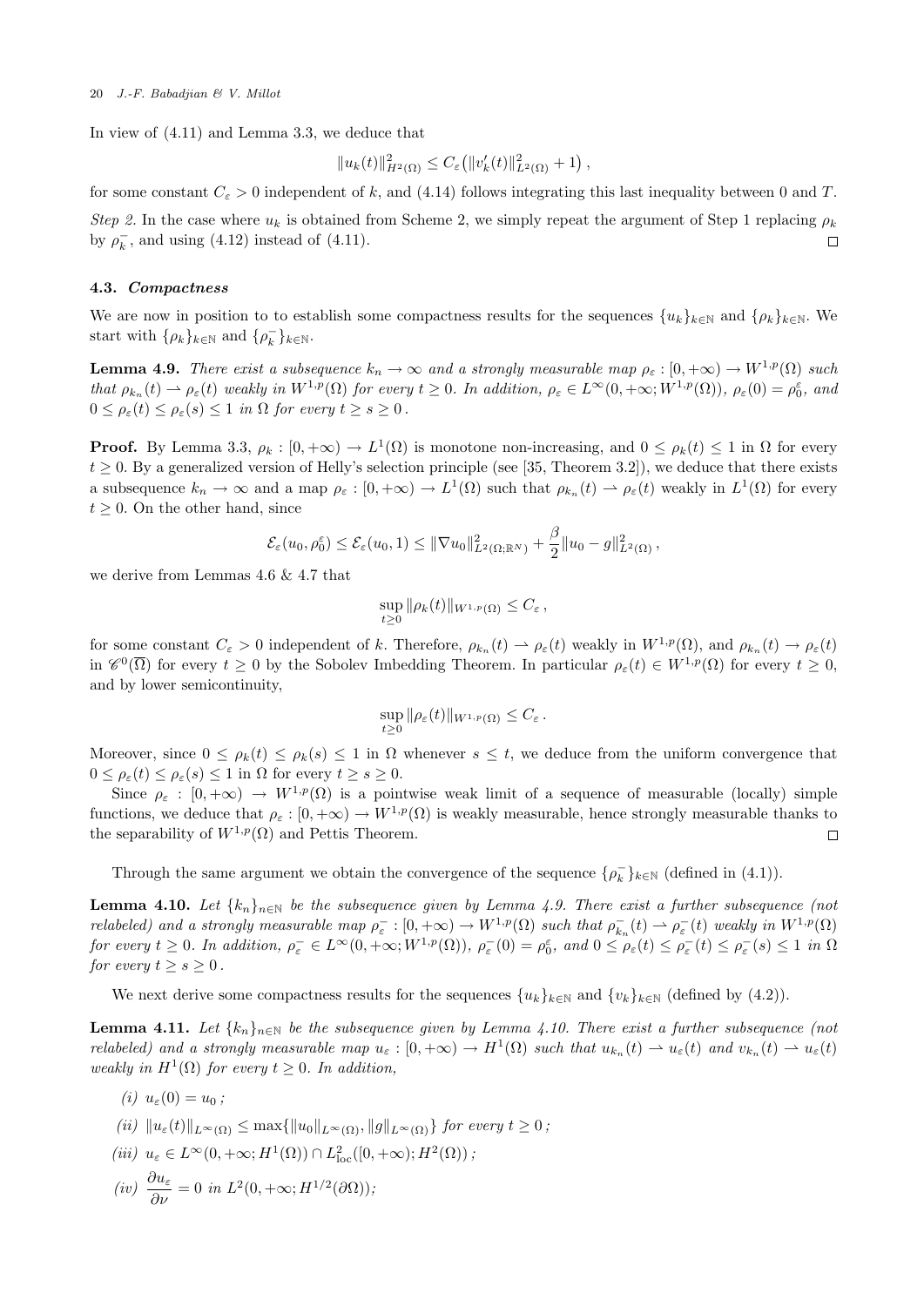In view of (4.11) and Lemma 3.3, we deduce that

$$\|u_k(t)\|^2_{H^2(\Omega)} \leq C_\varepsilon \big(\|v_k'(t)\|^2_{L^2(\Omega)} + 1\big)\,,$$

for some constant $C_\varepsilon > 0$ independent of $k$, and (4.14) follows integrating this last inequality between 0 and $T$.

*Step 2.* In the case where $u_k$ is obtained from Scheme 2, we simply repeat the argument of Step 1 replacing $\rho_k$ by $\rho_k^-$, and using (4.12) instead of (4.11). □

### 4.3. *Compactness*

We are now in position to to establish some compactness results for the sequences $\{u_k\}_{k\in\mathbb{N}}$ and $\{\rho_k\}_{k\in\mathbb{N}}$. We start with $\{\rho_k\}_{k\in\mathbb{N}}$ and $\{\rho_k^-\}_{k\in\mathbb{N}}$.

**Lemma 4.9.** *There exist a subsequence $k_n \to \infty$ and a strongly measurable map $\rho_\varepsilon : [0,+\infty) \to W^{1,p}(\Omega)$ such that $\rho_{k_n}(t) \rightharpoonup \rho_\varepsilon(t)$ weakly in $W^{1,p}(\Omega)$ for every $t \geq 0$. In addition, $\rho_\varepsilon \in L^\infty(0,+\infty; W^{1,p}(\Omega))$, $\rho_\varepsilon(0) = \rho_0^\varepsilon$, and $0 \leq \rho_\varepsilon(t) \leq \rho_\varepsilon(s) \leq 1$ in $\Omega$ for every $t \geq s \geq 0$.*

**Proof.** By Lemma 3.3, $\rho_k : [0,+\infty) \to L^1(\Omega)$ is monotone non-increasing, and $0 \leq \rho_k(t) \leq 1$ in $\Omega$ for every $t \geq 0$. By a generalized version of Helly's selection principle (see [35, Theorem 3.2]), we deduce that there exists a subsequence $k_n \to \infty$ and a map $\rho_\varepsilon : [0,+\infty) \to L^1(\Omega)$ such that $\rho_{k_n}(t) \rightharpoonup \rho_\varepsilon(t)$ weakly in $L^1(\Omega)$ for every $t \geq 0$. On the other hand, since

$$\mathcal{E}_\varepsilon(u_0, \rho_0^\varepsilon) \leq \mathcal{E}_\varepsilon(u_0, 1) \leq \|\nabla u_0\|^2_{L^2(\Omega;\mathbb{R}^N)} + \frac{\beta}{2}\|u_0 - g\|^2_{L^2(\Omega)}\,,$$

we derive from Lemmas 4.6 & 4.7 that

$$\sup_{t\geq 0} \|\rho_k(t)\|_{W^{1,p}(\Omega)} \leq C_\varepsilon\,,$$

for some constant $C_\varepsilon > 0$ independent of $k$. Therefore, $\rho_{k_n}(t) \rightharpoonup \rho_\varepsilon(t)$ weakly in $W^{1,p}(\Omega)$, and $\rho_{k_n}(t) \to \rho_\varepsilon(t)$ in $\mathscr{C}^0(\overline{\Omega})$ for every $t \geq 0$ by the Sobolev Imbedding Theorem. In particular $\rho_\varepsilon(t) \in W^{1,p}(\Omega)$ for every $t \geq 0$, and by lower semicontinuity,

$$\sup_{t\geq 0} \|\rho_\varepsilon(t)\|_{W^{1,p}(\Omega)} \leq C_\varepsilon\,.$$

Moreover, since $0 \leq \rho_k(t) \leq \rho_k(s) \leq 1$ in $\Omega$ whenever $s \leq t$, we deduce from the uniform convergence that $0 \leq \rho_\varepsilon(t) \leq \rho_\varepsilon(s) \leq 1$ in $\Omega$ for every $t \geq s \geq 0$.

Since $\rho_\varepsilon : [0,+\infty) \to W^{1,p}(\Omega)$ is a pointwise weak limit of a sequence of measurable (locally) simple functions, we deduce that $\rho_\varepsilon : [0,+\infty) \to W^{1,p}(\Omega)$ is weakly measurable, hence strongly measurable thanks to the separability of $W^{1,p}(\Omega)$ and Pettis Theorem. □

Through the same argument we obtain the convergence of the sequence $\{\rho_k^-\}_{k\in\mathbb{N}}$ (defined in (4.1)).

**Lemma 4.10.** *Let $\{k_n\}_{n\in\mathbb{N}}$ be the subsequence given by Lemma 4.9. There exist a further subsequence (not relabeled) and a strongly measurable map $\rho_\varepsilon^- : [0,+\infty) \to W^{1,p}(\Omega)$ such that $\rho_{k_n}^-(t) \rightharpoonup \rho_\varepsilon^-(t)$ weakly in $W^{1,p}(\Omega)$ for every $t \geq 0$. In addition, $\rho_\varepsilon^- \in L^\infty(0,+\infty; W^{1,p}(\Omega))$, $\rho_\varepsilon^-(0) = \rho_0^\varepsilon$, and $0 \leq \rho_\varepsilon(t) \leq \rho_\varepsilon^-(t) \leq \rho_\varepsilon^-(s) \leq 1$ in $\Omega$ for every $t \geq s \geq 0$.*

We next derive some compactness results for the sequences $\{u_k\}_{k\in\mathbb{N}}$ and $\{v_k\}_{k\in\mathbb{N}}$ (defined by (4.2)).

**Lemma 4.11.** *Let $\{k_n\}_{n\in\mathbb{N}}$ be the subsequence given by Lemma 4.10. There exist a further subsequence (not relabeled) and a strongly measurable map $u_\varepsilon : [0,+\infty) \to H^1(\Omega)$ such that $u_{k_n}(t) \rightharpoonup u_\varepsilon(t)$ and $v_{k_n}(t) \rightharpoonup u_\varepsilon(t)$ weakly in $H^1(\Omega)$ for every $t \geq 0$. In addition,*

*(i)* $u_\varepsilon(0) = u_0$ *;*

*(ii)* $\|u_\varepsilon(t)\|_{L^\infty(\Omega)} \leq \max\{\|u_0\|_{L^\infty(\Omega)}, \|g\|_{L^\infty(\Omega)}\}$ *for every* $t \geq 0$ *;*

*(iii)* $u_\varepsilon \in L^\infty(0,+\infty; H^1(\Omega)) \cap L^2_{\rm loc}([0,+\infty); H^2(\Omega))$ *;*

*(iv)* $\dfrac{\partial u_\varepsilon}{\partial \nu} = 0$ *in* $L^2(0,+\infty; H^{1/2}(\partial\Omega))$*;*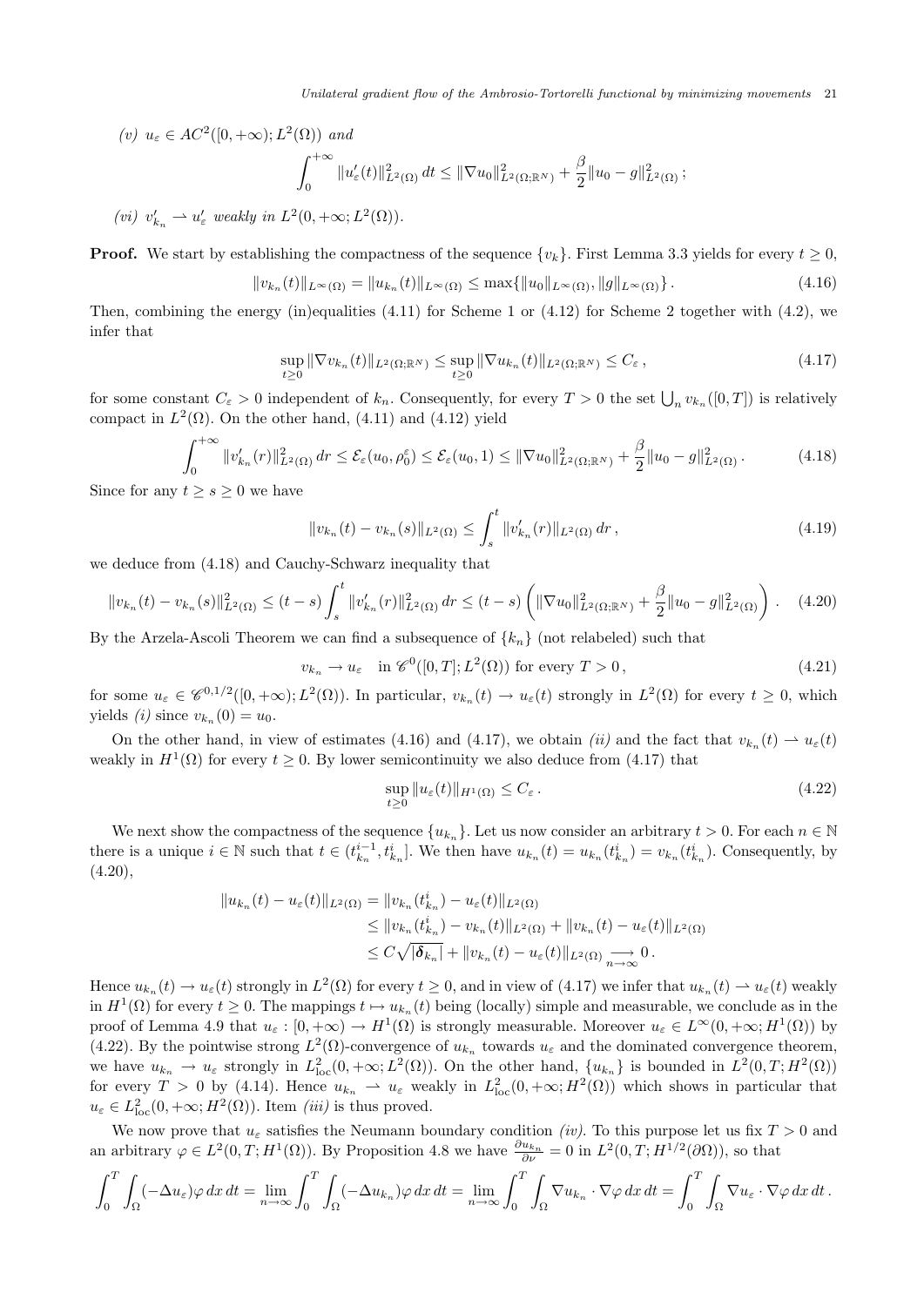*(v)* $u_\varepsilon \in AC^2([0,+\infty); L^2(\Omega))$ and

$$\int_0^{+\infty} \|u_\varepsilon'(t)\|^2_{L^2(\Omega)}\, dt \le \|\nabla u_0\|^2_{L^2(\Omega;\mathbb{R}^N)} + \frac{\beta}{2}\|u_0 - g\|^2_{L^2(\Omega)}\,;$$

*(vi)* $v_{k_n}' \rightharpoonup u_\varepsilon'$ weakly in $L^2(0,+\infty; L^2(\Omega))$.

**Proof.** We start by establishing the compactness of the sequence $\{v_k\}$. First Lemma 3.3 yields for every $t \ge 0$,

$$\|v_{k_n}(t)\|_{L^\infty(\Omega)} = \|u_{k_n}(t)\|_{L^\infty(\Omega)} \le \max\{\|u_0\|_{L^\infty(\Omega)}, \|g\|_{L^\infty(\Omega)}\}\,. \tag{4.16}$$

Then, combining the energy (in)equalities (4.11) for Scheme 1 or (4.12) for Scheme 2 together with (4.2), we infer that

$$\sup_{t\ge 0}\|\nabla v_{k_n}(t)\|_{L^2(\Omega;\mathbb{R}^N)} \le \sup_{t\ge0}\|\nabla u_{k_n}(t)\|_{L^2(\Omega;\mathbb{R}^N)} \le C_\varepsilon\,, \tag{4.17}$$

for some constant $C_\varepsilon > 0$ independent of $k_n$. Consequently, for every $T > 0$ the set $\bigcup_n v_{k_n}([0,T])$ is relatively compact in $L^2(\Omega)$. On the other hand, (4.11) and (4.12) yield

$$\int_0^{+\infty}\|v_{k_n}'(r)\|^2_{L^2(\Omega)}\, dr \le \mathcal{E}_\varepsilon(u_0, \rho_0^\varepsilon) \le \mathcal{E}_\varepsilon(u_0, 1) \le \|\nabla u_0\|^2_{L^2(\Omega;\mathbb{R}^N)} + \frac{\beta}{2}\|u_0 - g\|^2_{L^2(\Omega)}\,. \tag{4.18}$$

Since for any $t \ge s \ge 0$ we have

$$\|v_{k_n}(t) - v_{k_n}(s)\|_{L^2(\Omega)} \le \int_s^t \|v_{k_n}'(r)\|_{L^2(\Omega)}\, dr\,, \tag{4.19}$$

we deduce from (4.18) and Cauchy-Schwarz inequality that

$$\|v_{k_n}(t) - v_{k_n}(s)\|^2_{L^2(\Omega)} \le (t-s)\int_s^t \|v_{k_n}'(r)\|^2_{L^2(\Omega)}\, dr \le (t-s)\left(\|\nabla u_0\|^2_{L^2(\Omega;\mathbb{R}^N)} + \frac{\beta}{2}\|u_0 - g\|^2_{L^2(\Omega)}\right). \tag{4.20}$$

By the Arzela-Ascoli Theorem we can find a subsequence of $\{k_n\}$ (not relabeled) such that

$$v_{k_n} \to u_\varepsilon \quad \text{in } \mathscr{C}^0([0,T]; L^2(\Omega)) \text{ for every } T > 0\,, \tag{4.21}$$

for some $u_\varepsilon \in \mathscr{C}^{0,1/2}([0,+\infty); L^2(\Omega))$. In particular, $v_{k_n}(t) \to u_\varepsilon(t)$ strongly in $L^2(\Omega)$ for every $t \ge 0$, which yields *(i)* since $v_{k_n}(0) = u_0$.

On the other hand, in view of estimates (4.16) and (4.17), we obtain *(ii)* and the fact that $v_{k_n}(t) \rightharpoonup u_\varepsilon(t)$ weakly in $H^1(\Omega)$ for every $t \ge 0$. By lower semicontinuity we also deduce from (4.17) that

$$\sup_{t\ge0}\|u_\varepsilon(t)\|_{H^1(\Omega)} \le C_\varepsilon\,. \tag{4.22}$$

We next show the compactness of the sequence $\{u_{k_n}\}$. Let us now consider an arbitrary $t > 0$. For each $n \in \mathbb{N}$ there is a unique $i \in \mathbb{N}$ such that $t \in (t^{i-1}_{k_n}, t^i_{k_n}]$. We then have $u_{k_n}(t) = u_{k_n}(t^i_{k_n}) = v_{k_n}(t^i_{k_n})$. Consequently, by (4.20),

$$\begin{aligned}
\|u_{k_n}(t) - u_\varepsilon(t)\|_{L^2(\Omega)} &= \|v_{k_n}(t^i_{k_n}) - u_\varepsilon(t)\|_{L^2(\Omega)}\\
&\le \|v_{k_n}(t^i_{k_n}) - v_{k_n}(t)\|_{L^2(\Omega)} + \|v_{k_n}(t) - u_\varepsilon(t)\|_{L^2(\Omega)}\\
&\le C\sqrt{|\boldsymbol{\delta}_{k_n}|} + \|v_{k_n}(t) - u_\varepsilon(t)\|_{L^2(\Omega)} \underset{n\to\infty}{\longrightarrow} 0\,.
\end{aligned}$$

Hence $u_{k_n}(t) \to u_\varepsilon(t)$ strongly in $L^2(\Omega)$ for every $t \ge 0$, and in view of (4.17) we infer that $u_{k_n}(t) \rightharpoonup u_\varepsilon(t)$ weakly in $H^1(\Omega)$ for every $t \ge 0$. The mappings $t \mapsto u_{k_n}(t)$ being (locally) simple and measurable, we conclude as in the proof of Lemma 4.9 that $u_\varepsilon : [0,+\infty) \to H^1(\Omega)$ is strongly measurable. Moreover $u_\varepsilon \in L^\infty(0,+\infty; H^1(\Omega))$ by (4.22). By the pointwise strong $L^2(\Omega)$-convergence of $u_{k_n}$ towards $u_\varepsilon$ and the dominated convergence theorem, we have $u_{k_n} \to u_\varepsilon$ strongly in $L^2_{\rm loc}(0,+\infty; L^2(\Omega))$. On the other hand, $\{u_{k_n}\}$ is bounded in $L^2(0,T; H^2(\Omega))$ for every $T > 0$ by (4.14). Hence $u_{k_n} \rightharpoonup u_\varepsilon$ weakly in $L^2_{\rm loc}(0,+\infty; H^2(\Omega))$ which shows in particular that $u_\varepsilon \in L^2_{\rm loc}(0,+\infty; H^2(\Omega))$. Item *(iii)* is thus proved.

We now prove that $u_\varepsilon$ satisfies the Neumann boundary condition *(iv)*. To this purpose let us fix $T > 0$ and an arbitrary $\varphi \in L^2(0,T; H^1(\Omega))$. By Proposition 4.8 we have $\frac{\partial u_{k_n}}{\partial \nu} = 0$ in $L^2(0,T; H^{1/2}(\partial\Omega))$, so that

$$\int_0^T\!\!\int_\Omega (-\Delta u_\varepsilon)\varphi\, dx\, dt = \lim_{n\to\infty}\int_0^T\!\!\int_\Omega(-\Delta u_{k_n})\varphi\, dx\, dt = \lim_{n\to\infty}\int_0^T\!\!\int_\Omega \nabla u_{k_n}\cdot\nabla\varphi\, dx\, dt = \int_0^T\!\!\int_\Omega \nabla u_\varepsilon\cdot\nabla\varphi\, dx\, dt\,.$$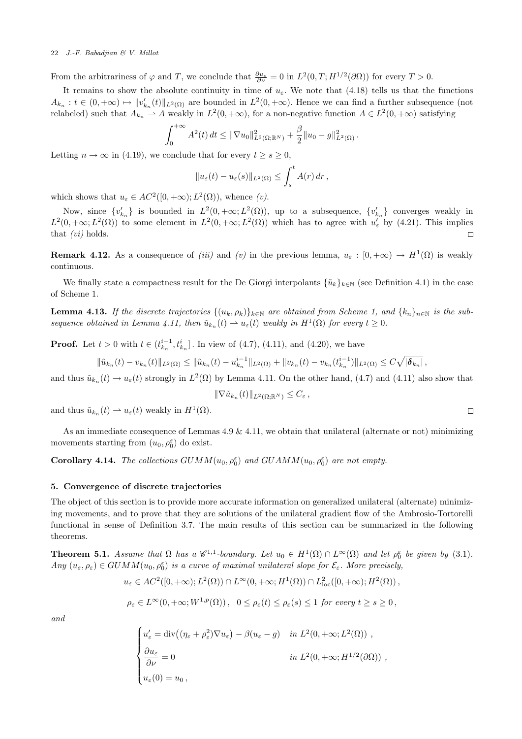From the arbitrariness of $\varphi$ and $T$, we conclude that $\frac{\partial u_\varepsilon}{\partial \nu} = 0$ in $L^2(0,T;H^{1/2}(\partial\Omega))$ for every $T>0$.

It remains to show the absolute continuity in time of $u_\varepsilon$. We note that (4.18) tells us that the functions $A_{k_n} : t \in (0,+\infty) \mapsto \|v'_{k_n}(t)\|_{L^2(\Omega)}$ are bounded in $L^2(0,+\infty)$. Hence we can find a further subsequence (not relabeled) such that $A_{k_n} \rightharpoonup A$ weakly in $L^2(0,+\infty)$, for a non-negative function $A \in L^2(0,+\infty)$ satisfying

$$\int_0^{+\infty} A^2(t)\,dt \leq \|\nabla u_0\|^2_{L^2(\Omega;\mathbb{R}^N)} + \frac{\beta}{2}\|u_0 - g\|^2_{L^2(\Omega)}\,.$$

Letting $n\to\infty$ in (4.19), we conclude that for every $t \geq s \geq 0$,

$$\|u_\varepsilon(t) - u_\varepsilon(s)\|_{L^2(\Omega)} \leq \int_s^t A(r)\,dr\,,$$

which shows that $u_\varepsilon \in AC^2([0,+\infty);L^2(\Omega))$, whence *(v)*.

Now, since $\{v'_{k_n}\}$ is bounded in $L^2(0,+\infty;L^2(\Omega))$, up to a subsequence, $\{v'_{k_n}\}$ converges weakly in $L^2(0,+\infty;L^2(\Omega))$ to some element in $L^2(0,+\infty;L^2(\Omega))$ which has to agree with $u'_\varepsilon$ by (4.21). This implies that *(vi)* holds. □

**Remark 4.12.** As a consequence of *(iii)* and *(v)* in the previous lemma, $u_\varepsilon : [0,+\infty) \to H^1(\Omega)$ is weakly continuous.

We finally state a compactness result for the De Giorgi interpolants $\{\tilde{u}_k\}_{k\in\mathbb{N}}$ (see Definition 4.1) in the case of Scheme 1.

**Lemma 4.13.** *If the discrete trajectories $\{(u_k,\rho_k)\}_{k\in\mathbb{N}}$ are obtained from Scheme 1, and $\{k_n\}_{n\in\mathbb{N}}$ is the subsequence obtained in Lemma 4.11, then $\tilde{u}_{k_n}(t) \rightharpoonup u_\varepsilon(t)$ weakly in $H^1(\Omega)$ for every $t \geq 0$.*

**Proof.** Let $t>0$ with $t \in (t^{i-1}_{k_n}, t^i_{k_n}]$. In view of (4.7), (4.11), and (4.20), we have

$$\|\tilde{u}_{k_n}(t) - v_{k_n}(t)\|_{L^2(\Omega)} \leq \|\tilde{u}_{k_n}(t) - u^{i-1}_{k_n}\|_{L^2(\Omega)} + \|v_{k_n}(t) - v_{k_n}(t^{i-1}_{k_n})\|_{L^2(\Omega)} \leq C\sqrt{|\boldsymbol{\delta}_{k_n}|}\,,$$

and thus $\tilde{u}_{k_n}(t) \to u_\varepsilon(t)$ strongly in $L^2(\Omega)$ by Lemma 4.11. On the other hand, (4.7) and (4.11) also show that

$$\|\nabla \tilde{u}_{k_n}(t)\|_{L^2(\Omega;\mathbb{R}^N)} \leq C_\varepsilon\,,$$

and thus $\tilde{u}_{k_n}(t) \rightharpoonup u_\varepsilon(t)$ weakly in $H^1(\Omega)$. □

As an immediate consequence of Lemmas 4.9 & 4.11, we obtain that unilateral (alternate or not) minimizing movements starting from $(u_0,\rho^\varepsilon_0)$ do exist.

**Corollary 4.14.** *The collections $GUMM(u_0,\rho^\varepsilon_0)$ and $GUAMM(u_0,\rho^\varepsilon_0)$ are not empty.*

## 5. Convergence of discrete trajectories

The object of this section is to provide more accurate information on generalized unilateral (alternate) minimizing movements, and to prove that they are solutions of the unilateral gradient flow of the Ambrosio-Tortorelli functional in sense of Definition 3.7. The main results of this section can be summarized in the following theorems.

**Theorem 5.1.** *Assume that $\Omega$ has a $\mathscr{C}^{1,1}$-boundary. Let $u_0 \in H^1(\Omega)\cap L^\infty(\Omega)$ and let $\rho^\varepsilon_0$ be given by (3.1). Any $(u_\varepsilon,\rho_\varepsilon) \in GUMM(u_0,\rho^\varepsilon_0)$ is a curve of maximal unilateral slope for $\mathcal{E}_\varepsilon$. More precisely,*

$$u_\varepsilon \in AC^2([0,+\infty);L^2(\Omega)) \cap L^\infty(0,+\infty;H^1(\Omega)) \cap L^2_{\rm loc}([0,+\infty);H^2(\Omega))\,,$$

$$\rho_\varepsilon \in L^\infty(0,+\infty;W^{1,p}(\Omega))\,,\quad 0 \leq \rho_\varepsilon(t) \leq \rho_\varepsilon(s) \leq 1 \text{ for every } t \geq s \geq 0\,,$$

*and*

$$\begin{cases} u'_\varepsilon = \operatorname{div}\big((\eta_\varepsilon + \rho^2_\varepsilon)\nabla u_\varepsilon\big) - \beta(u_\varepsilon - g) & \text{in } L^2(0,+\infty;L^2(\Omega))\,, \\[2mm] \dfrac{\partial u_\varepsilon}{\partial \nu} = 0 & \text{in } L^2(0,+\infty;H^{1/2}(\partial\Omega))\,, \\[2mm] u_\varepsilon(0) = u_0\,, \end{cases}$$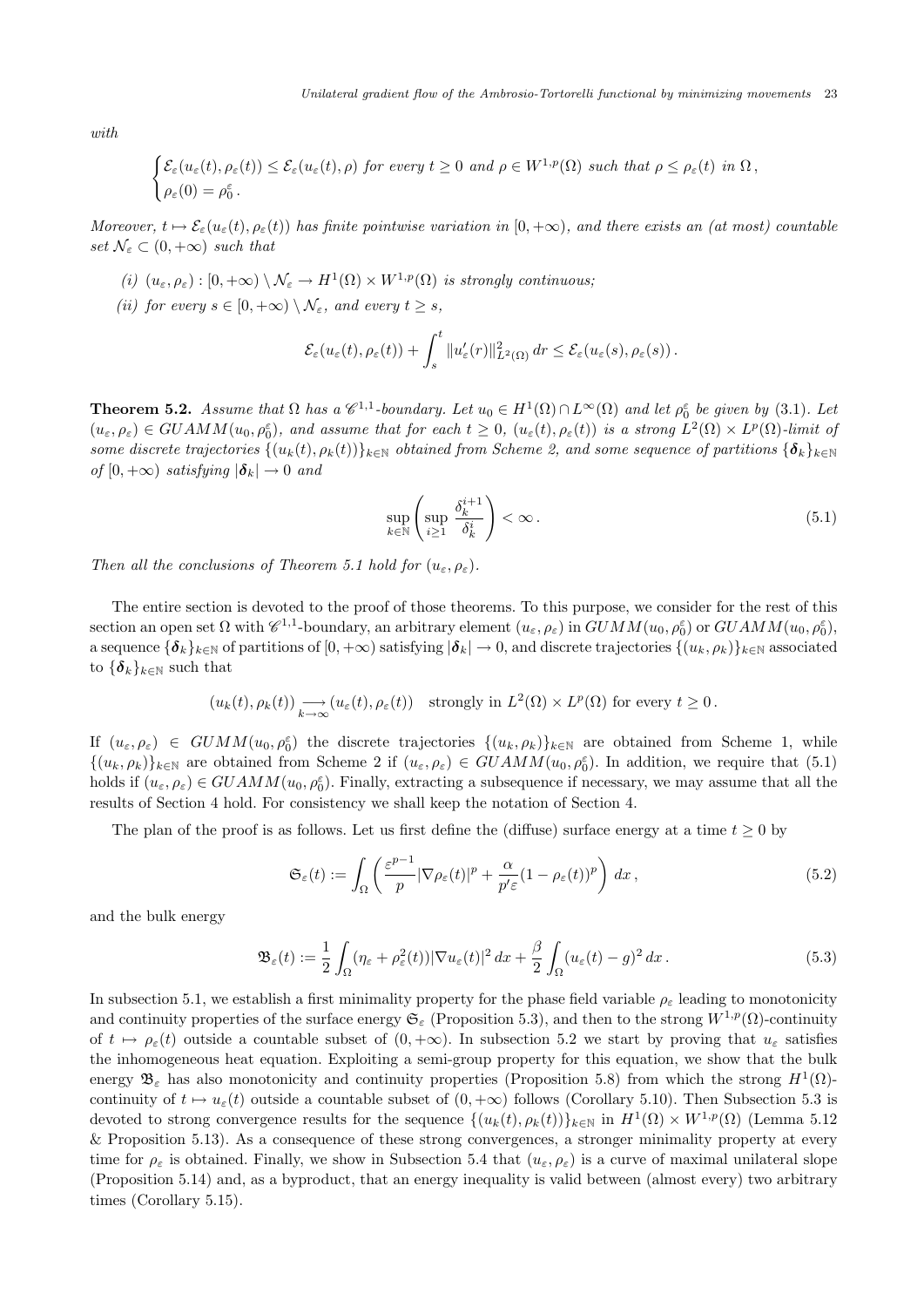*with*

$$\begin{cases} \mathcal{E}_\varepsilon(u_\varepsilon(t),\rho_\varepsilon(t)) \leq \mathcal{E}_\varepsilon(u_\varepsilon(t),\rho) \text{ for every } t\geq 0 \text{ and } \rho\in W^{1,p}(\Omega) \text{ such that } \rho\leq\rho_\varepsilon(t) \text{ in } \Omega\,,\\ \rho_\varepsilon(0)=\rho_0^\varepsilon\,. \end{cases}$$

*Moreover, $t\mapsto\mathcal{E}_\varepsilon(u_\varepsilon(t),\rho_\varepsilon(t))$ has finite pointwise variation in $[0,+\infty)$, and there exists an (at most) countable set $\mathcal{N}_\varepsilon\subset(0,+\infty)$ such that*

*(i) $(u_\varepsilon,\rho_\varepsilon):[0,+\infty)\setminus\mathcal{N}_\varepsilon\to H^1(\Omega)\times W^{1,p}(\Omega)$ is strongly continuous;*

*(ii) for every $s\in[0,+\infty)\setminus\mathcal{N}_\varepsilon$, and every $t\geq s$,*

$$\mathcal{E}_\varepsilon(u_\varepsilon(t),\rho_\varepsilon(t))+\int_s^t\|u_\varepsilon'(r)\|^2_{L^2(\Omega)}\,dr\leq\mathcal{E}_\varepsilon(u_\varepsilon(s),\rho_\varepsilon(s))\,.$$

**Theorem 5.2.** *Assume that $\Omega$ has a $\mathscr{C}^{1,1}$-boundary. Let $u_0\in H^1(\Omega)\cap L^\infty(\Omega)$ and let $\rho_0^\varepsilon$ be given by (3.1). Let $(u_\varepsilon,\rho_\varepsilon)\in GUAMM(u_0,\rho_0^\varepsilon)$, and assume that for each $t\geq 0$, $(u_\varepsilon(t),\rho_\varepsilon(t))$ is a strong $L^2(\Omega)\times L^p(\Omega)$-limit of some discrete trajectories $\{(u_k(t),\rho_k(t))\}_{k\in\mathbb{N}}$ obtained from Scheme 2, and some sequence of partitions $\{\boldsymbol{\delta}_k\}_{k\in\mathbb{N}}$ of $[0,+\infty)$ satisfying $|\boldsymbol{\delta}_k|\to 0$ and*

$$\sup_{k\in\mathbb{N}}\left(\sup_{i\geq 1}\frac{\delta_k^{i+1}}{\delta_k^i}\right)<\infty\,. \tag{5.1}$$

*Then all the conclusions of Theorem 5.1 hold for $(u_\varepsilon,\rho_\varepsilon)$.*

The entire section is devoted to the proof of those theorems. To this purpose, we consider for the rest of this section an open set $\Omega$ with $\mathscr{C}^{1,1}$-boundary, an arbitrary element $(u_\varepsilon,\rho_\varepsilon)$ in $GUMM(u_0,\rho_0^\varepsilon)$ or $GUAMM(u_0,\rho_0^\varepsilon)$, a sequence $\{\boldsymbol{\delta}_k\}_{k\in\mathbb{N}}$ of partitions of $[0,+\infty)$ satisfying $|\boldsymbol{\delta}_k|\to 0$, and discrete trajectories $\{(u_k,\rho_k)\}_{k\in\mathbb{N}}$ associated to $\{\boldsymbol{\delta}_k\}_{k\in\mathbb{N}}$ such that

$$(u_k(t),\rho_k(t))\underset{k\to\infty}{\longrightarrow}(u_\varepsilon(t),\rho_\varepsilon(t))\quad\text{strongly in } L^2(\Omega)\times L^p(\Omega) \text{ for every } t\geq 0\,.$$

If $(u_\varepsilon,\rho_\varepsilon)\in GUMM(u_0,\rho_0^\varepsilon)$ the discrete trajectories $\{(u_k,\rho_k)\}_{k\in\mathbb{N}}$ are obtained from Scheme 1, while $\{(u_k,\rho_k)\}_{k\in\mathbb{N}}$ are obtained from Scheme 2 if $(u_\varepsilon,\rho_\varepsilon)\in GUAMM(u_0,\rho_0^\varepsilon)$. In addition, we require that (5.1) holds if $(u_\varepsilon,\rho_\varepsilon)\in GUAMM(u_0,\rho_0^\varepsilon)$. Finally, extracting a subsequence if necessary, we may assume that all the results of Section 4 hold. For consistency we shall keep the notation of Section 4.

The plan of the proof is as follows. Let us first define the (diffuse) surface energy at a time $t\geq 0$ by

$$\mathfrak{S}_\varepsilon(t):=\int_\Omega\left(\frac{\varepsilon^{p-1}}{p}|\nabla\rho_\varepsilon(t)|^p+\frac{\alpha}{p'\varepsilon}(1-\rho_\varepsilon(t))^p\right)dx\,, \tag{5.2}$$

and the bulk energy

$$\mathfrak{B}_\varepsilon(t):=\frac{1}{2}\int_\Omega(\eta_\varepsilon+\rho_\varepsilon^2(t))|\nabla u_\varepsilon(t)|^2\,dx+\frac{\beta}{2}\int_\Omega(u_\varepsilon(t)-g)^2\,dx\,. \tag{5.3}$$

In subsection 5.1, we establish a first minimality property for the phase field variable $\rho_\varepsilon$ leading to monotonicity and continuity properties of the surface energy $\mathfrak{S}_\varepsilon$ (Proposition 5.3), and then to the strong $W^{1,p}(\Omega)$-continuity of $t\mapsto\rho_\varepsilon(t)$ outside a countable subset of $(0,+\infty)$. In subsection 5.2 we start by proving that $u_\varepsilon$ satisfies the inhomogeneous heat equation. Exploiting a semi-group property for this equation, we show that the bulk energy $\mathfrak{B}_\varepsilon$ has also monotonicity and continuity properties (Proposition 5.8) from which the strong $H^1(\Omega)$-continuity of $t\mapsto u_\varepsilon(t)$ outside a countable subset of $(0,+\infty)$ follows (Corollary 5.10). Then Subsection 5.3 is devoted to strong convergence results for the sequence $\{(u_k(t),\rho_k(t))\}_{k\in\mathbb{N}}$ in $H^1(\Omega)\times W^{1,p}(\Omega)$ (Lemma 5.12 & Proposition 5.13). As a consequence of these strong convergences, a stronger minimality property at every time for $\rho_\varepsilon$ is obtained. Finally, we show in Subsection 5.4 that $(u_\varepsilon,\rho_\varepsilon)$ is a curve of maximal unilateral slope (Proposition 5.14) and, as a byproduct, that an energy inequality is valid between (almost every) two arbitrary times (Corollary 5.15).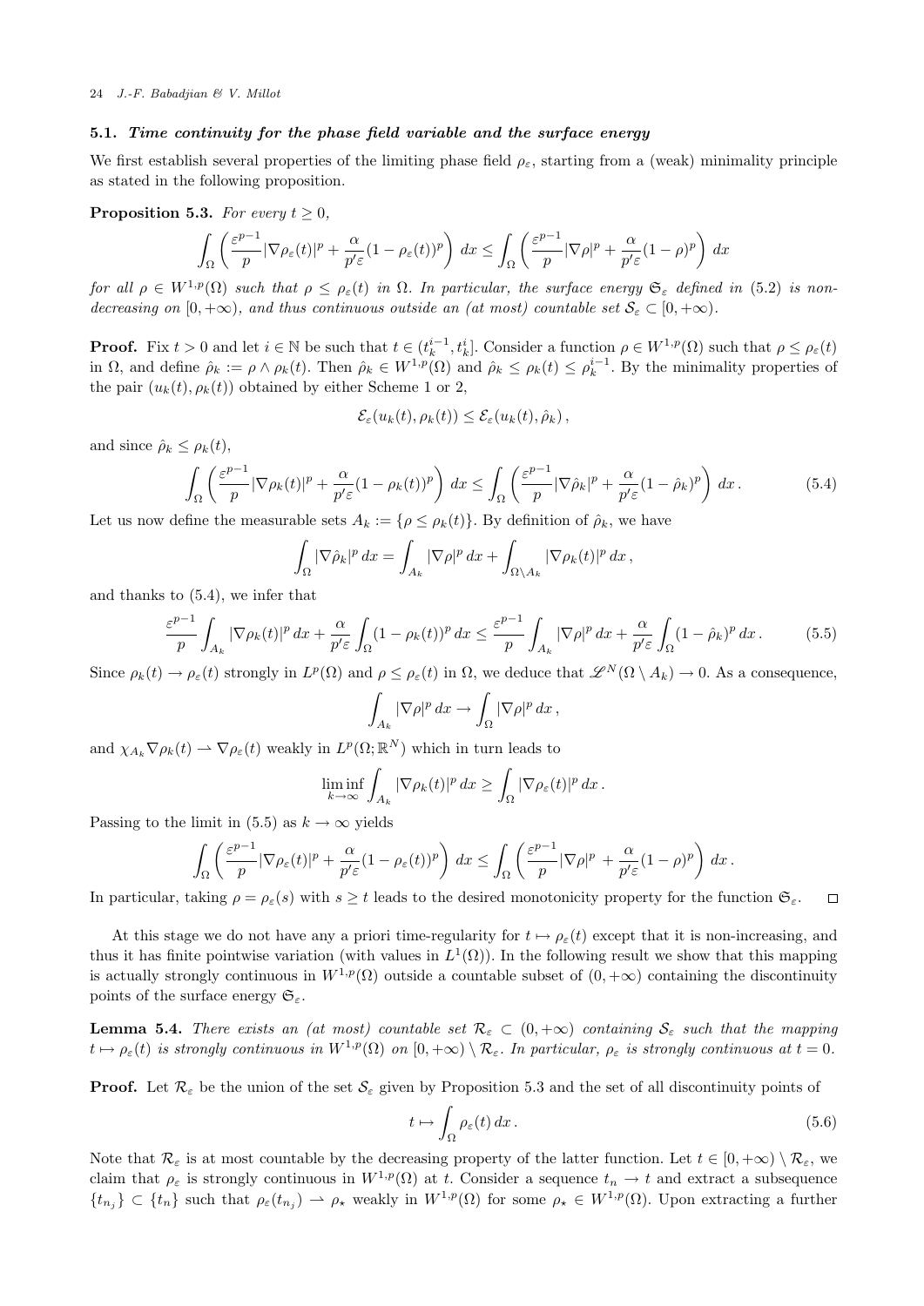### 5.1. *Time continuity for the phase field variable and the surface energy*

We first establish several properties of the limiting phase field $\rho_\varepsilon$, starting from a (weak) minimality principle as stated in the following proposition.

**Proposition 5.3.** *For every $t \geq 0$,*

$$\int_\Omega \left( \frac{\varepsilon^{p-1}}{p} |\nabla \rho_\varepsilon(t)|^p + \frac{\alpha}{p'\varepsilon}(1-\rho_\varepsilon(t))^p \right) dx \leq \int_\Omega \left( \frac{\varepsilon^{p-1}}{p} |\nabla \rho|^p + \frac{\alpha}{p'\varepsilon}(1-\rho)^p \right) dx$$

*for all $\rho \in W^{1,p}(\Omega)$ such that $\rho \leq \rho_\varepsilon(t)$ in $\Omega$. In particular, the surface energy $\mathfrak{S}_\varepsilon$ defined in (5.2) is non-decreasing on $[0, +\infty)$, and thus continuous outside an (at most) countable set $\mathcal{S}_\varepsilon \subset [0, +\infty)$.*

**Proof.** Fix $t > 0$ and let $i \in \mathbb{N}$ be such that $t \in (t_k^{i-1}, t_k^i]$. Consider a function $\rho \in W^{1,p}(\Omega)$ such that $\rho \leq \rho_\varepsilon(t)$ in $\Omega$, and define $\hat\rho_k := \rho \wedge \rho_k(t)$. Then $\hat\rho_k \in W^{1,p}(\Omega)$ and $\hat\rho_k \leq \rho_k(t) \leq \rho_k^{i-1}$. By the minimality properties of the pair $(u_k(t), \rho_k(t))$ obtained by either Scheme 1 or 2,

$$\mathcal{E}_\varepsilon(u_k(t), \rho_k(t)) \leq \mathcal{E}_\varepsilon(u_k(t), \hat\rho_k)\,,$$

and since $\hat\rho_k \leq \rho_k(t)$,

$$\int_\Omega \left( \frac{\varepsilon^{p-1}}{p} |\nabla \rho_k(t)|^p + \frac{\alpha}{p'\varepsilon}(1-\rho_k(t))^p \right) dx \leq \int_\Omega \left( \frac{\varepsilon^{p-1}}{p} |\nabla \hat\rho_k|^p + \frac{\alpha}{p'\varepsilon}(1-\hat\rho_k)^p \right) dx\,. \tag{5.4}$$

Let us now define the measurable sets $A_k := \{\rho \leq \rho_k(t)\}$. By definition of $\hat\rho_k$, we have

$$\int_\Omega |\nabla \hat\rho_k|^p\, dx = \int_{A_k} |\nabla \rho|^p\, dx + \int_{\Omega \setminus A_k} |\nabla \rho_k(t)|^p\, dx\,,$$

and thanks to (5.4), we infer that

$$\frac{\varepsilon^{p-1}}{p} \int_{A_k} |\nabla \rho_k(t)|^p\, dx + \frac{\alpha}{p'\varepsilon} \int_\Omega (1-\rho_k(t))^p\, dx \leq \frac{\varepsilon^{p-1}}{p} \int_{A_k} |\nabla \rho|^p\, dx + \frac{\alpha}{p'\varepsilon} \int_\Omega (1-\hat\rho_k)^p\, dx\,. \tag{5.5}$$

Since $\rho_k(t) \to \rho_\varepsilon(t)$ strongly in $L^p(\Omega)$ and $\rho \leq \rho_\varepsilon(t)$ in $\Omega$, we deduce that $\mathscr{L}^N(\Omega \setminus A_k) \to 0$. As a consequence,

$$\int_{A_k} |\nabla \rho|^p\, dx \to \int_\Omega |\nabla \rho|^p\, dx\,,$$

and $\chi_{A_k} \nabla \rho_k(t) \rightharpoonup \nabla \rho_\varepsilon(t)$ weakly in $L^p(\Omega; \mathbb{R}^N)$ which in turn leads to

$$\liminf_{k\to\infty} \int_{A_k} |\nabla \rho_k(t)|^p\, dx \geq \int_\Omega |\nabla \rho_\varepsilon(t)|^p\, dx\,.$$

Passing to the limit in (5.5) as $k \to \infty$ yields

$$\int_\Omega \left( \frac{\varepsilon^{p-1}}{p} |\nabla \rho_\varepsilon(t)|^p + \frac{\alpha}{p'\varepsilon}(1-\rho_\varepsilon(t))^p \right) dx \leq \int_\Omega \left( \frac{\varepsilon^{p-1}}{p} |\nabla \rho|^p + \frac{\alpha}{p'\varepsilon}(1-\rho)^p \right) dx\,.$$

In particular, taking $\rho = \rho_\varepsilon(s)$ with $s \geq t$ leads to the desired monotonicity property for the function $\mathfrak{S}_\varepsilon$. $\square$

At this stage we do not have any a priori time-regularity for $t \mapsto \rho_\varepsilon(t)$ except that it is non-increasing, and thus it has finite pointwise variation (with values in $L^1(\Omega)$). In the following result we show that this mapping is actually strongly continuous in $W^{1,p}(\Omega)$ outside a countable subset of $(0, +\infty)$ containing the discontinuity points of the surface energy $\mathfrak{S}_\varepsilon$.

**Lemma 5.4.** *There exists an (at most) countable set $\mathcal{R}_\varepsilon \subset (0, +\infty)$ containing $\mathcal{S}_\varepsilon$ such that the mapping $t \mapsto \rho_\varepsilon(t)$ is strongly continuous in $W^{1,p}(\Omega)$ on $[0, +\infty) \setminus \mathcal{R}_\varepsilon$. In particular, $\rho_\varepsilon$ is strongly continuous at $t = 0$.*

**Proof.** Let $\mathcal{R}_\varepsilon$ be the union of the set $\mathcal{S}_\varepsilon$ given by Proposition 5.3 and the set of all discontinuity points of

$$t \mapsto \int_\Omega \rho_\varepsilon(t)\, dx\,. \tag{5.6}$$

Note that $\mathcal{R}_\varepsilon$ is at most countable by the decreasing property of the latter function. Let $t \in [0, +\infty) \setminus \mathcal{R}_\varepsilon$, we claim that $\rho_\varepsilon$ is strongly continuous in $W^{1,p}(\Omega)$ at $t$. Consider a sequence $t_n \to t$ and extract a subsequence $\{t_{n_j}\} \subset \{t_n\}$ such that $\rho_\varepsilon(t_{n_j}) \rightharpoonup \rho_\star$ weakly in $W^{1,p}(\Omega)$ for some $\rho_\star \in W^{1,p}(\Omega)$. Upon extracting a further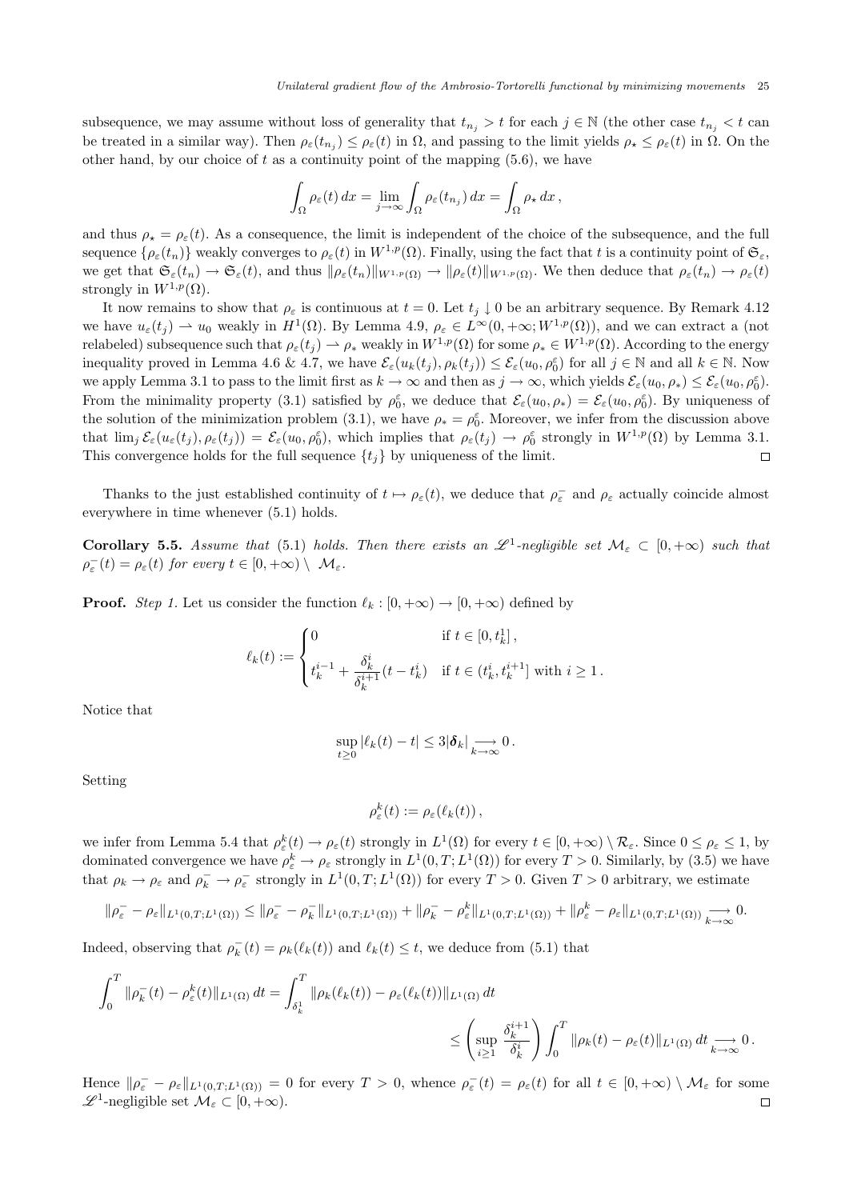subsequence, we may assume without loss of generality that $t_{n_j} > t$ for each $j \in \mathbb{N}$ (the other case $t_{n_j} < t$ can be treated in a similar way). Then $\rho_\varepsilon(t_{n_j}) \leq \rho_\varepsilon(t)$ in $\Omega$, and passing to the limit yields $\rho_\star \leq \rho_\varepsilon(t)$ in $\Omega$. On the other hand, by our choice of $t$ as a continuity point of the mapping (5.6), we have

$$\int_\Omega \rho_\varepsilon(t)\,dx = \lim_{j\to\infty} \int_\Omega \rho_\varepsilon(t_{n_j})\,dx = \int_\Omega \rho_\star\,dx\,,$$

and thus $\rho_\star = \rho_\varepsilon(t)$. As a consequence, the limit is independent of the choice of the subsequence, and the full sequence $\{\rho_\varepsilon(t_n)\}$ weakly converges to $\rho_\varepsilon(t)$ in $W^{1,p}(\Omega)$. Finally, using the fact that $t$ is a continuity point of $\mathfrak{S}_\varepsilon$, we get that $\mathfrak{S}_\varepsilon(t_n) \to \mathfrak{S}_\varepsilon(t)$, and thus $\|\rho_\varepsilon(t_n)\|_{W^{1,p}(\Omega)} \to \|\rho_\varepsilon(t)\|_{W^{1,p}(\Omega)}$. We then deduce that $\rho_\varepsilon(t_n) \to \rho_\varepsilon(t)$ strongly in $W^{1,p}(\Omega)$.

It now remains to show that $\rho_\varepsilon$ is continuous at $t = 0$. Let $t_j \downarrow 0$ be an arbitrary sequence. By Remark 4.12 we have $u_\varepsilon(t_j) \rightharpoonup u_0$ weakly in $H^1(\Omega)$. By Lemma 4.9, $\rho_\varepsilon \in L^\infty(0,+\infty; W^{1,p}(\Omega))$, and we can extract a (not relabeled) subsequence such that $\rho_\varepsilon(t_j) \rightharpoonup \rho_*$ weakly in $W^{1,p}(\Omega)$ for some $\rho_* \in W^{1,p}(\Omega)$. According to the energy inequality proved in Lemma 4.6 & 4.7, we have $\mathcal{E}_\varepsilon(u_k(t_j), \rho_k(t_j)) \leq \mathcal{E}_\varepsilon(u_0, \rho_0^\varepsilon)$ for all $j \in \mathbb{N}$ and all $k \in \mathbb{N}$. Now we apply Lemma 3.1 to pass to the limit first as $k \to \infty$ and then as $j \to \infty$, which yields $\mathcal{E}_\varepsilon(u_0, \rho_*) \leq \mathcal{E}_\varepsilon(u_0, \rho_0^\varepsilon)$. From the minimality property (3.1) satisfied by $\rho_0^\varepsilon$, we deduce that $\mathcal{E}_\varepsilon(u_0, \rho_*) = \mathcal{E}_\varepsilon(u_0, \rho_0^\varepsilon)$. By uniqueness of the solution of the minimization problem (3.1), we have $\rho_* = \rho_0^\varepsilon$. Moreover, we infer from the discussion above that $\lim_j \mathcal{E}_\varepsilon(u_\varepsilon(t_j), \rho_\varepsilon(t_j)) = \mathcal{E}_\varepsilon(u_0, \rho_0^\varepsilon)$, which implies that $\rho_\varepsilon(t_j) \to \rho_0^\varepsilon$ strongly in $W^{1,p}(\Omega)$ by Lemma 3.1. This convergence holds for the full sequence $\{t_j\}$ by uniqueness of the limit. □

Thanks to the just established continuity of $t \mapsto \rho_\varepsilon(t)$, we deduce that $\rho_\varepsilon^-$ and $\rho_\varepsilon$ actually coincide almost everywhere in time whenever (5.1) holds.

**Corollary 5.5.** *Assume that* (5.1) *holds. Then there exists an $\mathscr{L}^1$-negligible set $\mathcal{M}_\varepsilon \subset [0,+\infty)$ such that $\rho_\varepsilon^-(t) = \rho_\varepsilon(t)$ for every $t \in [0,+\infty) \setminus \mathcal{M}_\varepsilon$.*

**Proof.** *Step 1.* Let us consider the function $\ell_k : [0,+\infty) \to [0,+\infty)$ defined by

$$\ell_k(t) := \begin{cases} 0 & \text{if } t \in [0, t_k^1]\,, \\ t_k^{i-1} + \dfrac{\delta_k^i}{\delta_k^{i+1}}(t - t_k^i) & \text{if } t \in (t_k^i, t_k^{i+1}] \text{ with } i \geq 1\,. \end{cases}$$

Notice that

$$\sup_{t\geq 0} |\ell_k(t) - t| \leq 3|\boldsymbol{\delta}_k| \underset{k\to\infty}{\longrightarrow} 0\,.$$

Setting

$$\rho_\varepsilon^k(t) := \rho_\varepsilon(\ell_k(t))\,,$$

we infer from Lemma 5.4 that $\rho_\varepsilon^k(t) \to \rho_\varepsilon(t)$ strongly in $L^1(\Omega)$ for every $t \in [0,+\infty) \setminus \mathcal{R}_\varepsilon$. Since $0 \leq \rho_\varepsilon \leq 1$, by dominated convergence we have $\rho_\varepsilon^k \to \rho_\varepsilon$ strongly in $L^1(0,T;L^1(\Omega))$ for every $T > 0$. Similarly, by (3.5) we have that $\rho_k \to \rho_\varepsilon$ and $\rho_k^- \to \rho_\varepsilon^-$ strongly in $L^1(0,T;L^1(\Omega))$ for every $T > 0$. Given $T > 0$ arbitrary, we estimate

$$\|\rho_\varepsilon^- - \rho_\varepsilon\|_{L^1(0,T;L^1(\Omega))} \leq \|\rho_\varepsilon^- - \rho_k^-\|_{L^1(0,T;L^1(\Omega))} + \|\rho_k^- - \rho_\varepsilon^k\|_{L^1(0,T;L^1(\Omega))} + \|\rho_\varepsilon^k - \rho_\varepsilon\|_{L^1(0,T;L^1(\Omega))} \underset{k\to\infty}{\longrightarrow} 0.$$

Indeed, observing that $\rho_k^-(t) = \rho_k(\ell_k(t))$ and $\ell_k(t) \leq t$, we deduce from (5.1) that

$$\int_0^T \|\rho_k^-(t) - \rho_\varepsilon^k(t)\|_{L^1(\Omega)}\,dt = \int_{\delta_k^1}^T \|\rho_k(\ell_k(t)) - \rho_\varepsilon(\ell_k(t))\|_{L^1(\Omega)}\,dt$$
$$\leq \left(\sup_{i\geq 1} \frac{\delta_k^{i+1}}{\delta_k^i}\right) \int_0^T \|\rho_k(t) - \rho_\varepsilon(t)\|_{L^1(\Omega)}\,dt \underset{k\to\infty}{\longrightarrow} 0\,.$$

Hence $\|\rho_\varepsilon^- - \rho_\varepsilon\|_{L^1(0,T;L^1(\Omega))} = 0$ for every $T > 0$, whence $\rho_\varepsilon^-(t) = \rho_\varepsilon(t)$ for all $t \in [0,+\infty) \setminus \mathcal{M}_\varepsilon$ for some $\mathscr{L}^1$-negligible set $\mathcal{M}_\varepsilon \subset [0,+\infty)$. □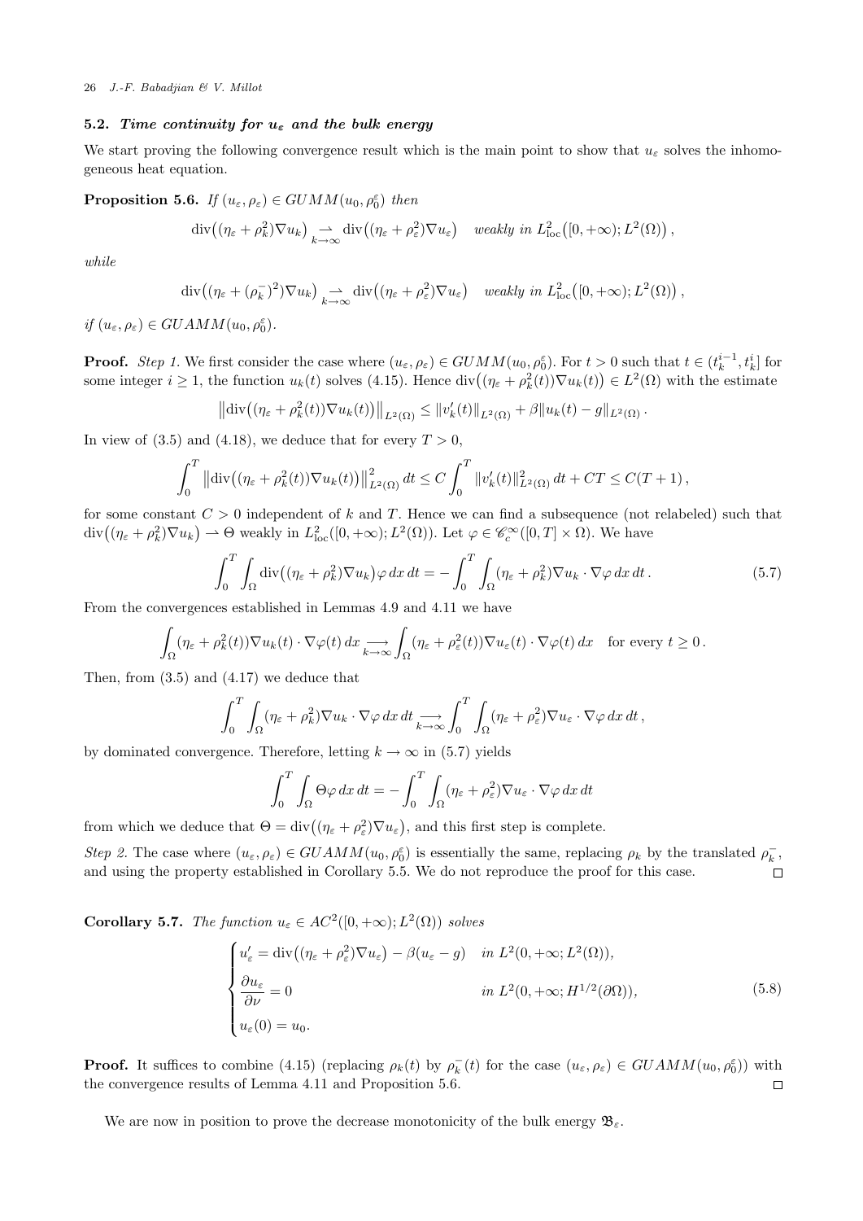### 5.2. *Time continuity for $u_\varepsilon$ and the bulk energy*

We start proving the following convergence result which is the main point to show that $u_\varepsilon$ solves the inhomogeneous heat equation.

**Proposition 5.6.** *If $(u_\varepsilon, \rho_\varepsilon) \in GUMM(u_0, \rho_0^\varepsilon)$ then*

$$\operatorname{div}\big((\eta_\varepsilon + \rho_k^2)\nabla u_k\big) \underset{k\to\infty}{\rightharpoonup} \operatorname{div}\big((\eta_\varepsilon + \rho_\varepsilon^2)\nabla u_\varepsilon\big) \quad \text{weakly in } L^2_{\rm loc}\big([0,+\infty); L^2(\Omega)\big)\,,$$

*while*

$$\operatorname{div}\big((\eta_\varepsilon + (\rho_k^-)^2)\nabla u_k\big) \underset{k\to\infty}{\rightharpoonup} \operatorname{div}\big((\eta_\varepsilon + \rho_\varepsilon^2)\nabla u_\varepsilon\big) \quad \text{weakly in } L^2_{\rm loc}\big([0,+\infty); L^2(\Omega)\big)\,,$$

*if $(u_\varepsilon, \rho_\varepsilon) \in GUAMM(u_0, \rho_0^\varepsilon)$.*

**Proof.** *Step 1.* We first consider the case where $(u_\varepsilon, \rho_\varepsilon) \in GUMM(u_0, \rho_0^\varepsilon)$. For $t > 0$ such that $t \in (t_k^{i-1}, t_k^i]$ for some integer $i \geq 1$, the function $u_k(t)$ solves (4.15). Hence $\operatorname{div}\big((\eta_\varepsilon + \rho_k^2(t))\nabla u_k(t)\big) \in L^2(\Omega)$ with the estimate

$$\big\|\operatorname{div}\big((\eta_\varepsilon + \rho_k^2(t))\nabla u_k(t)\big)\big\|_{L^2(\Omega)} \leq \|v_k'(t)\|_{L^2(\Omega)} + \beta\|u_k(t) - g\|_{L^2(\Omega)}\,.$$

In view of (3.5) and (4.18), we deduce that for every $T > 0$,

$$\int_0^T \big\|\operatorname{div}\big((\eta_\varepsilon + \rho_k^2(t))\nabla u_k(t)\big)\big\|^2_{L^2(\Omega)}\,dt \leq C\int_0^T \|v_k'(t)\|^2_{L^2(\Omega)}\,dt + CT \leq C(T+1)\,,$$

for some constant $C > 0$ independent of $k$ and $T$. Hence we can find a subsequence (not relabeled) such that $\operatorname{div}\big((\eta_\varepsilon + \rho_k^2)\nabla u_k\big) \rightharpoonup \Theta$ weakly in $L^2_{\rm loc}([0,+\infty); L^2(\Omega))$. Let $\varphi \in \mathscr{C}_c^\infty([0,T]\times\Omega)$. We have

$$\int_0^T\int_\Omega \operatorname{div}\big((\eta_\varepsilon + \rho_k^2)\nabla u_k\big)\varphi\,dx\,dt = -\int_0^T\int_\Omega (\eta_\varepsilon + \rho_k^2)\nabla u_k \cdot \nabla\varphi\,dx\,dt\,. \tag{5.7}$$

From the convergences established in Lemmas 4.9 and 4.11 we have

$$\int_\Omega (\eta_\varepsilon + \rho_k^2(t))\nabla u_k(t)\cdot\nabla\varphi(t)\,dx \underset{k\to\infty}{\longrightarrow} \int_\Omega (\eta_\varepsilon + \rho_\varepsilon^2(t))\nabla u_\varepsilon(t)\cdot\nabla\varphi(t)\,dx \quad \text{for every } t \geq 0\,.$$

Then, from (3.5) and (4.17) we deduce that

$$\int_0^T\int_\Omega (\eta_\varepsilon + \rho_k^2)\nabla u_k \cdot \nabla\varphi\,dx\,dt \underset{k\to\infty}{\longrightarrow} \int_0^T\int_\Omega (\eta_\varepsilon + \rho_\varepsilon^2)\nabla u_\varepsilon \cdot \nabla\varphi\,dx\,dt\,,$$

by dominated convergence. Therefore, letting $k \to \infty$ in (5.7) yields

$$\int_0^T\int_\Omega \Theta\varphi\,dx\,dt = -\int_0^T\int_\Omega (\eta_\varepsilon + \rho_\varepsilon^2)\nabla u_\varepsilon \cdot \nabla\varphi\,dx\,dt$$

from which we deduce that $\Theta = \operatorname{div}\big((\eta_\varepsilon + \rho_\varepsilon^2)\nabla u_\varepsilon\big)$, and this first step is complete.

*Step 2.* The case where $(u_\varepsilon, \rho_\varepsilon) \in GUAMM(u_0, \rho_0^\varepsilon)$ is essentially the same, replacing $\rho_k$ by the translated $\rho_k^-$, and using the property established in Corollary 5.5. We do not reproduce the proof for this case. $\square$

**Corollary 5.7.** *The function $u_\varepsilon \in AC^2([0,+\infty); L^2(\Omega))$ solves*

$$\begin{cases} u_\varepsilon' = \operatorname{div}\big((\eta_\varepsilon + \rho_\varepsilon^2)\nabla u_\varepsilon\big) - \beta(u_\varepsilon - g) & \text{in } L^2(0,+\infty; L^2(\Omega)), \\[2mm] \dfrac{\partial u_\varepsilon}{\partial \nu} = 0 & \text{in } L^2(0,+\infty; H^{1/2}(\partial\Omega)), \\[2mm] u_\varepsilon(0) = u_0. \end{cases} \tag{5.8}$$

**Proof.** It suffices to combine (4.15) (replacing $\rho_k(t)$ by $\rho_k^-(t)$ for the case $(u_\varepsilon, \rho_\varepsilon) \in GUAMM(u_0, \rho_0^\varepsilon)$) with the convergence results of Lemma 4.11 and Proposition 5.6. $\square$

We are now in position to prove the decrease monotonicity of the bulk energy $\mathfrak{B}_\varepsilon$.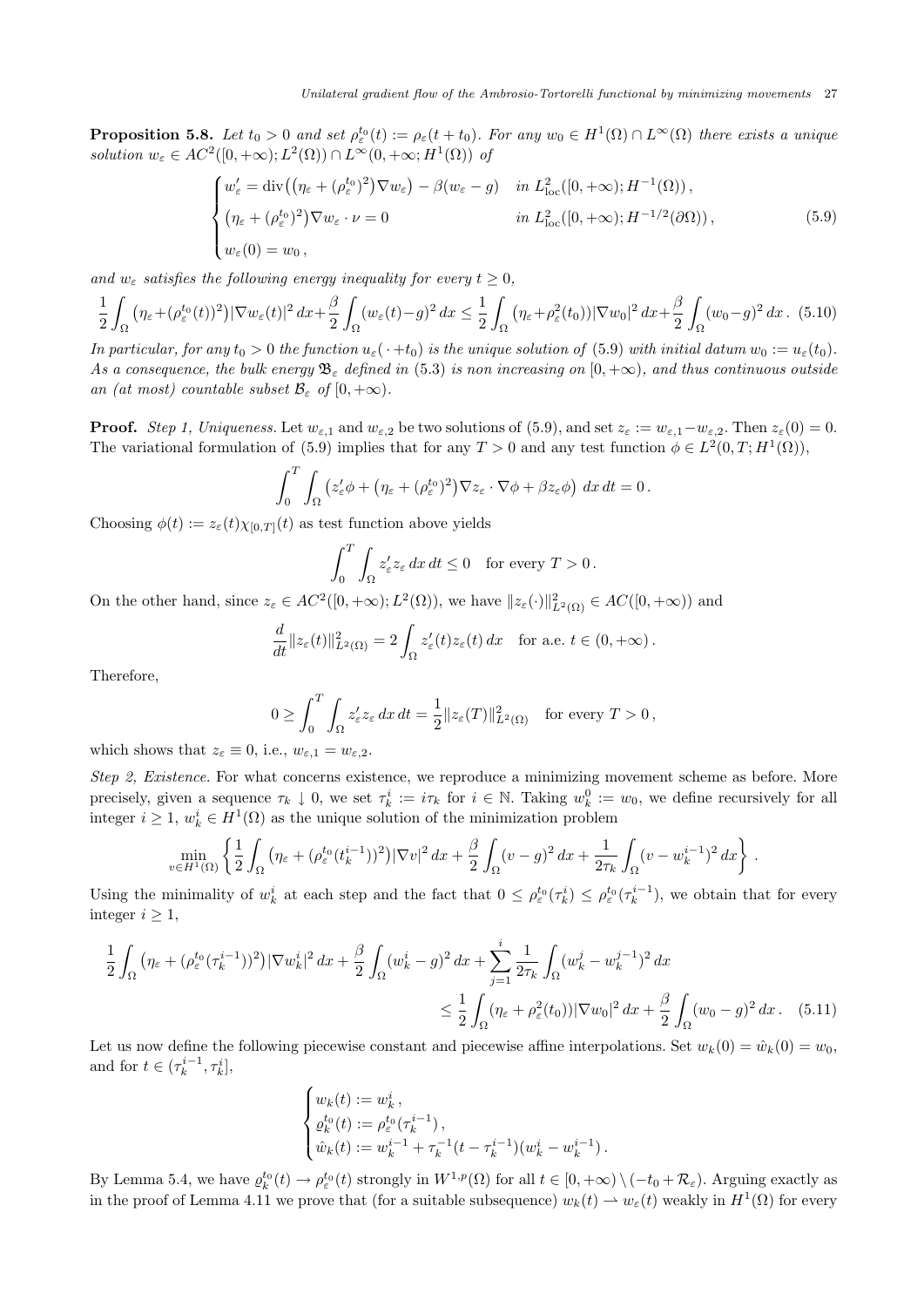**Proposition 5.8.** *Let $t_0 > 0$ and set $\rho_\varepsilon^{t_0}(t) := \rho_\varepsilon(t + t_0)$. For any $w_0 \in H^1(\Omega) \cap L^\infty(\Omega)$ there exists a unique solution $w_\varepsilon \in AC^2([0,+\infty); L^2(\Omega)) \cap L^\infty(0,+\infty; H^1(\Omega))$ of*

$$
\begin{cases}
w_\varepsilon' = \operatorname{div}\big(\big(\eta_\varepsilon + (\rho_\varepsilon^{t_0})^2\big)\nabla w_\varepsilon\big) - \beta(w_\varepsilon - g) & \text{in } L^2_{\rm loc}([0,+\infty); H^{-1}(\Omega))\,, \\
\big(\eta_\varepsilon + (\rho_\varepsilon^{t_0})^2\big)\nabla w_\varepsilon \cdot \nu = 0 & \text{in } L^2_{\rm loc}([0,+\infty); H^{-1/2}(\partial\Omega))\,, \\
w_\varepsilon(0) = w_0\,,
\end{cases}
\tag{5.9}
$$

*and $w_\varepsilon$ satisfies the following energy inequality for every $t \geq 0$,*

$$
\frac{1}{2}\int_\Omega \big(\eta_\varepsilon + (\rho_\varepsilon^{t_0}(t))^2\big)|\nabla w_\varepsilon(t)|^2\,dx + \frac{\beta}{2}\int_\Omega (w_\varepsilon(t) - g)^2\,dx \leq \frac{1}{2}\int_\Omega \big(\eta_\varepsilon + \rho_\varepsilon^2(t_0)\big)|\nabla w_0|^2\,dx + \frac{\beta}{2}\int_\Omega (w_0 - g)^2\,dx\,. \tag{5.10}
$$

*In particular, for any $t_0 > 0$ the function $u_\varepsilon(\,\cdot + t_0)$ is the unique solution of (5.9) with initial datum $w_0 := u_\varepsilon(t_0)$. As a consequence, the bulk energy $\mathfrak{B}_\varepsilon$ defined in (5.3) is non increasing on $[0,+\infty)$, and thus continuous outside an (at most) countable subset $\mathcal{B}_\varepsilon$ of $[0,+\infty)$.*

**Proof.** *Step 1, Uniqueness.* Let $w_{\varepsilon,1}$ and $w_{\varepsilon,2}$ be two solutions of (5.9), and set $z_\varepsilon := w_{\varepsilon,1} - w_{\varepsilon,2}$. Then $z_\varepsilon(0) = 0$. The variational formulation of (5.9) implies that for any $T > 0$ and any test function $\phi \in L^2(0,T; H^1(\Omega))$,

$$
\int_0^T \int_\Omega \big(z_\varepsilon' \phi + \big(\eta_\varepsilon + (\rho_\varepsilon^{t_0})^2\big)\nabla z_\varepsilon \cdot \nabla\phi + \beta z_\varepsilon \phi\big)\,dx\,dt = 0\,.
$$

Choosing $\phi(t) := z_\varepsilon(t)\chi_{[0,T]}(t)$ as test function above yields

$$
\int_0^T \int_\Omega z_\varepsilon' z_\varepsilon\,dx\,dt \leq 0 \quad \text{for every } T > 0\,.
$$

On the other hand, since $z_\varepsilon \in AC^2([0,+\infty); L^2(\Omega))$, we have $\|z_\varepsilon(\cdot)\|^2_{L^2(\Omega)} \in AC([0,+\infty))$ and

$$
\frac{d}{dt}\|z_\varepsilon(t)\|^2_{L^2(\Omega)} = 2\int_\Omega z_\varepsilon'(t) z_\varepsilon(t)\,dx \quad \text{for a.e. } t \in (0,+\infty)\,.
$$

Therefore,

$$
0 \geq \int_0^T \int_\Omega z_\varepsilon' z_\varepsilon\,dx\,dt = \frac{1}{2}\|z_\varepsilon(T)\|^2_{L^2(\Omega)} \quad \text{for every } T > 0\,,
$$

which shows that $z_\varepsilon \equiv 0$, i.e., $w_{\varepsilon,1} = w_{\varepsilon,2}$.

*Step 2, Existence.* For what concerns existence, we reproduce a minimizing movement scheme as before. More precisely, given a sequence $\tau_k \downarrow 0$, we set $\tau_k^i := i\tau_k$ for $i \in \mathbb{N}$. Taking $w_k^0 := w_0$, we define recursively for all integer $i \geq 1$, $w_k^i \in H^1(\Omega)$ as the unique solution of the minimization problem

$$
\min_{v \in H^1(\Omega)} \left\{ \frac{1}{2}\int_\Omega \big(\eta_\varepsilon + (\rho_\varepsilon^{t_0}(t_k^{i-1}))^2\big)|\nabla v|^2\,dx + \frac{\beta}{2}\int_\Omega (v - g)^2\,dx + \frac{1}{2\tau_k}\int_\Omega (v - w_k^{i-1})^2\,dx \right\}\,.
$$

Using the minimality of $w_k^i$ at each step and the fact that $0 \leq \rho_\varepsilon^{t_0}(\tau_k^i) \leq \rho_\varepsilon^{t_0}(\tau_k^{i-1})$, we obtain that for every integer $i \geq 1$,

$$
\begin{aligned}
\frac{1}{2}\int_\Omega \big(\eta_\varepsilon + (\rho_\varepsilon^{t_0}(\tau_k^{i-1}))^2\big)|\nabla w_k^i|^2\,dx + \frac{\beta}{2}\int_\Omega (w_k^i - g)^2\,dx + \sum_{j=1}^i \frac{1}{2\tau_k}\int_\Omega (w_k^j - w_k^{j-1})^2\,dx \\
\leq \frac{1}{2}\int_\Omega (\eta_\varepsilon + \rho_\varepsilon^2(t_0))|\nabla w_0|^2\,dx + \frac{\beta}{2}\int_\Omega (w_0 - g)^2\,dx\,.
\end{aligned}
\tag{5.11}
$$

Let us now define the following piecewise constant and piecewise affine interpolations. Set $w_k(0) = \hat{w}_k(0) = w_0$, and for $t \in (\tau_k^{i-1}, \tau_k^i]$,

$$
\begin{cases}
w_k(t) := w_k^i\,, \\
\varrho_k^{t_0}(t) := \rho_\varepsilon^{t_0}(\tau_k^{i-1})\,, \\
\hat{w}_k(t) := w_k^{i-1} + \tau_k^{-1}(t - \tau_k^{i-1})(w_k^i - w_k^{i-1})\,.
\end{cases}
$$

By Lemma 5.4, we have $\varrho_k^{t_0}(t) \to \rho_\varepsilon^{t_0}(t)$ strongly in $W^{1,p}(\Omega)$ for all $t \in [0,+\infty) \setminus (-t_0 + \mathcal{R}_\varepsilon)$. Arguing exactly as in the proof of Lemma 4.11 we prove that (for a suitable subsequence) $w_k(t) \rightharpoonup w_\varepsilon(t)$ weakly in $H^1(\Omega)$ for every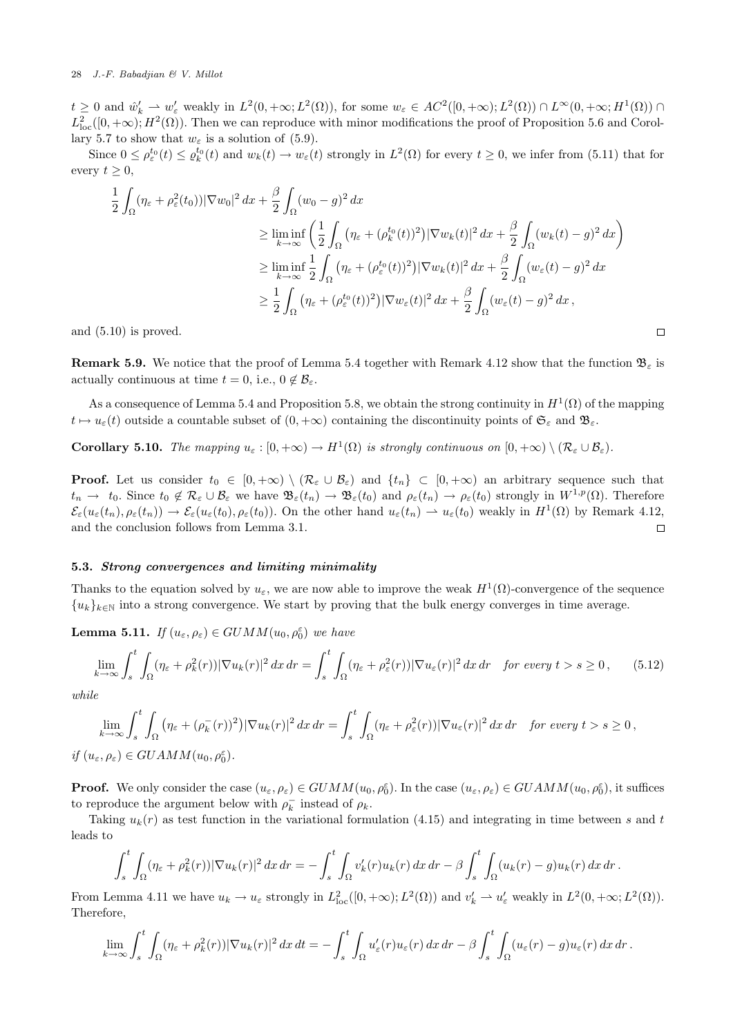$t \geq 0$ and $\hat{w}_k' \rightharpoonup w_\varepsilon'$ weakly in $L^2(0,+\infty;L^2(\Omega))$, for some $w_\varepsilon \in AC^2([0,+\infty);L^2(\Omega)) \cap L^\infty(0,+\infty;H^1(\Omega)) \cap L^2_{\rm loc}([0,+\infty);H^2(\Omega))$. Then we can reproduce with minor modifications the proof of Proposition 5.6 and Corollary 5.7 to show that $w_\varepsilon$ is a solution of (5.9).

Since $0 \leq \rho_\varepsilon^{t_0}(t) \leq \varrho_k^{t_0}(t)$ and $w_k(t) \to w_\varepsilon(t)$ strongly in $L^2(\Omega)$ for every $t \geq 0$, we infer from (5.11) that for every $t \geq 0$,

$$
\begin{aligned}
\frac{1}{2}\int_\Omega (\eta_\varepsilon + \rho_\varepsilon^2(t_0))|\nabla w_0|^2\,dx + \frac{\beta}{2}\int_\Omega (w_0-g)^2\,dx \\
&\geq \liminf_{k\to\infty}\left(\frac{1}{2}\int_\Omega \big(\eta_\varepsilon + (\rho_k^{t_0}(t))^2\big)|\nabla w_k(t)|^2\,dx + \frac{\beta}{2}\int_\Omega (w_k(t)-g)^2\,dx\right) \\
&\geq \liminf_{k\to\infty}\frac{1}{2}\int_\Omega \big(\eta_\varepsilon + (\rho_\varepsilon^{t_0}(t))^2\big)|\nabla w_k(t)|^2\,dx + \frac{\beta}{2}\int_\Omega (w_\varepsilon(t)-g)^2\,dx \\
&\geq \frac{1}{2}\int_\Omega \big(\eta_\varepsilon + (\rho_\varepsilon^{t_0}(t))^2\big)|\nabla w_\varepsilon(t)|^2\,dx + \frac{\beta}{2}\int_\Omega (w_\varepsilon(t)-g)^2\,dx\,,
\end{aligned}
$$

and (5.10) is proved. □

**Remark 5.9.** We notice that the proof of Lemma 5.4 together with Remark 4.12 show that the function $\mathfrak{B}_\varepsilon$ is actually continuous at time $t=0$, i.e., $0 \notin \mathcal{B}_\varepsilon$.

As a consequence of Lemma 5.4 and Proposition 5.8, we obtain the strong continuity in $H^1(\Omega)$ of the mapping $t \mapsto u_\varepsilon(t)$ outside a countable subset of $(0,+\infty)$ containing the discontinuity points of $\mathfrak{S}_\varepsilon$ and $\mathfrak{B}_\varepsilon$.

**Corollary 5.10.** *The mapping $u_\varepsilon : [0,+\infty) \to H^1(\Omega)$ is strongly continuous on $[0,+\infty) \setminus (\mathcal{R}_\varepsilon \cup \mathcal{B}_\varepsilon)$.*

**Proof.** Let us consider $t_0 \in [0,+\infty) \setminus (\mathcal{R}_\varepsilon \cup \mathcal{B}_\varepsilon)$ and $\{t_n\} \subset [0,+\infty)$ an arbitrary sequence such that $t_n \to t_0$. Since $t_0 \notin \mathcal{R}_\varepsilon \cup \mathcal{B}_\varepsilon$ we have $\mathfrak{B}_\varepsilon(t_n) \to \mathfrak{B}_\varepsilon(t_0)$ and $\rho_\varepsilon(t_n) \to \rho_\varepsilon(t_0)$ strongly in $W^{1,p}(\Omega)$. Therefore $\mathcal{E}_\varepsilon(u_\varepsilon(t_n),\rho_\varepsilon(t_n)) \to \mathcal{E}_\varepsilon(u_\varepsilon(t_0),\rho_\varepsilon(t_0))$. On the other hand $u_\varepsilon(t_n) \rightharpoonup u_\varepsilon(t_0)$ weakly in $H^1(\Omega)$ by Remark 4.12, and the conclusion follows from Lemma 3.1. □

### 5.3. *Strong convergences and limiting minimality*

Thanks to the equation solved by $u_\varepsilon$, we are now able to improve the weak $H^1(\Omega)$-convergence of the sequence $\{u_k\}_{k\in\mathbb{N}}$ into a strong convergence. We start by proving that the bulk energy converges in time average.

**Lemma 5.11.** *If $(u_\varepsilon,\rho_\varepsilon) \in GUMM(u_0,\rho_0^\varepsilon)$ we have*

$$
\lim_{k\to\infty}\int_s^t\int_\Omega (\eta_\varepsilon + \rho_k^2(r))|\nabla u_k(r)|^2\,dx\,dr = \int_s^t\int_\Omega (\eta_\varepsilon + \rho_\varepsilon^2(r))|\nabla u_\varepsilon(r)|^2\,dx\,dr \quad \text{for every } t > s \geq 0\,, \tag{5.12}
$$

*while*

$$
\lim_{k\to\infty}\int_s^t\int_\Omega \big(\eta_\varepsilon + (\rho_k^-(r))^2\big)|\nabla u_k(r)|^2\,dx\,dr = \int_s^t\int_\Omega (\eta_\varepsilon + \rho_\varepsilon^2(r))|\nabla u_\varepsilon(r)|^2\,dx\,dr \quad \text{for every } t > s \geq 0\,,
$$

*if $(u_\varepsilon,\rho_\varepsilon) \in GUAMM(u_0,\rho_0^\varepsilon)$.*

**Proof.** We only consider the case $(u_\varepsilon,\rho_\varepsilon) \in GUMM(u_0,\rho_0^\varepsilon)$. In the case $(u_\varepsilon,\rho_\varepsilon) \in GUAMM(u_0,\rho_0^\varepsilon)$, it suffices to reproduce the argument below with $\rho_k^-$ instead of $\rho_k$.

Taking $u_k(r)$ as test function in the variational formulation (4.15) and integrating in time between $s$ and $t$ leads to

$$
\int_s^t\int_\Omega (\eta_\varepsilon + \rho_k^2(r))|\nabla u_k(r)|^2\,dx\,dr = -\int_s^t\int_\Omega v_k'(r)u_k(r)\,dx\,dr - \beta\int_s^t\int_\Omega (u_k(r)-g)u_k(r)\,dx\,dr\,.
$$

From Lemma 4.11 we have $u_k \to u_\varepsilon$ strongly in $L^2_{\rm loc}([0,+\infty);L^2(\Omega))$ and $v_k' \rightharpoonup u_\varepsilon'$ weakly in $L^2(0,+\infty;L^2(\Omega))$. Therefore,

$$
\lim_{k\to\infty}\int_s^t\int_\Omega (\eta_\varepsilon + \rho_k^2(r))|\nabla u_k(r)|^2\,dx\,dt = -\int_s^t\int_\Omega u_\varepsilon'(r)u_\varepsilon(r)\,dx\,dr - \beta\int_s^t\int_\Omega (u_\varepsilon(r)-g)u_\varepsilon(r)\,dx\,dr\,.
$$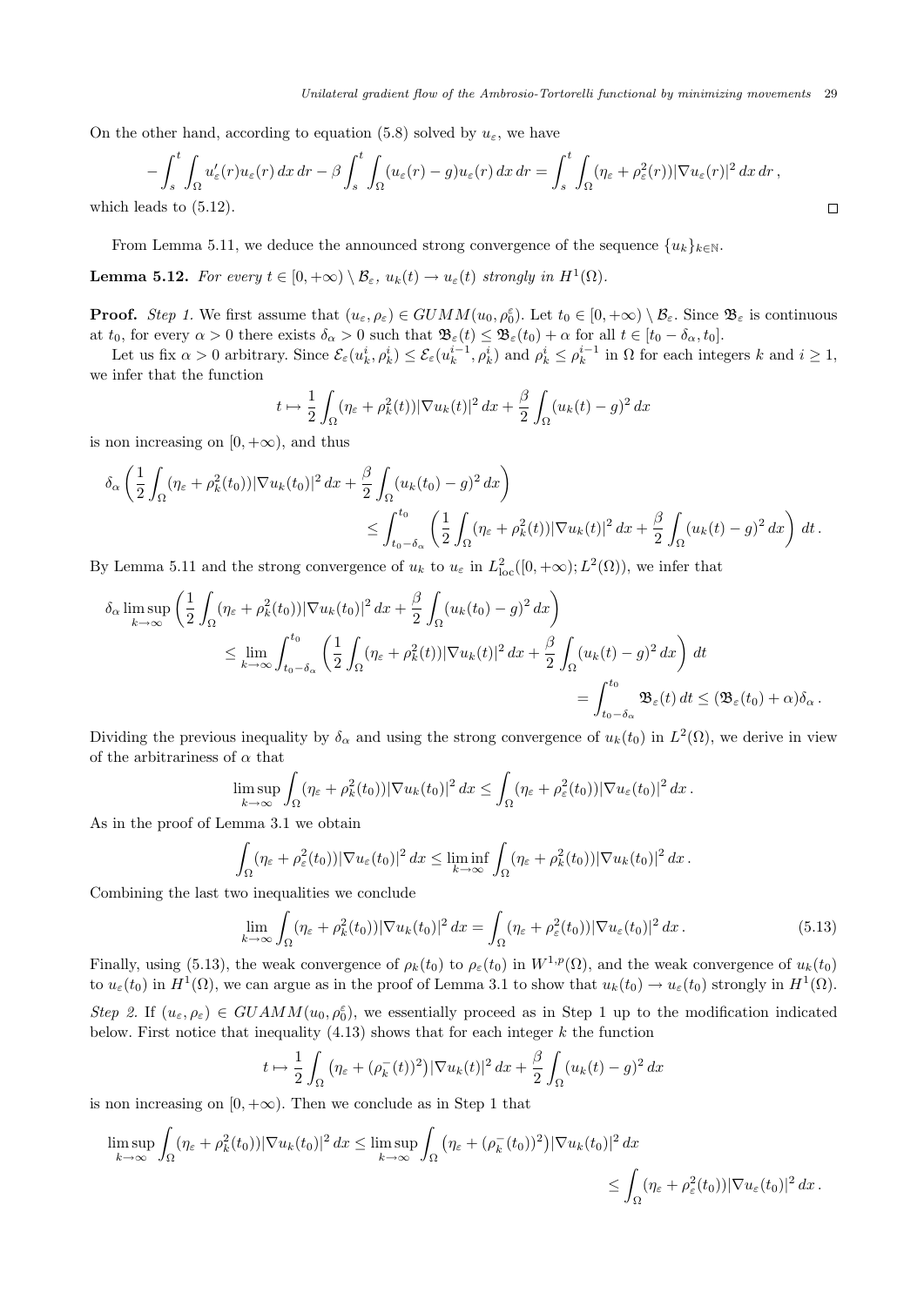On the other hand, according to equation (5.8) solved by $u_\varepsilon$, we have

$$-\int_s^t \int_\Omega u'_\varepsilon(r)u_\varepsilon(r)\,dx\,dr - \beta\int_s^t\int_\Omega (u_\varepsilon(r)-g)u_\varepsilon(r)\,dx\,dr = \int_s^t\int_\Omega (\eta_\varepsilon+\rho_\varepsilon^2(r))|\nabla u_\varepsilon(r)|^2\,dx\,dr\,,$$

which leads to (5.12). $\square$

From Lemma 5.11, we deduce the announced strong convergence of the sequence $\{u_k\}_{k\in\mathbb{N}}$.

**Lemma 5.12.** *For every $t\in[0,+\infty)\setminus\mathcal{B}_\varepsilon$, $u_k(t)\to u_\varepsilon(t)$ strongly in $H^1(\Omega)$.*

**Proof.** *Step 1.* We first assume that $(u_\varepsilon,\rho_\varepsilon)\in GUMM(u_0,\rho_0^\varepsilon)$. Let $t_0\in[0,+\infty)\setminus\mathcal{B}_\varepsilon$. Since $\mathfrak{B}_\varepsilon$ is continuous at $t_0$, for every $\alpha>0$ there exists $\delta_\alpha>0$ such that $\mathfrak{B}_\varepsilon(t)\le\mathfrak{B}_\varepsilon(t_0)+\alpha$ for all $t\in[t_0-\delta_\alpha,t_0]$.

Let us fix $\alpha>0$ arbitrary. Since $\mathcal{E}_\varepsilon(u_k^i,\rho_k^i)\le\mathcal{E}_\varepsilon(u_k^{i-1},\rho_k^i)$ and $\rho_k^i\le\rho_k^{i-1}$ in $\Omega$ for each integers $k$ and $i\ge1$, we infer that the function

$$t\mapsto \frac12\int_\Omega(\eta_\varepsilon+\rho_k^2(t))|\nabla u_k(t)|^2\,dx+\frac\beta2\int_\Omega(u_k(t)-g)^2\,dx$$

is non increasing on $[0,+\infty)$, and thus

$$\delta_\alpha\left(\frac12\int_\Omega(\eta_\varepsilon+\rho_k^2(t_0))|\nabla u_k(t_0)|^2\,dx+\frac\beta2\int_\Omega(u_k(t_0)-g)^2\,dx\right)\\ \le\int_{t_0-\delta_\alpha}^{t_0}\left(\frac12\int_\Omega(\eta_\varepsilon+\rho_k^2(t))|\nabla u_k(t)|^2\,dx+\frac\beta2\int_\Omega(u_k(t)-g)^2\,dx\right)dt\,.$$

By Lemma 5.11 and the strong convergence of $u_k$ to $u_\varepsilon$ in $L^2_{\rm loc}([0,+\infty);L^2(\Omega))$, we infer that

$$\delta_\alpha\limsup_{k\to\infty}\left(\frac12\int_\Omega(\eta_\varepsilon+\rho_k^2(t_0))|\nabla u_k(t_0)|^2\,dx+\frac\beta2\int_\Omega(u_k(t_0)-g)^2\,dx\right)\\ \le\lim_{k\to\infty}\int_{t_0-\delta_\alpha}^{t_0}\left(\frac12\int_\Omega(\eta_\varepsilon+\rho_k^2(t))|\nabla u_k(t)|^2\,dx+\frac\beta2\int_\Omega(u_k(t)-g)^2\,dx\right)dt\\ =\int_{t_0-\delta_\alpha}^{t_0}\mathfrak{B}_\varepsilon(t)\,dt\le(\mathfrak{B}_\varepsilon(t_0)+\alpha)\delta_\alpha\,.$$

Dividing the previous inequality by $\delta_\alpha$ and using the strong convergence of $u_k(t_0)$ in $L^2(\Omega)$, we derive in view of the arbitrariness of $\alpha$ that

$$\limsup_{k\to\infty}\int_\Omega(\eta_\varepsilon+\rho_k^2(t_0))|\nabla u_k(t_0)|^2\,dx\le\int_\Omega(\eta_\varepsilon+\rho_\varepsilon^2(t_0))|\nabla u_\varepsilon(t_0)|^2\,dx\,.$$

As in the proof of Lemma 3.1 we obtain

$$\int_\Omega(\eta_\varepsilon+\rho_\varepsilon^2(t_0))|\nabla u_\varepsilon(t_0)|^2\,dx\le\liminf_{k\to\infty}\int_\Omega(\eta_\varepsilon+\rho_k^2(t_0))|\nabla u_k(t_0)|^2\,dx\,.$$

Combining the last two inequalities we conclude

$$\lim_{k\to\infty}\int_\Omega(\eta_\varepsilon+\rho_k^2(t_0))|\nabla u_k(t_0)|^2\,dx=\int_\Omega(\eta_\varepsilon+\rho_\varepsilon^2(t_0))|\nabla u_\varepsilon(t_0)|^2\,dx\,. \tag{5.13}$$

Finally, using (5.13), the weak convergence of $\rho_k(t_0)$ to $\rho_\varepsilon(t_0)$ in $W^{1,p}(\Omega)$, and the weak convergence of $u_k(t_0)$ to $u_\varepsilon(t_0)$ in $H^1(\Omega)$, we can argue as in the proof of Lemma 3.1 to show that $u_k(t_0)\to u_\varepsilon(t_0)$ strongly in $H^1(\Omega)$.

*Step 2.* If $(u_\varepsilon,\rho_\varepsilon)\in GUAMM(u_0,\rho_0^\varepsilon)$, we essentially proceed as in Step 1 up to the modification indicated below. First notice that inequality (4.13) shows that for each integer $k$ the function

$$t\mapsto\frac12\int_\Omega\big(\eta_\varepsilon+(\rho_k^-(t))^2\big)|\nabla u_k(t)|^2\,dx+\frac\beta2\int_\Omega(u_k(t)-g)^2\,dx$$

is non increasing on $[0,+\infty)$. Then we conclude as in Step 1 that

$$\limsup_{k\to\infty}\int_\Omega(\eta_\varepsilon+\rho_k^2(t_0))|\nabla u_k(t_0)|^2\,dx\le\limsup_{k\to\infty}\int_\Omega\big(\eta_\varepsilon+(\rho_k^-(t_0))^2\big)|\nabla u_k(t_0)|^2\,dx\\ \le\int_\Omega(\eta_\varepsilon+\rho_\varepsilon^2(t_0))|\nabla u_\varepsilon(t_0)|^2\,dx\,.$$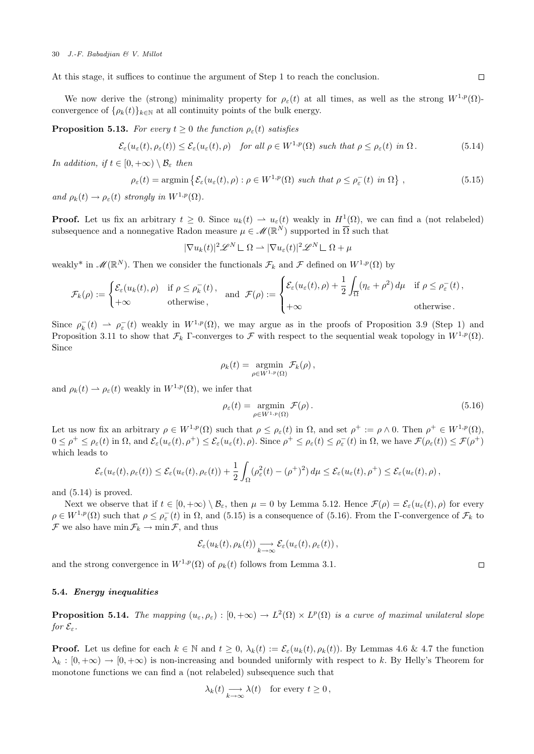At this stage, it suffices to continue the argument of Step 1 to reach the conclusion. □

We now derive the (strong) minimality property for $\rho_\varepsilon(t)$ at all times, as well as the strong $W^{1,p}(\Omega)$-convergence of $\{\rho_k(t)\}_{k\in\mathbb{N}}$ at all continuity points of the bulk energy.

**Proposition 5.13.** *For every $t \geq 0$ the function $\rho_\varepsilon(t)$ satisfies*

$$\mathcal{E}_\varepsilon(u_\varepsilon(t), \rho_\varepsilon(t)) \leq \mathcal{E}_\varepsilon(u_\varepsilon(t), \rho) \quad \text{for all } \rho \in W^{1,p}(\Omega) \text{ such that } \rho \leq \rho_\varepsilon(t) \text{ in } \Omega\,. \tag{5.14}$$

*In addition, if $t \in [0, +\infty) \setminus \mathcal{B}_\varepsilon$ then*

$$\rho_\varepsilon(t) = \operatorname{argmin}\left\{\mathcal{E}_\varepsilon(u_\varepsilon(t), \rho) : \rho \in W^{1,p}(\Omega) \text{ such that } \rho \leq \rho_\varepsilon^-(t) \text{ in } \Omega\right\}\,, \tag{5.15}$$

*and $\rho_k(t) \to \rho_\varepsilon(t)$ strongly in $W^{1,p}(\Omega)$.*

**Proof.** Let us fix an arbitrary $t \geq 0$. Since $u_k(t) \rightharpoonup u_\varepsilon(t)$ weakly in $H^1(\Omega)$, we can find a (not relabeled) subsequence and a nonnegative Radon measure $\mu \in \mathscr{M}(\mathbb{R}^N)$ supported in $\overline{\Omega}$ such that

$$|\nabla u_k(t)|^2 \mathscr{L}^N \llcorner \Omega \rightharpoonup |\nabla u_\varepsilon(t)|^2 \mathscr{L}^N \llcorner \Omega + \mu$$

weakly* in $\mathscr{M}(\mathbb{R}^N)$. Then we consider the functionals $\mathcal{F}_k$ and $\mathcal{F}$ defined on $W^{1,p}(\Omega)$ by

$$\mathcal{F}_k(\rho) := \begin{cases} \mathcal{E}_\varepsilon(u_k(t), \rho) & \text{if } \rho \leq \rho_k^-(t)\,, \\ +\infty & \text{otherwise}\,, \end{cases} \quad \text{and} \quad \mathcal{F}(\rho) := \begin{cases} \mathcal{E}_\varepsilon(u_\varepsilon(t), \rho) + \dfrac{1}{2}\displaystyle\int_{\overline{\Omega}} (\eta_\varepsilon + \rho^2)\, d\mu & \text{if } \rho \leq \rho_\varepsilon^-(t)\,, \\ +\infty & \text{otherwise}\,. \end{cases}$$

Since $\rho_k^-(t) \rightharpoonup \rho_\varepsilon^-(t)$ weakly in $W^{1,p}(\Omega)$, we may argue as in the proofs of Proposition 3.9 (Step 1) and Proposition 3.11 to show that $\mathcal{F}_k$ $\Gamma$-converges to $\mathcal{F}$ with respect to the sequential weak topology in $W^{1,p}(\Omega)$. Since

$$\rho_k(t) = \operatorname*{argmin}_{\rho \in W^{1,p}(\Omega)} \mathcal{F}_k(\rho)\,,$$

and $\rho_k(t) \rightharpoonup \rho_\varepsilon(t)$ weakly in $W^{1,p}(\Omega)$, we infer that

$$\rho_\varepsilon(t) = \operatorname*{argmin}_{\rho \in W^{1,p}(\Omega)} \mathcal{F}(\rho)\,. \tag{5.16}$$

Let us now fix an arbitrary $\rho \in W^{1,p}(\Omega)$ such that $\rho \leq \rho_\varepsilon(t)$ in $\Omega$, and set $\rho^+ := \rho \wedge 0$. Then $\rho^+ \in W^{1,p}(\Omega)$, $0 \leq \rho^+ \leq \rho_\varepsilon(t)$ in $\Omega$, and $\mathcal{E}_\varepsilon(u_\varepsilon(t), \rho^+) \leq \mathcal{E}_\varepsilon(u_\varepsilon(t), \rho)$. Since $\rho^+ \leq \rho_\varepsilon(t) \leq \rho_\varepsilon^-(t)$ in $\Omega$, we have $\mathcal{F}(\rho_\varepsilon(t)) \leq \mathcal{F}(\rho^+)$ which leads to

$$\mathcal{E}_\varepsilon(u_\varepsilon(t), \rho_\varepsilon(t)) \leq \mathcal{E}_\varepsilon(u_\varepsilon(t), \rho_\varepsilon(t)) + \frac{1}{2}\int_\Omega (\rho_\varepsilon^2(t) - (\rho^+)^2)\, d\mu \leq \mathcal{E}_\varepsilon(u_\varepsilon(t), \rho^+) \leq \mathcal{E}_\varepsilon(u_\varepsilon(t), \rho)\,,$$

and (5.14) is proved.

Next we observe that if $t \in [0, +\infty) \setminus \mathcal{B}_\varepsilon$, then $\mu = 0$ by Lemma 5.12. Hence $\mathcal{F}(\rho) = \mathcal{E}_\varepsilon(u_\varepsilon(t), \rho)$ for every $\rho \in W^{1,p}(\Omega)$ such that $\rho \leq \rho_\varepsilon^-(t)$ in $\Omega$, and (5.15) is a consequence of (5.16). From the $\Gamma$-convergence of $\mathcal{F}_k$ to $\mathcal{F}$ we also have $\min \mathcal{F}_k \to \min \mathcal{F}$, and thus

$$\mathcal{E}_\varepsilon(u_k(t), \rho_k(t)) \underset{k\to\infty}{\longrightarrow} \mathcal{E}_\varepsilon(u_\varepsilon(t), \rho_\varepsilon(t))\,,$$

and the strong convergence in $W^{1,p}(\Omega)$ of $\rho_k(t)$ follows from Lemma 3.1. □

### 5.4. *Energy inequalities*

**Proposition 5.14.** *The mapping $(u_\varepsilon, \rho_\varepsilon) : [0, +\infty) \to L^2(\Omega) \times L^p(\Omega)$ is a curve of maximal unilateral slope for $\mathcal{E}_\varepsilon$.*

**Proof.** Let us define for each $k \in \mathbb{N}$ and $t \geq 0$, $\lambda_k(t) := \mathcal{E}_\varepsilon(u_k(t), \rho_k(t))$. By Lemmas 4.6 & 4.7 the function $\lambda_k : [0, +\infty) \to [0, +\infty)$ is non-increasing and bounded uniformly with respect to $k$. By Helly's Theorem for monotone functions we can find a (not relabeled) subsequence such that

$$\lambda_k(t) \underset{k\to\infty}{\longrightarrow} \lambda(t) \quad \text{for every } t \geq 0\,,$$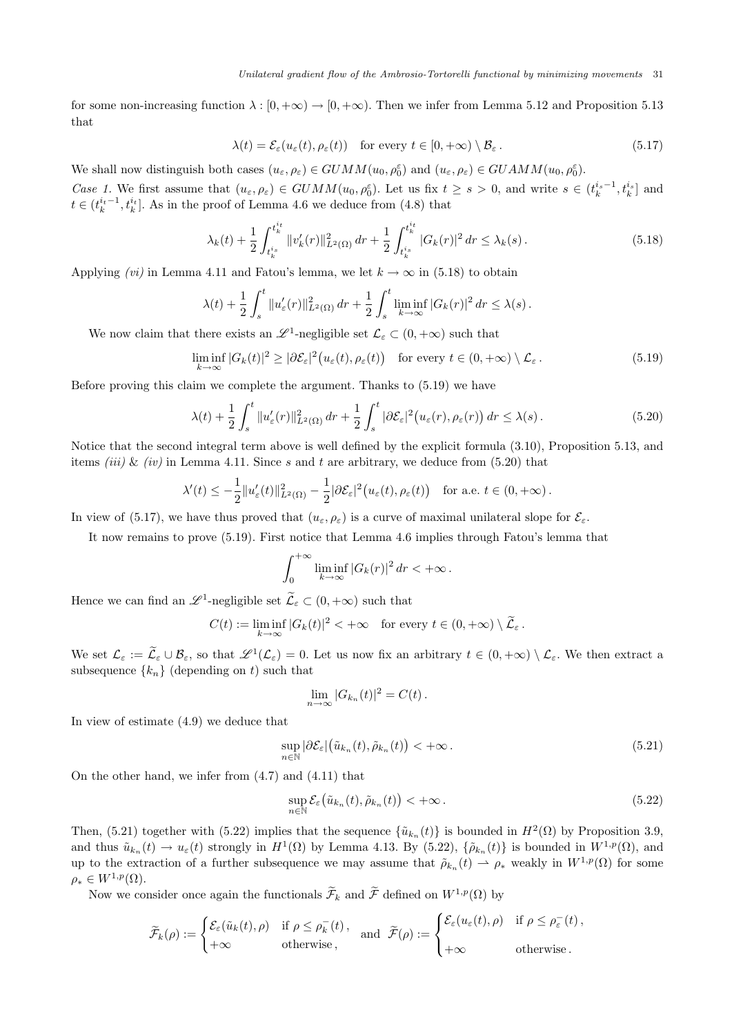for some non-increasing function $\lambda : [0, +\infty) \to [0, +\infty)$. Then we infer from Lemma 5.12 and Proposition 5.13 that

$$\lambda(t) = \mathcal{E}_\varepsilon(u_\varepsilon(t), \rho_\varepsilon(t)) \quad \text{for every } t \in [0, +\infty) \setminus \mathcal{B}_\varepsilon \,. \tag{5.17}$$

We shall now distinguish both cases $(u_\varepsilon, \rho_\varepsilon) \in GUMM(u_0, \rho_0^\varepsilon)$ and $(u_\varepsilon, \rho_\varepsilon) \in GUAMM(u_0, \rho_0^\varepsilon)$.

*Case 1.* We first assume that $(u_\varepsilon, \rho_\varepsilon) \in GUMM(u_0, \rho_0^\varepsilon)$. Let us fix $t \geq s > 0$, and write $s \in (t_k^{i_s - 1}, t_k^{i_s}]$ and $t \in (t_k^{i_t - 1}, t_k^{i_t}]$. As in the proof of Lemma 4.6 we deduce from (4.8) that

$$\lambda_k(t) + \frac{1}{2} \int_{t_k^{i_s}}^{t_k^{i_t}} \|v_k'(r)\|^2_{L^2(\Omega)}\, dr + \frac{1}{2} \int_{t_k^{i_s}}^{t_k^{i_t}} |G_k(r)|^2\, dr \leq \lambda_k(s) \,. \tag{5.18}$$

Applying *(vi)* in Lemma 4.11 and Fatou's lemma, we let $k \to \infty$ in (5.18) to obtain

$$\lambda(t) + \frac{1}{2} \int_s^t \|u_\varepsilon'(r)\|^2_{L^2(\Omega)}\, dr + \frac{1}{2} \int_s^t \liminf_{k\to\infty} |G_k(r)|^2\, dr \leq \lambda(s) \,.$$

We now claim that there exists an $\mathscr{L}^1$-negligible set $\mathcal{L}_\varepsilon \subset (0, +\infty)$ such that

$$\liminf_{k\to\infty} |G_k(t)|^2 \geq |\partial \mathcal{E}_\varepsilon|^2\big(u_\varepsilon(t), \rho_\varepsilon(t)\big) \quad \text{for every } t \in (0, +\infty) \setminus \mathcal{L}_\varepsilon \,. \tag{5.19}$$

Before proving this claim we complete the argument. Thanks to (5.19) we have

$$\lambda(t) + \frac{1}{2} \int_s^t \|u_\varepsilon'(r)\|^2_{L^2(\Omega)}\, dr + \frac{1}{2} \int_s^t |\partial \mathcal{E}_\varepsilon|^2\big(u_\varepsilon(r), \rho_\varepsilon(r)\big)\, dr \leq \lambda(s) \,. \tag{5.20}$$

Notice that the second integral term above is well defined by the explicit formula (3.10), Proposition 5.13, and items *(iii)* & *(iv)* in Lemma 4.11. Since $s$ and $t$ are arbitrary, we deduce from (5.20) that

$$\lambda'(t) \leq -\frac{1}{2} \|u_\varepsilon'(t)\|^2_{L^2(\Omega)} - \frac{1}{2} |\partial \mathcal{E}_\varepsilon|^2\big(u_\varepsilon(t), \rho_\varepsilon(t)\big) \quad \text{for a.e. } t \in (0, +\infty) \,.$$

In view of (5.17), we have thus proved that $(u_\varepsilon, \rho_\varepsilon)$ is a curve of maximal unilateral slope for $\mathcal{E}_\varepsilon$.

It now remains to prove (5.19). First notice that Lemma 4.6 implies through Fatou's lemma that

$$\int_0^{+\infty} \liminf_{k\to\infty} |G_k(r)|^2\, dr < +\infty \,.$$

Hence we can find an $\mathscr{L}^1$-negligible set $\widetilde{\mathcal{L}}_\varepsilon \subset (0, +\infty)$ such that

$$C(t) := \liminf_{k\to\infty} |G_k(t)|^2 < +\infty \quad \text{for every } t \in (0, +\infty) \setminus \widetilde{\mathcal{L}}_\varepsilon \,.$$

We set $\mathcal{L}_\varepsilon := \widetilde{\mathcal{L}}_\varepsilon \cup \mathcal{B}_\varepsilon$, so that $\mathscr{L}^1(\mathcal{L}_\varepsilon) = 0$. Let us now fix an arbitrary $t \in (0, +\infty) \setminus \mathcal{L}_\varepsilon$. We then extract a subsequence $\{k_n\}$ (depending on $t$) such that

$$\lim_{n\to\infty} |G_{k_n}(t)|^2 = C(t) \,.$$

In view of estimate (4.9) we deduce that

$$\sup_{n\in\mathbb{N}} |\partial \mathcal{E}_\varepsilon|\big(\tilde{u}_{k_n}(t), \tilde{\rho}_{k_n}(t)\big) < +\infty \,. \tag{5.21}$$

On the other hand, we infer from (4.7) and (4.11) that

$$\sup_{n\in\mathbb{N}} \mathcal{E}_\varepsilon\big(\tilde{u}_{k_n}(t), \tilde{\rho}_{k_n}(t)\big) < +\infty \,. \tag{5.22}$$

Then, (5.21) together with (5.22) implies that the sequence $\{\tilde{u}_{k_n}(t)\}$ is bounded in $H^2(\Omega)$ by Proposition 3.9, and thus $\tilde{u}_{k_n}(t) \to u_\varepsilon(t)$ strongly in $H^1(\Omega)$ by Lemma 4.13. By (5.22), $\{\tilde{\rho}_{k_n}(t)\}$ is bounded in $W^{1,p}(\Omega)$, and up to the extraction of a further subsequence we may assume that $\tilde{\rho}_{k_n}(t) \rightharpoonup \rho_*$ weakly in $W^{1,p}(\Omega)$ for some $\rho_* \in W^{1,p}(\Omega)$.

Now we consider once again the functionals $\widetilde{\mathcal{F}}_k$ and $\widetilde{\mathcal{F}}$ defined on $W^{1,p}(\Omega)$ by

$$\widetilde{\mathcal{F}}_k(\rho) := \begin{cases} \mathcal{E}_\varepsilon(\tilde{u}_k(t), \rho) & \text{if } \rho \leq \rho_k^-(t) \,, \\ +\infty & \text{otherwise} \,, \end{cases} \quad \text{and} \quad \widetilde{\mathcal{F}}(\rho) := \begin{cases} \mathcal{E}_\varepsilon(u_\varepsilon(t), \rho) & \text{if } \rho \leq \rho_\varepsilon^-(t) \,, \\ +\infty & \text{otherwise} \,. \end{cases}$$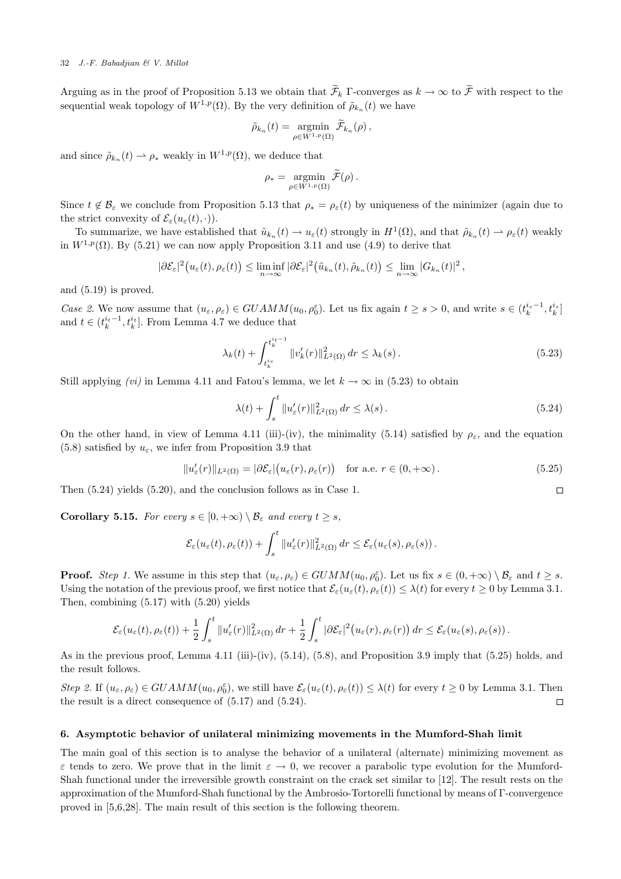Arguing as in the proof of Proposition 5.13 we obtain that $\widetilde{\mathcal{F}}_k$ Γ-converges as $k \to \infty$ to $\widetilde{\mathcal{F}}$ with respect to the sequential weak topology of $W^{1,p}(\Omega)$. By the very definition of $\tilde{\rho}_{k_n}(t)$ we have

$$\tilde{\rho}_{k_n}(t) = \underset{\rho \in W^{1,p}(\Omega)}{\operatorname{argmin}} \ \widetilde{\mathcal{F}}_{k_n}(\rho)\,,$$

and since $\tilde{\rho}_{k_n}(t) \rightharpoonup \rho_*$ weakly in $W^{1,p}(\Omega)$, we deduce that

$$\rho_* = \underset{\rho \in W^{1,p}(\Omega)}{\operatorname{argmin}} \ \widetilde{\mathcal{F}}(\rho)\,.$$

Since $t \notin \mathcal{B}_\varepsilon$ we conclude from Proposition 5.13 that $\rho_* = \rho_\varepsilon(t)$ by uniqueness of the minimizer (again due to the strict convexity of $\mathcal{E}_\varepsilon(u_\varepsilon(t), \cdot)$).

To summarize, we have established that $\tilde{u}_{k_n}(t) \to u_\varepsilon(t)$ strongly in $H^1(\Omega)$, and that $\tilde{\rho}_{k_n}(t) \rightharpoonup \rho_\varepsilon(t)$ weakly in $W^{1,p}(\Omega)$. By (5.21) we can now apply Proposition 3.11 and use (4.9) to derive that

$$|\partial\mathcal{E}_\varepsilon|^2\big(u_\varepsilon(t), \rho_\varepsilon(t)\big) \le \liminf_{n\to\infty} |\partial\mathcal{E}_\varepsilon|^2\big(\tilde{u}_{k_n}(t), \tilde{\rho}_{k_n}(t)\big) \le \lim_{n\to\infty} |G_{k_n}(t)|^2\,,$$

and (5.19) is proved.

*Case 2.* We now assume that $(u_\varepsilon, \rho_\varepsilon) \in GUAMM(u_0, \rho_0^\varepsilon)$. Let us fix again $t \ge s > 0$, and write $s \in (t_k^{i_s - 1}, t_k^{i_s}]$ and $t \in (t_k^{i_t - 1}, t_k^{i_t}]$. From Lemma 4.7 we deduce that

$$\lambda_k(t) + \int_{t_k^{i_s}}^{t_k^{i_t - 1}} \|v_k'(r)\|^2_{L^2(\Omega)}\, dr \le \lambda_k(s)\,. \tag{5.23}$$

Still applying *(vi)* in Lemma 4.11 and Fatou's lemma, we let $k \to \infty$ in (5.23) to obtain

$$\lambda(t) + \int_s^t \|u_\varepsilon'(r)\|^2_{L^2(\Omega)}\, dr \le \lambda(s)\,. \tag{5.24}$$

On the other hand, in view of Lemma 4.11 (iii)-(iv), the minimality (5.14) satisfied by $\rho_\varepsilon$, and the equation (5.8) satisfied by $u_\varepsilon$, we infer from Proposition 3.9 that

$$\|u_\varepsilon'(r)\|_{L^2(\Omega)} = |\partial\mathcal{E}_\varepsilon|\big(u_\varepsilon(r), \rho_\varepsilon(r)\big) \quad \text{for a.e. } r \in (0, +\infty)\,. \tag{5.25}$$

Then (5.24) yields (5.20), and the conclusion follows as in Case 1. $\square$

**Corollary 5.15.** *For every $s \in [0, +\infty) \setminus \mathcal{B}_\varepsilon$ and every $t \ge s$,*

$$\mathcal{E}_\varepsilon(u_\varepsilon(t), \rho_\varepsilon(t)) + \int_s^t \|u_\varepsilon'(r)\|^2_{L^2(\Omega)}\, dr \le \mathcal{E}_\varepsilon(u_\varepsilon(s), \rho_\varepsilon(s))\,.$$

**Proof.** *Step 1.* We assume in this step that $(u_\varepsilon, \rho_\varepsilon) \in GUMM(u_0, \rho_0^\varepsilon)$. Let us fix $s \in (0, +\infty) \setminus \mathcal{B}_\varepsilon$ and $t \ge s$. Using the notation of the previous proof, we first notice that $\mathcal{E}_\varepsilon(u_\varepsilon(t), \rho_\varepsilon(t)) \le \lambda(t)$ for every $t \ge 0$ by Lemma 3.1. Then, combining (5.17) with (5.20) yields

$$\mathcal{E}_\varepsilon(u_\varepsilon(t), \rho_\varepsilon(t)) + \frac{1}{2}\int_s^t \|u_\varepsilon'(r)\|^2_{L^2(\Omega)}\, dr + \frac{1}{2}\int_s^t |\partial\mathcal{E}_\varepsilon|^2\big(u_\varepsilon(r), \rho_\varepsilon(r)\big)\, dr \le \mathcal{E}_\varepsilon(u_\varepsilon(s), \rho_\varepsilon(s))\,.$$

As in the previous proof, Lemma 4.11 (iii)-(iv), (5.14), (5.8), and Proposition 3.9 imply that (5.25) holds, and the result follows.

*Step 2.* If $(u_\varepsilon, \rho_\varepsilon) \in GUAMM(u_0, \rho_0^\varepsilon)$, we still have $\mathcal{E}_\varepsilon(u_\varepsilon(t), \rho_\varepsilon(t)) \le \lambda(t)$ for every $t \ge 0$ by Lemma 3.1. Then the result is a direct consequence of (5.17) and (5.24). $\square$

## 6. Asymptotic behavior of unilateral minimizing movements in the Mumford-Shah limit

The main goal of this section is to analyse the behavior of a unilateral (alternate) minimizing movement as $\varepsilon$ tends to zero. We prove that in the limit $\varepsilon \to 0$, we recover a parabolic type evolution for the Mumford-Shah functional under the irreversible growth constraint on the crack set similar to [12]. The result rests on the approximation of the Mumford-Shah functional by the Ambrosio-Tortorelli functional by means of Γ-convergence proved in [5,6,28]. The main result of this section is the following theorem.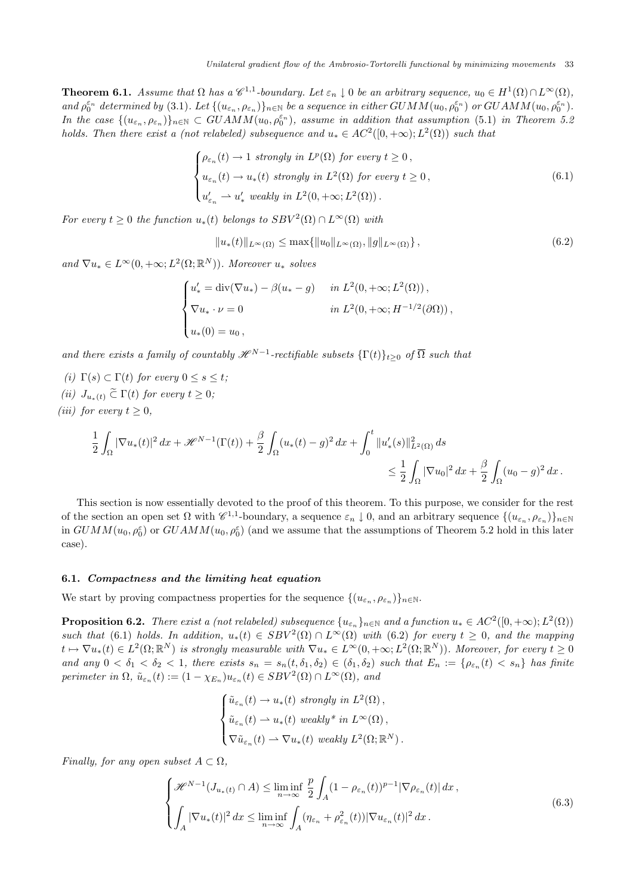**Theorem 6.1.** *Assume that $\Omega$ has a $\mathscr{C}^{1,1}$-boundary. Let $\varepsilon_n \downarrow 0$ be an arbitrary sequence, $u_0 \in H^1(\Omega)\cap L^\infty(\Omega)$, and $\rho_0^{\varepsilon_n}$ determined by (3.1). Let $\{(u_{\varepsilon_n},\rho_{\varepsilon_n})\}_{n\in\mathbb{N}}$ be a sequence in either $GUMM(u_0,\rho_0^{\varepsilon_n})$ or $GUAMM(u_0,\rho_0^{\varepsilon_n})$. In the case $\{(u_{\varepsilon_n},\rho_{\varepsilon_n})\}_{n\in\mathbb{N}} \subset GUAMM(u_0,\rho_0^{\varepsilon_n})$, assume in addition that assumption (5.1) in Theorem 5.2 holds. Then there exist a (not relabeled) subsequence and $u_* \in AC^2([0,+\infty);L^2(\Omega))$ such that*

$$
\begin{cases}
\rho_{\varepsilon_n}(t) \to 1 \text{ strongly in } L^p(\Omega) \text{ for every } t\geq 0\,,\\
u_{\varepsilon_n}(t) \to u_*(t) \text{ strongly in } L^2(\Omega) \text{ for every } t\geq 0\,,\\
u'_{\varepsilon_n} \rightharpoonup u'_* \text{ weakly in } L^2(0,+\infty;L^2(\Omega))\,.
\end{cases}
\tag{6.1}
$$

*For every $t\geq 0$ the function $u_*(t)$ belongs to $SBV^2(\Omega)\cap L^\infty(\Omega)$ with*

$$
\|u_*(t)\|_{L^\infty(\Omega)} \leq \max\{\|u_0\|_{L^\infty(\Omega)}, \|g\|_{L^\infty(\Omega)}\}\,,
\tag{6.2}
$$

*and $\nabla u_* \in L^\infty(0,+\infty;L^2(\Omega;\mathbb{R}^N))$. Moreover $u_*$ solves*

$$
\begin{cases}
u'_* = \operatorname{div}(\nabla u_*) - \beta(u_*-g) & \text{in } L^2(0,+\infty;L^2(\Omega))\,,\\
\nabla u_*\cdot\nu = 0 & \text{in } L^2(0,+\infty;H^{-1/2}(\partial\Omega))\,,\\
u_*(0)=u_0\,,
\end{cases}
$$

*and there exists a family of countably $\mathscr{H}^{N-1}$-rectifiable subsets $\{\Gamma(t)\}_{t\geq 0}$ of $\overline{\Omega}$ such that*

*(i) $\Gamma(s)\subset\Gamma(t)$ for every $0\leq s\leq t$;*

*(ii) $J_{u_*(t)} \mathrel{\tilde{\subset}} \Gamma(t)$ for every $t\geq 0$;*

*(iii) for every $t\geq 0$,*

$$
\frac12\int_\Omega |\nabla u_*(t)|^2\,dx + \mathscr{H}^{N-1}(\Gamma(t)) + \frac{\beta}{2}\int_\Omega (u_*(t)-g)^2\,dx + \int_0^t \|u'_*(s)\|^2_{L^2(\Omega)}\,ds \\
\leq \frac12\int_\Omega |\nabla u_0|^2\,dx + \frac{\beta}{2}\int_\Omega (u_0-g)^2\,dx\,.
$$

This section is now essentially devoted to the proof of this theorem. To this purpose, we consider for the rest of the section an open set $\Omega$ with $\mathscr{C}^{1,1}$-boundary, a sequence $\varepsilon_n\downarrow 0$, and an arbitrary sequence $\{(u_{\varepsilon_n},\rho_{\varepsilon_n})\}_{n\in\mathbb{N}}$ in $GUMM(u_0,\rho_0^\varepsilon)$ or $GUAMM(u_0,\rho_0^\varepsilon)$ (and we assume that the assumptions of Theorem 5.2 hold in this later case).

### 6.1. *Compactness and the limiting heat equation*

We start by proving compactness properties for the sequence $\{(u_{\varepsilon_n},\rho_{\varepsilon_n})\}_{n\in\mathbb{N}}$.

**Proposition 6.2.** *There exist a (not relabeled) subsequence $\{u_{\varepsilon_n}\}_{n\in\mathbb{N}}$ and a function $u_*\in AC^2([0,+\infty);L^2(\Omega))$ such that (6.1) holds. In addition, $u_*(t)\in SBV^2(\Omega)\cap L^\infty(\Omega)$ with (6.2) for every $t\geq 0$, and the mapping $t\mapsto \nabla u_*(t)\in L^2(\Omega;\mathbb{R}^N)$ is strongly measurable with $\nabla u_*\in L^\infty(0,+\infty;L^2(\Omega;\mathbb{R}^N))$. Moreover, for every $t\geq 0$ and any $0<\delta_1<\delta_2<1$, there exists $s_n=s_n(t,\delta_1,\delta_2)\in(\delta_1,\delta_2)$ such that $E_n:=\{\rho_{\varepsilon_n}(t)<s_n\}$ has finite perimeter in $\Omega$, $\tilde u_{\varepsilon_n}(t):=(1-\chi_{E_n})u_{\varepsilon_n}(t)\in SBV^2(\Omega)\cap L^\infty(\Omega)$, and*

$$
\begin{cases}
\tilde u_{\varepsilon_n}(t)\to u_*(t) \text{ strongly in } L^2(\Omega)\,,\\
\tilde u_{\varepsilon_n}(t)\rightharpoonup u_*(t) \text{ weakly* in } L^\infty(\Omega)\,,\\
\nabla\tilde u_{\varepsilon_n}(t)\rightharpoonup \nabla u_*(t) \text{ weakly } L^2(\Omega;\mathbb{R}^N)\,.
\end{cases}
$$

*Finally, for any open subset $A\subset\Omega$,*

$$
\begin{cases}
\displaystyle \mathscr{H}^{N-1}(J_{u_*(t)}\cap A) \leq \liminf_{n\to\infty}\frac{p}{2}\int_A (1-\rho_{\varepsilon_n}(t))^{p-1}|\nabla\rho_{\varepsilon_n}(t)|\,dx\,,\\
\displaystyle \int_A |\nabla u_*(t)|^2\,dx \leq \liminf_{n\to\infty}\int_A (\eta_{\varepsilon_n}+\rho^2_{\varepsilon_n}(t))|\nabla u_{\varepsilon_n}(t)|^2\,dx\,.
\end{cases}
\tag{6.3}
$$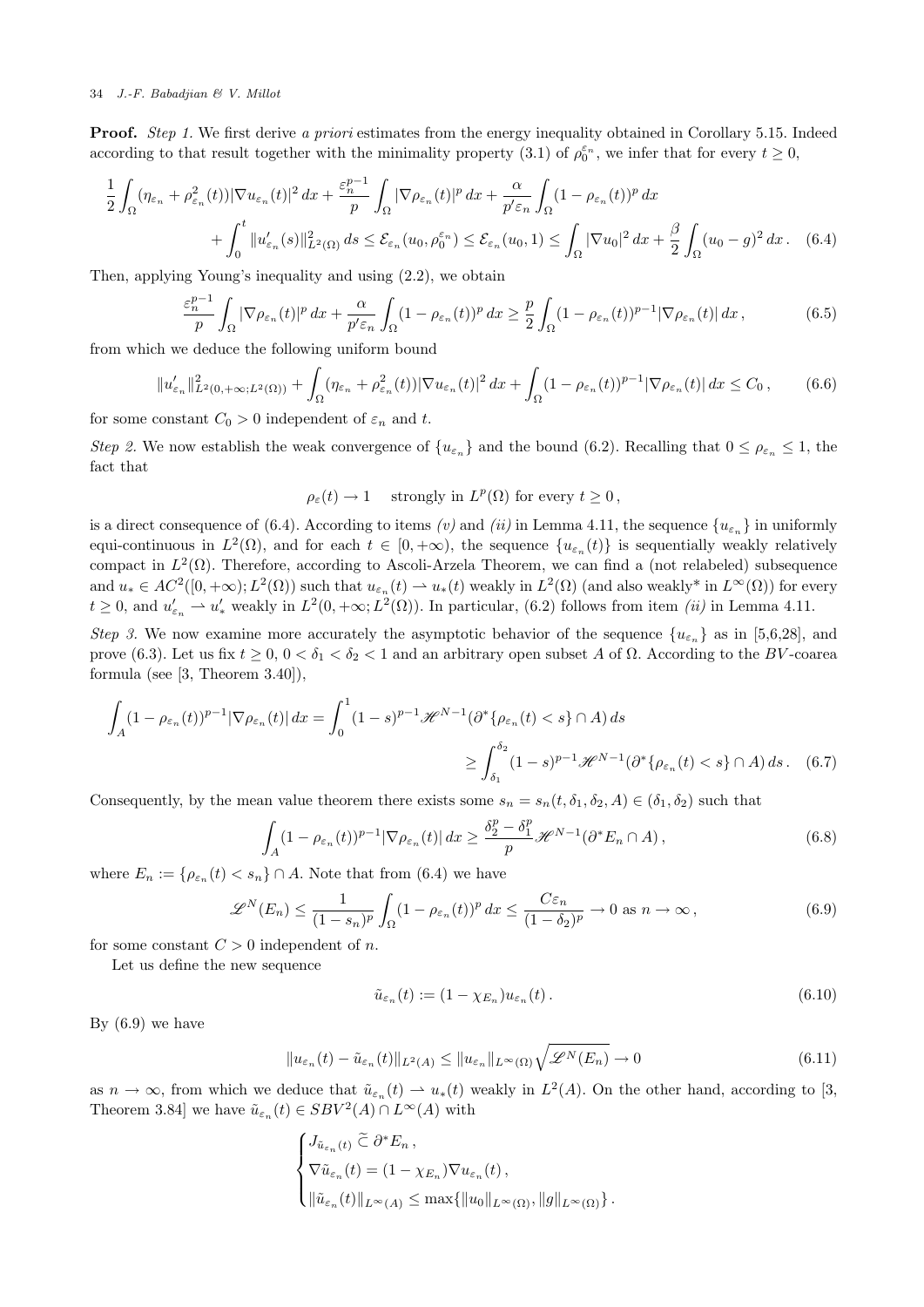**Proof.** *Step 1.* We first derive *a priori* estimates from the energy inequality obtained in Corollary 5.15. Indeed according to that result together with the minimality property (3.1) of $\rho_0^{\varepsilon_n}$, we infer that for every $t \geq 0$,

$$\frac{1}{2}\int_\Omega (\eta_{\varepsilon_n} + \rho_{\varepsilon_n}^2(t))|\nabla u_{\varepsilon_n}(t)|^2\,dx + \frac{\varepsilon_n^{p-1}}{p}\int_\Omega |\nabla \rho_{\varepsilon_n}(t)|^p\,dx + \frac{\alpha}{p'\varepsilon_n}\int_\Omega (1-\rho_{\varepsilon_n}(t))^p\,dx$$
$$+ \int_0^t \|u'_{\varepsilon_n}(s)\|^2_{L^2(\Omega)}\,ds \leq \mathcal{E}_{\varepsilon_n}(u_0, \rho_0^{\varepsilon_n}) \leq \mathcal{E}_{\varepsilon_n}(u_0, 1) \leq \int_\Omega |\nabla u_0|^2\,dx + \frac{\beta}{2}\int_\Omega (u_0 - g)^2\,dx\,. \quad (6.4)$$

Then, applying Young's inequality and using (2.2), we obtain

$$\frac{\varepsilon_n^{p-1}}{p}\int_\Omega |\nabla \rho_{\varepsilon_n}(t)|^p\,dx + \frac{\alpha}{p'\varepsilon_n}\int_\Omega (1-\rho_{\varepsilon_n}(t))^p\,dx \geq \frac{p}{2}\int_\Omega (1-\rho_{\varepsilon_n}(t))^{p-1}|\nabla \rho_{\varepsilon_n}(t)|\,dx\,, \quad (6.5)$$

from which we deduce the following uniform bound

$$\|u'_{\varepsilon_n}\|^2_{L^2(0,+\infty;L^2(\Omega))} + \int_\Omega (\eta_{\varepsilon_n} + \rho_{\varepsilon_n}^2(t))|\nabla u_{\varepsilon_n}(t)|^2\,dx + \int_\Omega (1-\rho_{\varepsilon_n}(t))^{p-1}|\nabla \rho_{\varepsilon_n}(t)|\,dx \leq C_0\,, \quad (6.6)$$

for some constant $C_0 > 0$ independent of $\varepsilon_n$ and $t$.

*Step 2.* We now establish the weak convergence of $\{u_{\varepsilon_n}\}$ and the bound (6.2). Recalling that $0 \leq \rho_{\varepsilon_n} \leq 1$, the fact that

$$\rho_\varepsilon(t) \to 1 \quad \text{strongly in } L^p(\Omega) \text{ for every } t \geq 0\,,$$

is a direct consequence of (6.4). According to items *(v)* and *(ii)* in Lemma 4.11, the sequence $\{u_{\varepsilon_n}\}$ in uniformly equi-continuous in $L^2(\Omega)$, and for each $t \in [0, +\infty)$, the sequence $\{u_{\varepsilon_n}(t)\}$ is sequentially weakly relatively compact in $L^2(\Omega)$. Therefore, according to Ascoli-Arzela Theorem, we can find a (not relabeled) subsequence and $u_* \in AC^2([0, +\infty); L^2(\Omega))$ such that $u_{\varepsilon_n}(t) \rightharpoonup u_*(t)$ weakly in $L^2(\Omega)$ (and also weakly* in $L^\infty(\Omega)$) for every $t \geq 0$, and $u'_{\varepsilon_n} \rightharpoonup u'_*$ weakly in $L^2(0, +\infty; L^2(\Omega))$. In particular, (6.2) follows from item *(ii)* in Lemma 4.11.

*Step 3.* We now examine more accurately the asymptotic behavior of the sequence $\{u_{\varepsilon_n}\}$ as in [5,6,28], and prove (6.3). Let us fix $t \geq 0$, $0 < \delta_1 < \delta_2 < 1$ and an arbitrary open subset $A$ of $\Omega$. According to the $BV$-coarea formula (see [3, Theorem 3.40]),

$$\int_A (1-\rho_{\varepsilon_n}(t))^{p-1}|\nabla \rho_{\varepsilon_n}(t)|\,dx = \int_0^1 (1-s)^{p-1}\mathscr{H}^{N-1}(\partial^*\{\rho_{\varepsilon_n}(t) < s\} \cap A)\,ds$$
$$\geq \int_{\delta_1}^{\delta_2} (1-s)^{p-1}\mathscr{H}^{N-1}(\partial^*\{\rho_{\varepsilon_n}(t) < s\} \cap A)\,ds\,. \quad (6.7)$$

Consequently, by the mean value theorem there exists some $s_n = s_n(t, \delta_1, \delta_2, A) \in (\delta_1, \delta_2)$ such that

$$\int_A (1-\rho_{\varepsilon_n}(t))^{p-1}|\nabla \rho_{\varepsilon_n}(t)|\,dx \geq \frac{\delta_2^p - \delta_1^p}{p}\mathscr{H}^{N-1}(\partial^* E_n \cap A)\,, \quad (6.8)$$

where $E_n := \{\rho_{\varepsilon_n}(t) < s_n\} \cap A$. Note that from (6.4) we have

$$\mathscr{L}^N(E_n) \leq \frac{1}{(1-s_n)^p}\int_\Omega (1-\rho_{\varepsilon_n}(t))^p\,dx \leq \frac{C\varepsilon_n}{(1-\delta_2)^p} \to 0 \text{ as } n \to \infty\,, \quad (6.9)$$

for some constant $C > 0$ independent of $n$.

Let us define the new sequence

$$\tilde{u}_{\varepsilon_n}(t) := (1 - \chi_{E_n})u_{\varepsilon_n}(t)\,. \quad (6.10)$$

By (6.9) we have

$$\|u_{\varepsilon_n}(t) - \tilde{u}_{\varepsilon_n}(t)\|_{L^2(A)} \leq \|u_{\varepsilon_n}\|_{L^\infty(\Omega)}\sqrt{\mathscr{L}^N(E_n)} \to 0 \quad (6.11)$$

as $n \to \infty$, from which we deduce that $\tilde{u}_{\varepsilon_n}(t) \rightharpoonup u_*(t)$ weakly in $L^2(A)$. On the other hand, according to [3, Theorem 3.84] we have $\tilde{u}_{\varepsilon_n}(t) \in SBV^2(A) \cap L^\infty(A)$ with

$$\begin{cases} J_{\tilde{u}_{\varepsilon_n}(t)} \,\widetilde{\subset}\, \partial^* E_n\,, \\ \nabla \tilde{u}_{\varepsilon_n}(t) = (1 - \chi_{E_n})\nabla u_{\varepsilon_n}(t)\,, \\ \|\tilde{u}_{\varepsilon_n}(t)\|_{L^\infty(A)} \leq \max\{\|u_0\|_{L^\infty(\Omega)}, \|g\|_{L^\infty(\Omega)}\}\,. \end{cases}$$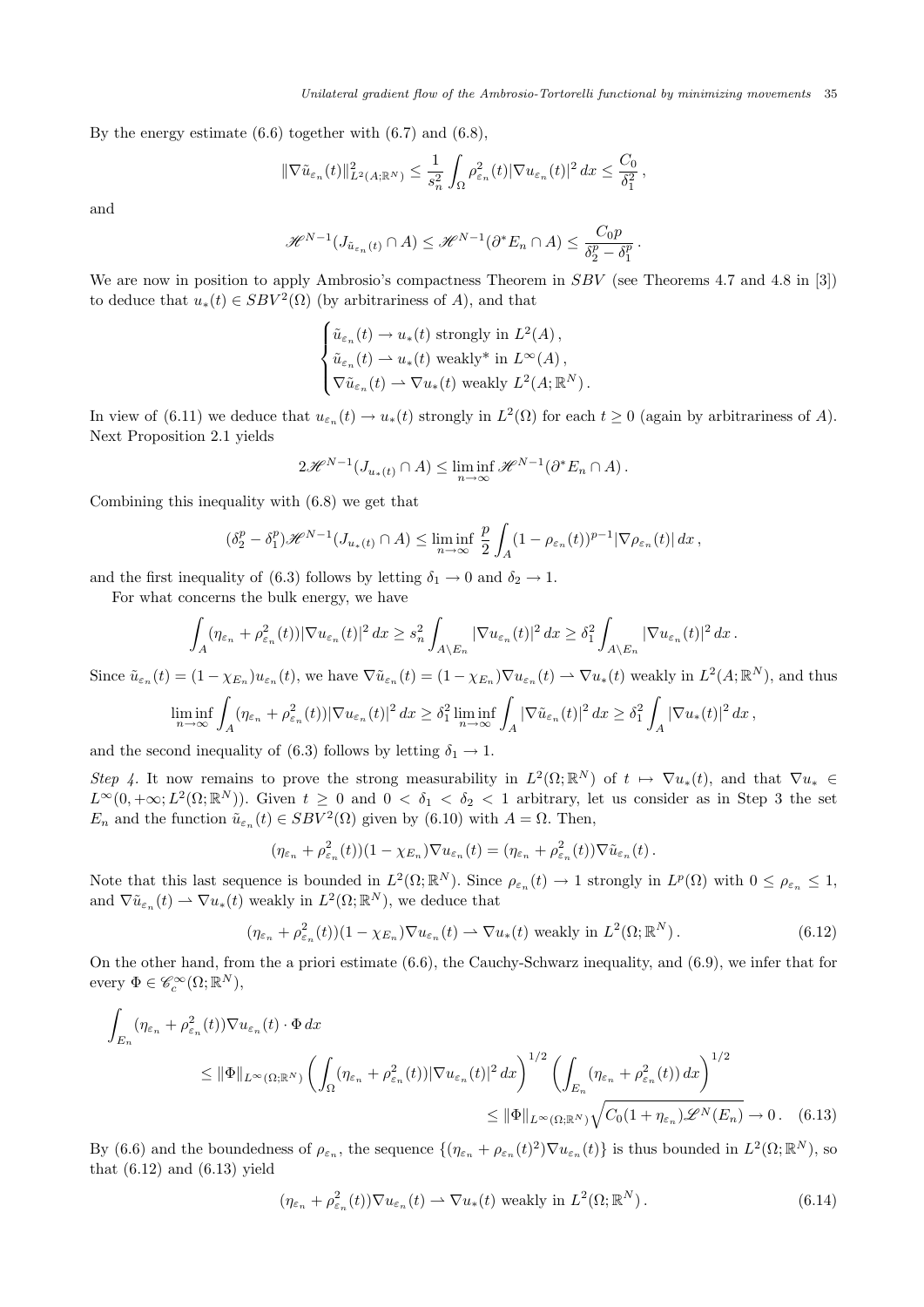By the energy estimate (6.6) together with (6.7) and (6.8),

$$\|\nabla \tilde{u}_{\varepsilon_n}(t)\|^2_{L^2(A;\mathbb{R}^N)} \leq \frac{1}{s_n^2}\int_\Omega \rho^2_{\varepsilon_n}(t)|\nabla u_{\varepsilon_n}(t)|^2\,dx \leq \frac{C_0}{\delta_1^2}\,,$$

and

$$\mathscr{H}^{N-1}(J_{\tilde{u}_{\varepsilon_n}(t)}\cap A) \leq \mathscr{H}^{N-1}(\partial^* E_n \cap A) \leq \frac{C_0 p}{\delta_2^p - \delta_1^p}\,.$$

We are now in position to apply Ambrosio's compactness Theorem in $SBV$ (see Theorems 4.7 and 4.8 in [3]) to deduce that $u_*(t) \in SBV^2(\Omega)$ (by arbitrariness of $A$), and that

$$\begin{cases} \tilde{u}_{\varepsilon_n}(t) \to u_*(t) \text{ strongly in } L^2(A)\,, \\ \tilde{u}_{\varepsilon_n}(t) \rightharpoonup u_*(t) \text{ weakly* in } L^\infty(A)\,, \\ \nabla\tilde{u}_{\varepsilon_n}(t) \rightharpoonup \nabla u_*(t) \text{ weakly } L^2(A;\mathbb{R}^N)\,. \end{cases}$$

In view of (6.11) we deduce that $u_{\varepsilon_n}(t) \to u_*(t)$ strongly in $L^2(\Omega)$ for each $t \geq 0$ (again by arbitrariness of $A$). Next Proposition 2.1 yields

$$2\mathscr{H}^{N-1}(J_{u_*(t)}\cap A) \leq \liminf_{n\to\infty} \mathscr{H}^{N-1}(\partial^* E_n \cap A)\,.$$

Combining this inequality with (6.8) we get that

$$(\delta_2^p - \delta_1^p)\mathscr{H}^{N-1}(J_{u_*(t)}\cap A) \leq \liminf_{n\to\infty} \frac{p}{2}\int_A (1-\rho_{\varepsilon_n}(t))^{p-1}|\nabla \rho_{\varepsilon_n}(t)|\,dx\,,$$

and the first inequality of (6.3) follows by letting $\delta_1 \to 0$ and $\delta_2 \to 1$.

For what concerns the bulk energy, we have

$$\int_A (\eta_{\varepsilon_n} + \rho^2_{\varepsilon_n}(t))|\nabla u_{\varepsilon_n}(t)|^2\,dx \geq s_n^2 \int_{A\setminus E_n} |\nabla u_{\varepsilon_n}(t)|^2\,dx \geq \delta_1^2 \int_{A\setminus E_n} |\nabla u_{\varepsilon_n}(t)|^2\,dx\,.$$

Since $\tilde{u}_{\varepsilon_n}(t) = (1-\chi_{E_n})u_{\varepsilon_n}(t)$, we have $\nabla\tilde{u}_{\varepsilon_n}(t) = (1-\chi_{E_n})\nabla u_{\varepsilon_n}(t) \rightharpoonup \nabla u_*(t)$ weakly in $L^2(A;\mathbb{R}^N)$, and thus

$$\liminf_{n\to\infty}\int_A (\eta_{\varepsilon_n} + \rho^2_{\varepsilon_n}(t))|\nabla u_{\varepsilon_n}(t)|^2\,dx \geq \delta_1^2 \liminf_{n\to\infty}\int_A |\nabla \tilde{u}_{\varepsilon_n}(t)|^2\,dx \geq \delta_1^2\int_A |\nabla u_*(t)|^2\,dx\,,$$

and the second inequality of (6.3) follows by letting $\delta_1 \to 1$.

*Step 4.* It now remains to prove the strong measurability in $L^2(\Omega;\mathbb{R}^N)$ of $t \mapsto \nabla u_*(t)$, and that $\nabla u_* \in L^\infty(0,+\infty;L^2(\Omega;\mathbb{R}^N))$. Given $t \geq 0$ and $0 < \delta_1 < \delta_2 < 1$ arbitrary, let us consider as in Step 3 the set $E_n$ and the function $\tilde{u}_{\varepsilon_n}(t) \in SBV^2(\Omega)$ given by (6.10) with $A = \Omega$. Then,

$$(\eta_{\varepsilon_n} + \rho^2_{\varepsilon_n}(t))(1-\chi_{E_n})\nabla u_{\varepsilon_n}(t) = (\eta_{\varepsilon_n} + \rho^2_{\varepsilon_n}(t))\nabla\tilde{u}_{\varepsilon_n}(t)\,.$$

Note that this last sequence is bounded in $L^2(\Omega;\mathbb{R}^N)$. Since $\rho_{\varepsilon_n}(t) \to 1$ strongly in $L^p(\Omega)$ with $0 \leq \rho_{\varepsilon_n} \leq 1$, and $\nabla\tilde{u}_{\varepsilon_n}(t) \rightharpoonup \nabla u_*(t)$ weakly in $L^2(\Omega;\mathbb{R}^N)$, we deduce that

$$(\eta_{\varepsilon_n} + \rho^2_{\varepsilon_n}(t))(1-\chi_{E_n})\nabla u_{\varepsilon_n}(t) \rightharpoonup \nabla u_*(t) \text{ weakly in } L^2(\Omega;\mathbb{R}^N)\,. \tag{6.12}$$

On the other hand, from the a priori estimate (6.6), the Cauchy-Schwarz inequality, and (6.9), we infer that for every $\Phi \in \mathscr{C}^\infty_c(\Omega;\mathbb{R}^N)$,

$$\begin{aligned}\int_{E_n} &(\eta_{\varepsilon_n} + \rho^2_{\varepsilon_n}(t))\nabla u_{\varepsilon_n}(t)\cdot\Phi\,dx \\ &\leq \|\Phi\|_{L^\infty(\Omega;\mathbb{R}^N)}\left(\int_\Omega (\eta_{\varepsilon_n} + \rho^2_{\varepsilon_n}(t))|\nabla u_{\varepsilon_n}(t)|^2\,dx\right)^{1/2}\left(\int_{E_n}(\eta_{\varepsilon_n} + \rho^2_{\varepsilon_n}(t))\,dx\right)^{1/2} \\ &\leq \|\Phi\|_{L^\infty(\Omega;\mathbb{R}^N)}\sqrt{C_0(1+\eta_{\varepsilon_n})\mathscr{L}^N(E_n)} \to 0\,. \end{aligned} \tag{6.13}$$

By (6.6) and the boundedness of $\rho_{\varepsilon_n}$, the sequence $\{(\eta_{\varepsilon_n} + \rho_{\varepsilon_n}(t)^2)\nabla u_{\varepsilon_n}(t)\}$ is thus bounded in $L^2(\Omega;\mathbb{R}^N)$, so that (6.12) and (6.13) yield

$$(\eta_{\varepsilon_n} + \rho^2_{\varepsilon_n}(t))\nabla u_{\varepsilon_n}(t) \rightharpoonup \nabla u_*(t) \text{ weakly in } L^2(\Omega;\mathbb{R}^N)\,. \tag{6.14}$$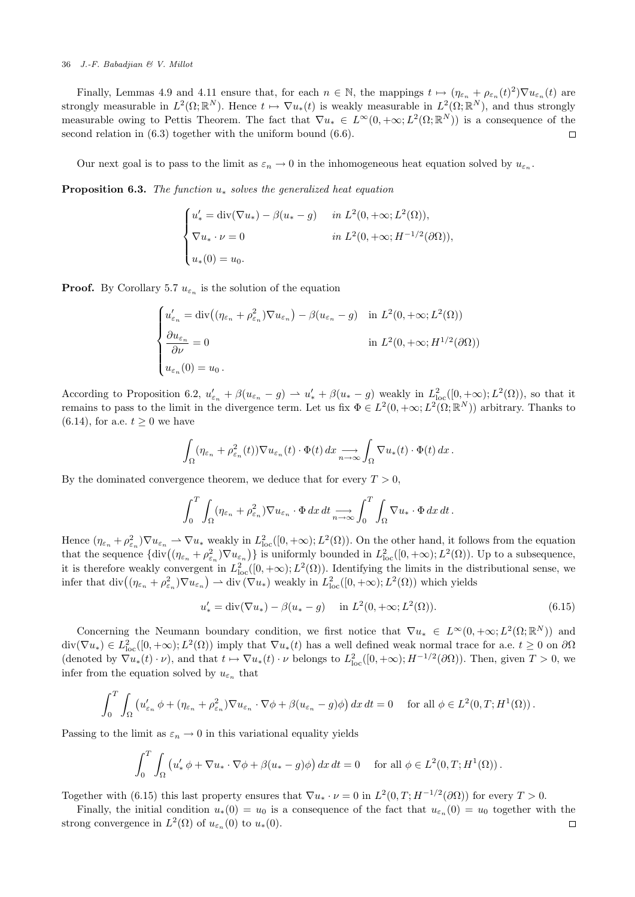Finally, Lemmas 4.9 and 4.11 ensure that, for each $n \in \mathbb{N}$, the mappings $t \mapsto (\eta_{\varepsilon_n} + \rho_{\varepsilon_n}(t)^2)\nabla u_{\varepsilon_n}(t)$ are strongly measurable in $L^2(\Omega;\mathbb{R}^N)$. Hence $t \mapsto \nabla u_*(t)$ is weakly measurable in $L^2(\Omega;\mathbb{R}^N)$, and thus strongly measurable owing to Pettis Theorem. The fact that $\nabla u_* \in L^\infty(0,+\infty;L^2(\Omega;\mathbb{R}^N))$ is a consequence of the second relation in (6.3) together with the uniform bound (6.6). $\square$

Our next goal is to pass to the limit as $\varepsilon_n \to 0$ in the inhomogeneous heat equation solved by $u_{\varepsilon_n}$.

**Proposition 6.3.** *The function $u_*$ solves the generalized heat equation*

$$
\begin{cases}
u_*' = \operatorname{div}(\nabla u_*) - \beta(u_* - g) & \text{in } L^2(0,+\infty;L^2(\Omega)),\\
\nabla u_* \cdot \nu = 0 & \text{in } L^2(0,+\infty;H^{-1/2}(\partial\Omega)),\\
u_*(0) = u_0.
\end{cases}
$$

**Proof.** By Corollary 5.7 $u_{\varepsilon_n}$ is the solution of the equation

$$
\begin{cases}
u_{\varepsilon_n}' = \operatorname{div}\big((\eta_{\varepsilon_n} + \rho_{\varepsilon_n}^2)\nabla u_{\varepsilon_n}\big) - \beta(u_{\varepsilon_n} - g) & \text{in } L^2(0,+\infty;L^2(\Omega))\\
\dfrac{\partial u_{\varepsilon_n}}{\partial \nu} = 0 & \text{in } L^2(0,+\infty;H^{1/2}(\partial\Omega))\\
u_{\varepsilon_n}(0) = u_0\,.
\end{cases}
$$

According to Proposition 6.2, $u_{\varepsilon_n}' + \beta(u_{\varepsilon_n} - g) \rightharpoonup u_*' + \beta(u_* - g)$ weakly in $L^2_{\rm loc}([0,+\infty);L^2(\Omega))$, so that it remains to pass to the limit in the divergence term. Let us fix $\Phi \in L^2(0,+\infty;L^2(\Omega;\mathbb{R}^N))$ arbitrary. Thanks to (6.14), for a.e. $t \geq 0$ we have

$$
\int_\Omega (\eta_{\varepsilon_n} + \rho_{\varepsilon_n}^2(t))\nabla u_{\varepsilon_n}(t)\cdot\Phi(t)\,dx \underset{n\to\infty}{\longrightarrow} \int_\Omega \nabla u_*(t)\cdot\Phi(t)\,dx\,.
$$

By the dominated convergence theorem, we deduce that for every $T > 0$,

$$
\int_0^T\int_\Omega (\eta_{\varepsilon_n} + \rho_{\varepsilon_n}^2)\nabla u_{\varepsilon_n}\cdot\Phi\,dx\,dt \underset{n\to\infty}{\longrightarrow} \int_0^T\int_\Omega \nabla u_*\cdot\Phi\,dx\,dt\,.
$$

Hence $(\eta_{\varepsilon_n} + \rho_{\varepsilon_n}^2)\nabla u_{\varepsilon_n} \rightharpoonup \nabla u_*$ weakly in $L^2_{\rm loc}([0,+\infty);L^2(\Omega))$. On the other hand, it follows from the equation that the sequence $\{\operatorname{div}\big((\eta_{\varepsilon_n} + \rho_{\varepsilon_n}^2)\nabla u_{\varepsilon_n}\big)\}$ is uniformly bounded in $L^2_{\rm loc}([0,+\infty);L^2(\Omega))$. Up to a subsequence, it is therefore weakly convergent in $L^2_{\rm loc}([0,+\infty);L^2(\Omega))$. Identifying the limits in the distributional sense, we infer that $\operatorname{div}\big((\eta_{\varepsilon_n} + \rho_{\varepsilon_n}^2)\nabla u_{\varepsilon_n}\big) \rightharpoonup \operatorname{div}(\nabla u_*)$ weakly in $L^2_{\rm loc}([0,+\infty);L^2(\Omega))$ which yields

$$
u_*' = \operatorname{div}(\nabla u_*) - \beta(u_* - g) \quad \text{in } L^2(0,+\infty;L^2(\Omega)). \tag{6.15}
$$

Concerning the Neumann boundary condition, we first notice that $\nabla u_* \in L^\infty(0,+\infty;L^2(\Omega;\mathbb{R}^N))$ and $\operatorname{div}(\nabla u_*) \in L^2_{\rm loc}([0,+\infty);L^2(\Omega))$ imply that $\nabla u_*(t)$ has a well defined weak normal trace for a.e. $t \geq 0$ on $\partial\Omega$ (denoted by $\nabla u_*(t)\cdot\nu$), and that $t \mapsto \nabla u_*(t)\cdot\nu$ belongs to $L^2_{\rm loc}([0,+\infty);H^{-1/2}(\partial\Omega))$. Then, given $T > 0$, we infer from the equation solved by $u_{\varepsilon_n}$ that

$$
\int_0^T\int_\Omega \big(u_{\varepsilon_n}'\,\phi + (\eta_{\varepsilon_n} + \rho_{\varepsilon_n}^2)\nabla u_{\varepsilon_n}\cdot\nabla\phi + \beta(u_{\varepsilon_n} - g)\phi\big)\,dx\,dt = 0 \quad \text{for all } \phi \in L^2(0,T;H^1(\Omega))\,.
$$

Passing to the limit as $\varepsilon_n \to 0$ in this variational equality yields

$$
\int_0^T\int_\Omega \big(u_*'\,\phi + \nabla u_*\cdot\nabla\phi + \beta(u_* - g)\phi\big)\,dx\,dt = 0 \quad \text{for all } \phi \in L^2(0,T;H^1(\Omega))\,.
$$

Together with (6.15) this last property ensures that $\nabla u_*\cdot\nu = 0$ in $L^2(0,T;H^{-1/2}(\partial\Omega))$ for every $T > 0$.

Finally, the initial condition $u_*(0) = u_0$ is a consequence of the fact that $u_{\varepsilon_n}(0) = u_0$ together with the strong convergence in $L^2(\Omega)$ of $u_{\varepsilon_n}(0)$ to $u_*(0)$. $\square$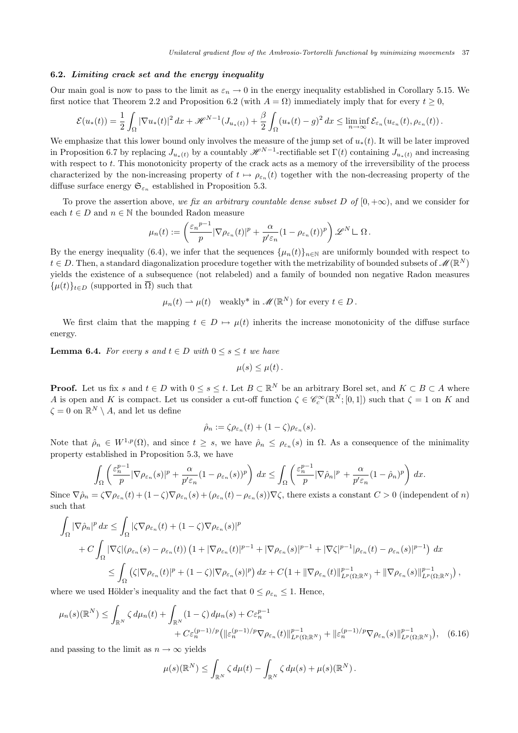### 6.2. *Limiting crack set and the energy inequality*

Our main goal is now to pass to the limit as $\varepsilon_n \to 0$ in the energy inequality established in Corollary 5.15. We first notice that Theorem 2.2 and Proposition 6.2 (with $A = \Omega$) immediately imply that for every $t \geq 0$,

$$\mathcal{E}(u_*(t)) = \frac{1}{2}\int_\Omega |\nabla u_*(t)|^2\,dx + \mathscr{H}^{N-1}(J_{u_*(t)}) + \frac{\beta}{2}\int_\Omega (u_*(t)-g)^2\,dx \leq \liminf_{n\to\infty} \mathcal{E}_{\varepsilon_n}(u_{\varepsilon_n}(t), \rho_{\varepsilon_n}(t))\,.$$

We emphasize that this lower bound only involves the measure of the jump set of $u_*(t)$. It will be later improved in Proposition 6.7 by replacing $J_{u_*(t)}$ by a countably $\mathscr{H}^{N-1}$-rectifiable set $\Gamma(t)$ containing $J_{u_*(t)}$ and increasing with respect to $t$. This monotonicity property of the crack acts as a memory of the irreversibility of the process characterized by the non-increasing property of $t \mapsto \rho_{\varepsilon_n}(t)$ together with the non-decreasing property of the diffuse surface energy $\mathfrak{S}_{\varepsilon_n}$ established in Proposition 5.3.

To prove the assertion above, *we fix an arbitrary countable dense subset $D$ of* $[0, +\infty)$, and we consider for each $t \in D$ and $n \in \mathbb{N}$ the bounded Radon measure

$$\mu_n(t) := \left(\frac{{\varepsilon_n}^{p-1}}{p}|\nabla\rho_{\varepsilon_n}(t)|^p + \frac{\alpha}{p'\varepsilon_n}(1-\rho_{\varepsilon_n}(t))^p\right)\mathscr{L}^N \llcorner \Omega\,.$$

By the energy inequality (6.4), we infer that the sequences $\{\mu_n(t)\}_{n\in\mathbb{N}}$ are uniformly bounded with respect to $t \in D$. Then, a standard diagonalization procedure together with the metrizability of bounded subsets of $\mathscr{M}(\mathbb{R}^N)$ yields the existence of a subsequence (not relabeled) and a family of bounded non negative Radon measures $\{\mu(t)\}_{t\in D}$ (supported in $\overline{\Omega}$) such that

$$\mu_n(t) \rightharpoonup \mu(t) \quad \text{weakly* in } \mathscr{M}(\mathbb{R}^N) \text{ for every } t \in D\,.$$

We first claim that the mapping $t \in D \mapsto \mu(t)$ inherits the increase monotonicity of the diffuse surface energy.

**Lemma 6.4.** *For every $s$ and $t \in D$ with $0 \leq s \leq t$ we have*

$$\mu(s) \leq \mu(t)\,.$$

**Proof.** Let us fix $s$ and $t \in D$ with $0 \leq s \leq t$. Let $B \subset \mathbb{R}^N$ be an arbitrary Borel set, and $K \subset B \subset A$ where $A$ is open and $K$ is compact. Let us consider a cut-off function $\zeta \in \mathscr{C}_c^\infty(\mathbb{R}^N;[0,1])$ such that $\zeta = 1$ on $K$ and $\zeta = 0$ on $\mathbb{R}^N \setminus A$, and let us define

$$\hat{\rho}_n := \zeta\rho_{\varepsilon_n}(t) + (1-\zeta)\rho_{\varepsilon_n}(s).$$

Note that $\hat{\rho}_n \in W^{1,p}(\Omega)$, and since $t \geq s$, we have $\hat{\rho}_n \leq \rho_{\varepsilon_n}(s)$ in $\Omega$. As a consequence of the minimality property established in Proposition 5.3, we have

$$\int_\Omega \left(\frac{\varepsilon_n^{p-1}}{p}|\nabla\rho_{\varepsilon_n}(s)|^p + \frac{\alpha}{p'\varepsilon_n}(1-\rho_{\varepsilon_n}(s))^p\right)dx \leq \int_\Omega \left(\frac{\varepsilon_n^{p-1}}{p}|\nabla\hat{\rho}_n|^p + \frac{\alpha}{p'\varepsilon_n}(1-\hat{\rho}_n)^p\right)dx.$$

Since $\nabla\hat{\rho}_n = \zeta\nabla\rho_{\varepsilon_n}(t) + (1-\zeta)\nabla\rho_{\varepsilon_n}(s) + (\rho_{\varepsilon_n}(t) - \rho_{\varepsilon_n}(s))\nabla\zeta$, there exists a constant $C > 0$ (independent of $n$) such that

$$\begin{aligned}
\int_\Omega |\nabla\hat{\rho}_n|^p\,dx &\leq \int_\Omega |\zeta\nabla\rho_{\varepsilon_n}(t) + (1-\zeta)\nabla\rho_{\varepsilon_n}(s)|^p \\
&\quad + C\int_\Omega |\nabla\zeta||(\rho_{\varepsilon_n}(s) - \rho_{\varepsilon_n}(t))|\left(1 + |\nabla\rho_{\varepsilon_n}(t)|^{p-1} + |\nabla\rho_{\varepsilon_n}(s)|^{p-1} + |\nabla\zeta|^{p-1}|\rho_{\varepsilon_n}(t) - \rho_{\varepsilon_n}(s)|^{p-1}\right)dx \\
&\leq \int_\Omega \left(\zeta|\nabla\rho_{\varepsilon_n}(t)|^p + (1-\zeta)|\nabla\rho_{\varepsilon_n}(s)|^p\right)dx + C\left(1 + \|\nabla\rho_{\varepsilon_n}(t)\|^{p-1}_{L^p(\Omega;\mathbb{R}^N)} + \|\nabla\rho_{\varepsilon_n}(s)\|^{p-1}_{L^p(\Omega;\mathbb{R}^N)}\right),
\end{aligned}$$

where we used Hölder's inequality and the fact that $0 \leq \rho_{\varepsilon_n} \leq 1$. Hence,

$$\begin{aligned}
\mu_n(s)(\mathbb{R}^N) \leq \int_{\mathbb{R}^N} \zeta\,d\mu_n(t) + \int_{\mathbb{R}^N}(1-\zeta)\,d\mu_n(s) + C\varepsilon_n^{p-1} \\
+ C\varepsilon_n^{(p-1)/p}\left(\|\varepsilon_n^{(p-1)/p}\nabla\rho_{\varepsilon_n}(t)\|^{p-1}_{L^p(\Omega;\mathbb{R}^N)} + \|\varepsilon_n^{(p-1)/p}\nabla\rho_{\varepsilon_n}(s)\|^{p-1}_{L^p(\Omega;\mathbb{R}^N)}\right), \quad (6.16)
\end{aligned}$$

and passing to the limit as $n \to \infty$ yields

$$\mu(s)(\mathbb{R}^N) \leq \int_{\mathbb{R}^N} \zeta\,d\mu(t) - \int_{\mathbb{R}^N} \zeta\,d\mu(s) + \mu(s)(\mathbb{R}^N)\,.$$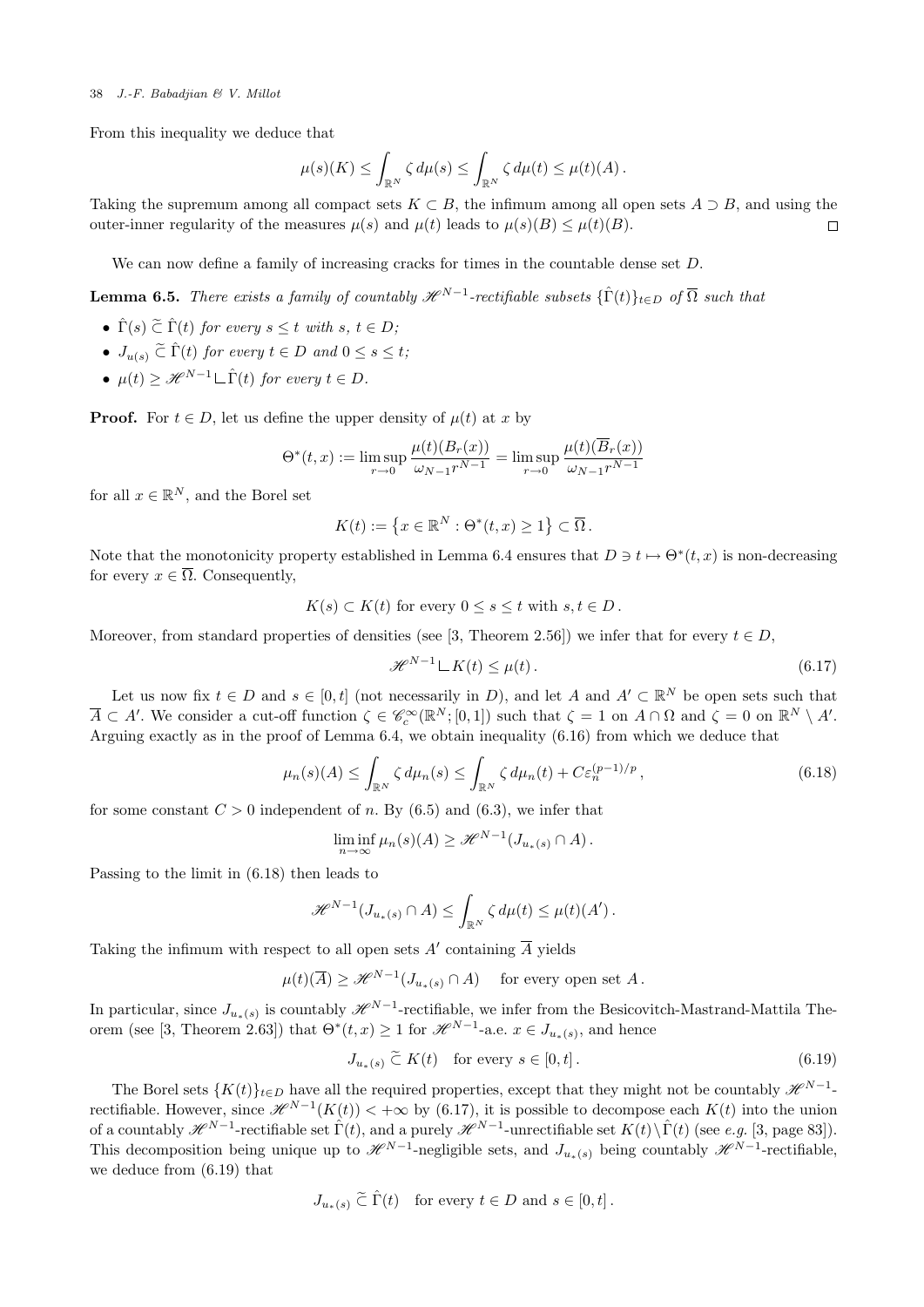From this inequality we deduce that

$$\mu(s)(K) \leq \int_{\mathbb{R}^N} \zeta \, d\mu(s) \leq \int_{\mathbb{R}^N} \zeta \, d\mu(t) \leq \mu(t)(A)\,.$$

Taking the supremum among all compact sets $K \subset B$, the infimum among all open sets $A \supset B$, and using the outer-inner regularity of the measures $\mu(s)$ and $\mu(t)$ leads to $\mu(s)(B) \leq \mu(t)(B)$. $\square$

We can now define a family of increasing cracks for times in the countable dense set $D$.

**Lemma 6.5.** *There exists a family of countably $\mathscr{H}^{N-1}$-rectifiable subsets $\{\hat{\Gamma}(t)\}_{t\in D}$ of $\overline{\Omega}$ such that*

- $\hat{\Gamma}(s) \,\widetilde{\subset}\, \hat{\Gamma}(t)$ *for every $s \leq t$ with $s$, $t \in D$;*
- $J_{u(s)} \,\widetilde{\subset}\, \hat{\Gamma}(t)$ *for every $t \in D$ and $0 \leq s \leq t$;*
- $\mu(t) \geq \mathscr{H}^{N-1} \llcorner \hat{\Gamma}(t)$ *for every $t \in D$.*

**Proof.** For $t \in D$, let us define the upper density of $\mu(t)$ at $x$ by

$$\Theta^*(t,x) := \limsup_{r\to 0} \frac{\mu(t)(B_r(x))}{\omega_{N-1} r^{N-1}} = \limsup_{r\to 0} \frac{\mu(t)(\overline{B}_r(x))}{\omega_{N-1} r^{N-1}}$$

for all $x \in \mathbb{R}^N$, and the Borel set

$$K(t) := \left\{x \in \mathbb{R}^N : \Theta^*(t,x) \geq 1\right\} \subset \overline{\Omega}\,.$$

Note that the monotonicity property established in Lemma 6.4 ensures that $D \ni t \mapsto \Theta^*(t,x)$ is non-decreasing for every $x \in \overline{\Omega}$. Consequently,

$$K(s) \subset K(t) \text{ for every } 0 \leq s \leq t \text{ with } s, t \in D\,.$$

Moreover, from standard properties of densities (see [3, Theorem 2.56]) we infer that for every $t \in D$,

$$\mathscr{H}^{N-1} \llcorner K(t) \leq \mu(t)\,. \tag{6.17}$$

Let us now fix $t \in D$ and $s \in [0,t]$ (not necessarily in $D$), and let $A$ and $A' \subset \mathbb{R}^N$ be open sets such that $\overline{A} \subset A'$. We consider a cut-off function $\zeta \in \mathscr{C}^\infty_c(\mathbb{R}^N; [0,1])$ such that $\zeta = 1$ on $A \cap \Omega$ and $\zeta = 0$ on $\mathbb{R}^N \setminus A'$. Arguing exactly as in the proof of Lemma 6.4, we obtain inequality (6.16) from which we deduce that

$$\mu_n(s)(A) \leq \int_{\mathbb{R}^N} \zeta \, d\mu_n(s) \leq \int_{\mathbb{R}^N} \zeta \, d\mu_n(t) + C\varepsilon_n^{(p-1)/p}\,, \tag{6.18}$$

for some constant $C > 0$ independent of $n$. By (6.5) and (6.3), we infer that

$$\liminf_{n\to\infty} \mu_n(s)(A) \geq \mathscr{H}^{N-1}(J_{u_*(s)} \cap A)\,.$$

Passing to the limit in (6.18) then leads to

$$\mathscr{H}^{N-1}(J_{u_*(s)} \cap A) \leq \int_{\mathbb{R}^N} \zeta \, d\mu(t) \leq \mu(t)(A')\,.$$

Taking the infimum with respect to all open sets $A'$ containing $\overline{A}$ yields

$$\mu(t)(\overline{A}) \geq \mathscr{H}^{N-1}(J_{u_*(s)} \cap A) \quad \text{for every open set } A\,.$$

In particular, since $J_{u_*(s)}$ is countably $\mathscr{H}^{N-1}$-rectifiable, we infer from the Besicovitch-Mastrand-Mattila Theorem (see [3, Theorem 2.63]) that $\Theta^*(t,x) \geq 1$ for $\mathscr{H}^{N-1}$-a.e. $x \in J_{u_*(s)}$, and hence

$$J_{u_*(s)} \,\widetilde{\subset}\, K(t) \quad \text{for every } s \in [0,t]\,. \tag{6.19}$$

The Borel sets $\{K(t)\}_{t\in D}$ have all the required properties, except that they might not be countably $\mathscr{H}^{N-1}$-rectifiable. However, since $\mathscr{H}^{N-1}(K(t)) < +\infty$ by (6.17), it is possible to decompose each $K(t)$ into the union of a countably $\mathscr{H}^{N-1}$-rectifiable set $\hat{\Gamma}(t)$, and a purely $\mathscr{H}^{N-1}$-unrectifiable set $K(t) \setminus \hat{\Gamma}(t)$ (see *e.g.* [3, page 83]). This decomposition being unique up to $\mathscr{H}^{N-1}$-negligible sets, and $J_{u_*(s)}$ being countably $\mathscr{H}^{N-1}$-rectifiable, we deduce from (6.19) that

$$J_{u_*(s)} \,\widetilde{\subset}\, \hat{\Gamma}(t) \quad \text{for every } t \in D \text{ and } s \in [0,t]\,.$$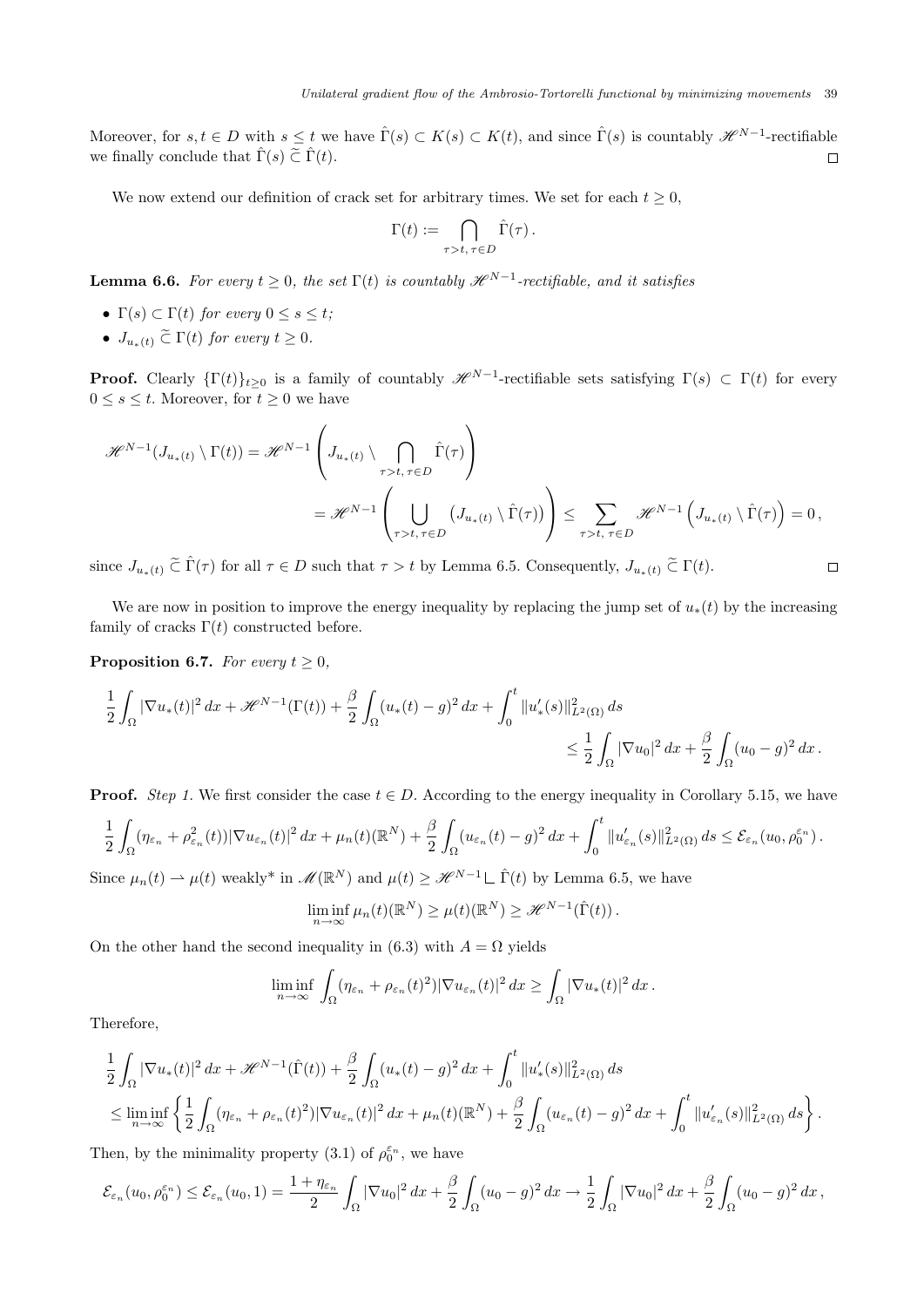Moreover, for $s, t \in D$ with $s \le t$ we have $\hat\Gamma(s) \subset K(s) \subset K(t)$, and since $\hat\Gamma(s)$ is countably $\mathscr{H}^{N-1}$-rectifiable we finally conclude that $\hat\Gamma(s) \,\widetilde{\subset}\, \hat\Gamma(t)$. ◻

We now extend our definition of crack set for arbitrary times. We set for each $t \ge 0$,

$$\Gamma(t) := \bigcap_{\tau > t,\, \tau \in D} \hat\Gamma(\tau)\,.$$

**Lemma 6.6.** *For every $t \ge 0$, the set $\Gamma(t)$ is countably $\mathscr{H}^{N-1}$-rectifiable, and it satisfies*

- *$\Gamma(s) \subset \Gamma(t)$ for every $0 \le s \le t$;*
- *$J_{u_*(t)} \,\widetilde{\subset}\, \Gamma(t)$ for every $t \ge 0$.*

**Proof.** Clearly $\{\Gamma(t)\}_{t\ge 0}$ is a family of countably $\mathscr{H}^{N-1}$-rectifiable sets satisfying $\Gamma(s) \subset \Gamma(t)$ for every $0 \le s \le t$. Moreover, for $t \ge 0$ we have

$$\begin{aligned}
\mathscr{H}^{N-1}(J_{u_*(t)} \setminus \Gamma(t)) &= \mathscr{H}^{N-1}\left(J_{u_*(t)} \setminus \bigcap_{\tau>t,\,\tau\in D} \hat\Gamma(\tau)\right) \\
&= \mathscr{H}^{N-1}\left(\bigcup_{\tau>t,\,\tau\in D} \big(J_{u_*(t)} \setminus \hat\Gamma(\tau)\big)\right) \le \sum_{\tau>t,\,\tau\in D} \mathscr{H}^{N-1}\Big(J_{u_*(t)} \setminus \hat\Gamma(\tau)\Big) = 0\,,
\end{aligned}$$

since $J_{u_*(t)} \,\widetilde{\subset}\, \hat\Gamma(\tau)$ for all $\tau \in D$ such that $\tau > t$ by Lemma 6.5. Consequently, $J_{u_*(t)} \,\widetilde{\subset}\, \Gamma(t)$. ◻

We are now in position to improve the energy inequality by replacing the jump set of $u_*(t)$ by the increasing family of cracks $\Gamma(t)$ constructed before.

**Proposition 6.7.** *For every $t \ge 0$,*

$$\begin{aligned}
\frac12\int_\Omega |\nabla u_*(t)|^2\,dx + \mathscr{H}^{N-1}(\Gamma(t)) + \frac\beta2\int_\Omega (u_*(t)-g)^2\,dx + \int_0^t \|u_*'(s)\|^2_{L^2(\Omega)}\,ds& \\
\le \frac12\int_\Omega |\nabla u_0|^2\,dx + \frac\beta2\int_\Omega (u_0-g)^2\,dx\,.&
\end{aligned}$$

**Proof.** *Step 1.* We first consider the case $t \in D$. According to the energy inequality in Corollary 5.15, we have

$$\frac12\int_\Omega (\eta_{\varepsilon_n} + \rho^2_{\varepsilon_n}(t))|\nabla u_{\varepsilon_n}(t)|^2\,dx + \mu_n(t)(\mathbb{R}^N) + \frac\beta2\int_\Omega (u_{\varepsilon_n}(t)-g)^2\,dx + \int_0^t \|u'_{\varepsilon_n}(s)\|^2_{L^2(\Omega)}\,ds \le \mathcal{E}_{\varepsilon_n}(u_0, \rho_0^{\varepsilon_n})\,.$$

Since $\mu_n(t) \rightharpoonup \mu(t)$ weakly* in $\mathscr{M}(\mathbb{R}^N)$ and $\mu(t) \ge \mathscr{H}^{N-1} \llcorner \hat\Gamma(t)$ by Lemma 6.5, we have

$$\liminf_{n\to\infty} \mu_n(t)(\mathbb{R}^N) \ge \mu(t)(\mathbb{R}^N) \ge \mathscr{H}^{N-1}(\hat\Gamma(t))\,.$$

On the other hand the second inequality in (6.3) with $A = \Omega$ yields

$$\liminf_{n\to\infty} \int_\Omega (\eta_{\varepsilon_n} + \rho_{\varepsilon_n}(t)^2)|\nabla u_{\varepsilon_n}(t)|^2\,dx \ge \int_\Omega |\nabla u_*(t)|^2\,dx\,.$$

Therefore,

$$\begin{aligned}
&\frac12\int_\Omega |\nabla u_*(t)|^2\,dx + \mathscr{H}^{N-1}(\hat\Gamma(t)) + \frac\beta2\int_\Omega (u_*(t)-g)^2\,dx + \int_0^t \|u_*'(s)\|^2_{L^2(\Omega)}\,ds \\
&\le \liminf_{n\to\infty}\left\{\frac12\int_\Omega (\eta_{\varepsilon_n} + \rho_{\varepsilon_n}(t)^2)|\nabla u_{\varepsilon_n}(t)|^2\,dx + \mu_n(t)(\mathbb{R}^N) + \frac\beta2\int_\Omega (u_{\varepsilon_n}(t)-g)^2\,dx + \int_0^t \|u'_{\varepsilon_n}(s)\|^2_{L^2(\Omega)}\,ds\right\}.
\end{aligned}$$

Then, by the minimality property (3.1) of $\rho_0^{\varepsilon_n}$, we have

$$\mathcal{E}_{\varepsilon_n}(u_0, \rho_0^{\varepsilon_n}) \le \mathcal{E}_{\varepsilon_n}(u_0, 1) = \frac{1+\eta_{\varepsilon_n}}{2}\int_\Omega |\nabla u_0|^2\,dx + \frac\beta2\int_\Omega (u_0-g)^2\,dx \to \frac12\int_\Omega |\nabla u_0|^2\,dx + \frac\beta2\int_\Omega (u_0-g)^2\,dx\,,$$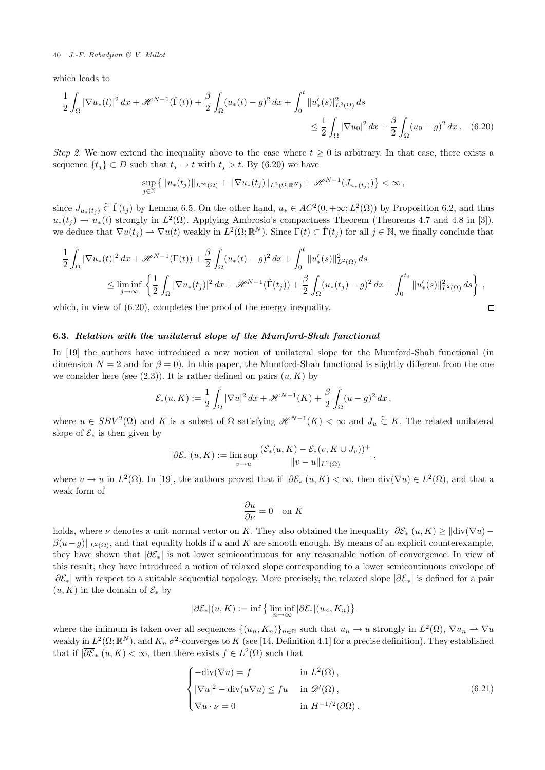which leads to

$$\frac{1}{2}\int_\Omega |\nabla u_*(t)|^2\,dx + \mathscr{H}^{N-1}(\hat\Gamma(t)) + \frac{\beta}{2}\int_\Omega (u_*(t)-g)^2\,dx + \int_0^t \|u_*'(s)|^2_{L^2(\Omega)}\,ds \leq \frac{1}{2}\int_\Omega |\nabla u_0|^2\,dx + \frac{\beta}{2}\int_\Omega (u_0-g)^2\,dx\,. \quad (6.20)$$

*Step 2.* We now extend the inequality above to the case where $t \geq 0$ is arbitrary. In that case, there exists a sequence $\{t_j\} \subset D$ such that $t_j \to t$ with $t_j > t$. By (6.20) we have

$$\sup_{j\in\mathbb{N}} \big\{ \|u_*(t_j)\|_{L^\infty(\Omega)} + \|\nabla u_*(t_j)\|_{L^2(\Omega;\mathbb{R}^N)} + \mathscr{H}^{N-1}(J_{u_*(t_j)}) \big\} < \infty\,,$$

since $J_{u_*(t_j)} \,\widetilde{\subset}\, \hat\Gamma(t_j)$ by Lemma 6.5. On the other hand, $u_* \in AC^2(0,+\infty; L^2(\Omega))$ by Proposition 6.2, and thus $u_*(t_j) \to u_*(t)$ strongly in $L^2(\Omega)$. Applying Ambrosio's compactness Theorem (Theorems 4.7 and 4.8 in [3]), we deduce that $\nabla u(t_j) \rightharpoonup \nabla u(t)$ weakly in $L^2(\Omega;\mathbb{R}^N)$. Since $\Gamma(t) \subset \hat\Gamma(t_j)$ for all $j \in \mathbb{N}$, we finally conclude that

$$\frac{1}{2}\int_\Omega |\nabla u_*(t)|^2\,dx + \mathscr{H}^{N-1}(\Gamma(t)) + \frac{\beta}{2}\int_\Omega (u_*(t)-g)^2\,dx + \int_0^t \|u_*'(s)\|^2_{L^2(\Omega)}\,ds$$
$$\leq \liminf_{j\to\infty} \left\{ \frac{1}{2}\int_\Omega |\nabla u_*(t_j)|^2\,dx + \mathscr{H}^{N-1}(\hat\Gamma(t_j)) + \frac{\beta}{2}\int_\Omega (u_*(t_j)-g)^2\,dx + \int_0^{t_j} \|u_*'(s)\|^2_{L^2(\Omega)}\,ds \right\},$$

which, in view of (6.20), completes the proof of the energy inequality. □

### 6.3. *Relation with the unilateral slope of the Mumford-Shah functional*

In [19] the authors have introduced a new notion of unilateral slope for the Mumford-Shah functional (in dimension $N=2$ and for $\beta = 0$). In this paper, the Mumford-Shah functional is slightly different from the one we consider here (see (2.3)). It is rather defined on pairs $(u,K)$ by

$$\mathcal{E}_*(u,K) := \frac{1}{2}\int_\Omega |\nabla u|^2\,dx + \mathscr{H}^{N-1}(K) + \frac{\beta}{2}\int_\Omega (u-g)^2\,dx\,,$$

where $u \in SBV^2(\Omega)$ and $K$ is a subset of $\Omega$ satisfying $\mathscr{H}^{N-1}(K) < \infty$ and $J_u \,\widetilde{\subset}\, K$. The related unilateral slope of $\mathcal{E}_*$ is then given by

$$|\partial\mathcal{E}_*|(u,K) := \limsup_{v\to u} \frac{(\mathcal{E}_*(u,K) - \mathcal{E}_*(v, K\cup J_v))^+}{\|v-u\|_{L^2(\Omega)}}\,,$$

where $v \to u$ in $L^2(\Omega)$. In [19], the authors proved that if $|\partial\mathcal{E}_*|(u,K) < \infty$, then $\mathrm{div}(\nabla u) \in L^2(\Omega)$, and that a weak form of

$$\frac{\partial u}{\partial \nu} = 0 \quad \text{on } K$$

holds, where $\nu$ denotes a unit normal vector on $K$. They also obtained the inequality $|\partial\mathcal{E}_*|(u,K) \geq \|\mathrm{div}(\nabla u) - \beta(u-g)\|_{L^2(\Omega)}$, and that equality holds if $u$ and $K$ are smooth enough. By means of an explicit counterexample, they have shown that $|\partial\mathcal{E}_*|$ is not lower semicontinuous for any reasonable notion of convergence. In view of this result, they have introduced a notion of relaxed slope corresponding to a lower semicontinuous envelope of $|\partial\mathcal{E}_*|$ with respect to a suitable sequential topology. More precisely, the relaxed slope $|\overline{\partial\mathcal{E}_*}|$ is defined for a pair $(u,K)$ in the domain of $\mathcal{E}_*$ by

$$|\overline{\partial\mathcal{E}_*}|(u,K) := \inf\big\{ \liminf_{n\to\infty} |\partial\mathcal{E}_*|(u_n,K_n) \big\}$$

where the infimum is taken over all sequences $\{(u_n,K_n)\}_{n\in\mathbb{N}}$ such that $u_n \to u$ strongly in $L^2(\Omega)$, $\nabla u_n \rightharpoonup \nabla u$ weakly in $L^2(\Omega;\mathbb{R}^N)$, and $K_n$ $\sigma^2$-converges to $K$ (see [14, Definition 4.1] for a precise definition). They established that if $|\overline{\partial\mathcal{E}_*}|(u,K) < \infty$, then there exists $f \in L^2(\Omega)$ such that

$$\begin{cases} -\mathrm{div}(\nabla u) = f & \text{in } L^2(\Omega)\,,\\ |\nabla u|^2 - \mathrm{div}(u\nabla u) \leq fu & \text{in } \mathscr{D}'(\Omega)\,,\\ \nabla u \cdot \nu = 0 & \text{in } H^{-1/2}(\partial\Omega)\,. \end{cases} \quad (6.21)$$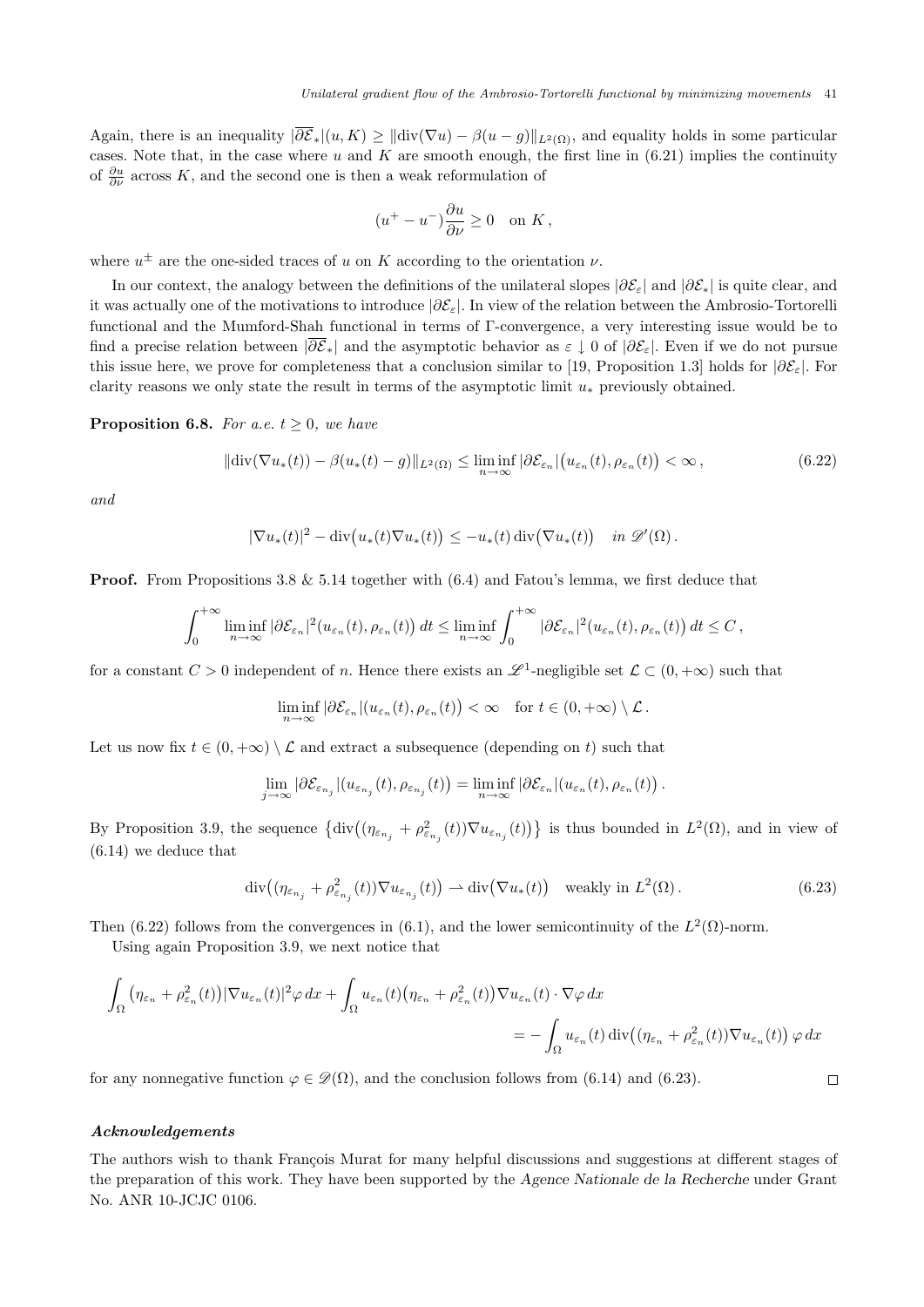Again, there is an inequality $|\overline{\partial \mathcal{E}}_*|(u,K) \geq \|\mathrm{div}(\nabla u) - \beta(u-g)\|_{L^2(\Omega)}$, and equality holds in some particular cases. Note that, in the case where $u$ and $K$ are smooth enough, the first line in (6.21) implies the continuity of $\frac{\partial u}{\partial \nu}$ across $K$, and the second one is then a weak reformulation of

$$
(u^+ - u^-)\frac{\partial u}{\partial \nu} \geq 0 \quad \text{on } K\,,
$$

where $u^\pm$ are the one-sided traces of $u$ on $K$ according to the orientation $\nu$.

In our context, the analogy between the definitions of the unilateral slopes $|\partial \mathcal{E}_\varepsilon|$ and $|\partial \mathcal{E}_*|$ is quite clear, and it was actually one of the motivations to introduce $|\partial \mathcal{E}_\varepsilon|$. In view of the relation between the Ambrosio-Tortorelli functional and the Mumford-Shah functional in terms of Γ-convergence, a very interesting issue would be to find a precise relation between $|\overline{\partial \mathcal{E}}_*|$ and the asymptotic behavior as $\varepsilon \downarrow 0$ of $|\partial \mathcal{E}_\varepsilon|$. Even if we do not pursue this issue here, we prove for completeness that a conclusion similar to [19, Proposition 1.3] holds for $|\partial \mathcal{E}_\varepsilon|$. For clarity reasons we only state the result in terms of the asymptotic limit $u_*$ previously obtained.

**Proposition 6.8.** *For a.e. $t \geq 0$, we have*

$$
\|\mathrm{div}(\nabla u_*(t)) - \beta(u_*(t) - g)\|_{L^2(\Omega)} \leq \liminf_{n\to\infty} |\partial \mathcal{E}_{\varepsilon_n}|\big(u_{\varepsilon_n}(t), \rho_{\varepsilon_n}(t)\big) < \infty\,, \tag{6.22}
$$

*and*

$$
|\nabla u_*(t)|^2 - \mathrm{div}\big(u_*(t)\nabla u_*(t)\big) \leq -u_*(t)\,\mathrm{div}\big(\nabla u_*(t)\big) \quad \text{in } \mathscr{D}'(\Omega)\,.
$$

**Proof.** From Propositions 3.8 & 5.14 together with (6.4) and Fatou's lemma, we first deduce that

$$
\int_0^{+\infty} \liminf_{n\to\infty} |\partial \mathcal{E}_{\varepsilon_n}|^2\big(u_{\varepsilon_n}(t), \rho_{\varepsilon_n}(t)\big)\,dt \leq \liminf_{n\to\infty} \int_0^{+\infty} |\partial \mathcal{E}_{\varepsilon_n}|^2\big(u_{\varepsilon_n}(t), \rho_{\varepsilon_n}(t)\big)\,dt \leq C\,,
$$

for a constant $C > 0$ independent of $n$. Hence there exists an $\mathscr{L}^1$-negligible set $\mathcal{L} \subset (0,+\infty)$ such that

$$
\liminf_{n\to\infty} |\partial \mathcal{E}_{\varepsilon_n}|\big(u_{\varepsilon_n}(t), \rho_{\varepsilon_n}(t)\big) < \infty \quad \text{for } t \in (0,+\infty)\setminus \mathcal{L}\,.
$$

Let us now fix $t \in (0,+\infty)\setminus\mathcal{L}$ and extract a subsequence (depending on $t$) such that

$$
\lim_{j\to\infty} |\partial \mathcal{E}_{\varepsilon_{n_j}}|\big(u_{\varepsilon_{n_j}}(t), \rho_{\varepsilon_{n_j}}(t)\big) = \liminf_{n\to\infty} |\partial \mathcal{E}_{\varepsilon_n}|\big(u_{\varepsilon_n}(t), \rho_{\varepsilon_n}(t)\big)\,.
$$

By Proposition 3.9, the sequence $\big\{\mathrm{div}\big((\eta_{\varepsilon_{n_j}} + \rho^2_{\varepsilon_{n_j}}(t))\nabla u_{\varepsilon_{n_j}}(t)\big)\big\}$ is thus bounded in $L^2(\Omega)$, and in view of (6.14) we deduce that

$$
\mathrm{div}\big((\eta_{\varepsilon_{n_j}} + \rho^2_{\varepsilon_{n_j}}(t))\nabla u_{\varepsilon_{n_j}}(t)\big) \rightharpoonup \mathrm{div}\big(\nabla u_*(t)\big) \quad \text{weakly in } L^2(\Omega)\,. \tag{6.23}
$$

Then (6.22) follows from the convergences in (6.1), and the lower semicontinuity of the $L^2(\Omega)$-norm.

Using again Proposition 3.9, we next notice that

$$
\int_\Omega \big(\eta_{\varepsilon_n} + \rho^2_{\varepsilon_n}(t)\big)|\nabla u_{\varepsilon_n}(t)|^2 \varphi\,dx + \int_\Omega u_{\varepsilon_n}(t)\big(\eta_{\varepsilon_n} + \rho^2_{\varepsilon_n}(t)\big)\nabla u_{\varepsilon_n}(t)\cdot\nabla\varphi\,dx
$$
$$
= -\int_\Omega u_{\varepsilon_n}(t)\,\mathrm{div}\big((\eta_{\varepsilon_n} + \rho^2_{\varepsilon_n}(t))\nabla u_{\varepsilon_n}(t)\big)\,\varphi\,dx
$$

for any nonnegative function $\varphi \in \mathscr{D}(\Omega)$, and the conclusion follows from (6.14) and (6.23). □

#### *Acknowledgements*

The authors wish to thank François Murat for many helpful discussions and suggestions at different stages of the preparation of this work. They have been supported by the *Agence Nationale de la Recherche* under Grant No. ANR 10-JCJC 0106.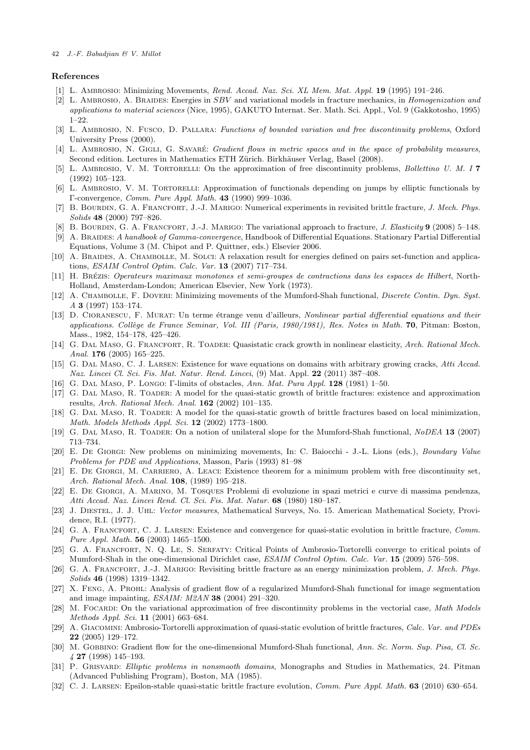## References

[1] L. Ambrosio: Minimizing Movements, *Rend. Accad. Naz. Sci. XL Mem. Mat. Appl.* **19** (1995) 191–246.

[2] L. Ambrosio, A. Braides: Energies in *SBV* and variational models in fracture mechanics, in *Homogenization and applications to material sciences* (Nice, 1995), GAKUTO Internat. Ser. Math. Sci. Appl., Vol. 9 (Gakkotosho, 1995) 1–22.

[3] L. Ambrosio, N. Fusco, D. Pallara: *Functions of bounded variation and free discontinuity problems*, Oxford University Press (2000).

[4] L. Ambrosio, N. Gigli, G. Savaré: *Gradient flows in metric spaces and in the space of probability measures*, Second edition. Lectures in Mathematics ETH Zürich. Birkhäuser Verlag, Basel (2008).

[5] L. Ambrosio, V. M. Tortorelli: On the approximation of free discontinuity problems, *Bollettino U. M. I* **7** (1992) 105–123.

[6] L. Ambrosio, V. M. Tortorelli: Approximation of functionals depending on jumps by elliptic functionals by Γ-convergence, *Comm. Pure Appl. Math.* **43** (1990) 999–1036.

[7] B. Bourdin, G. A. Francfort, J.-J. Marigo: Numerical experiments in revisited brittle fracture, *J. Mech. Phys. Solids* **48** (2000) 797–826.

[8] B. Bourdin, G. A. Francfort, J.-J. Marigo: The variational approach to fracture, *J. Elasticity* **9** (2008) 5–148.

[9] A. Braides: *A handbook of Gamma-convergence*, Handbook of Differential Equations. Stationary Partial Differential Equations, Volume 3 (M. Chipot and P. Quittner, eds.) Elsevier 2006.

[10] A. Braides, A. Chambolle, M. Solci: A relaxation result for energies defined on pairs set-function and applications, *ESAIM Control Optim. Calc. Var.* **13** (2007) 717–734.

[11] H. Brézis: *Operateurs maximaux monotones et semi-groupes de contractions dans les espaces de Hilbert*, North-Holland, Amsterdam-London; American Elsevier, New York (1973).

[12] A. Chambolle, F. Doveri: Minimizing movements of the Mumford-Shah functional, *Discrete Contin. Dyn. Syst. A* **3** (1997) 153–174.

[13] D. Cioranescu, F. Murat: Un terme étrange venu d'ailleurs, *Nonlinear partial differential equations and their applications. Collège de France Seminar, Vol. III (Paris, 1980/1981), Res. Notes in Math.* **70**, Pitman: Boston, Mass., 1982, 154–178, 425–426.

[14] G. Dal Maso, G. Francfort, R. Toader: Quasistatic crack growth in nonlinear elasticity, *Arch. Rational Mech. Anal.* **176** (2005) 165–225.

[15] G. Dal Maso, C. J. Larsen: Existence for wave equations on domains with arbitrary growing cracks, *Atti Accad. Naz. Lincei Cl. Sci. Fis. Mat. Natur. Rend. Lincei*, (9) Mat. Appl. **22** (2011) 387–408.

[16] G. Dal Maso, P. Longo: Γ-limits of obstacles, *Ann. Mat. Pura Appl.* **128** (1981) 1–50.

[17] G. Dal Maso, R. Toader: A model for the quasi-static growth of brittle fractures: existence and approximation results, *Arch. Rational Mech. Anal.* **162** (2002) 101–135.

[18] G. Dal Maso, R. Toader: A model for the quasi-static growth of brittle fractures based on local minimization, *Math. Models Methods Appl. Sci.* **12** (2002) 1773–1800.

[19] G. Dal Maso, R. Toader: On a notion of unilateral slope for the Mumford-Shah functional, *NoDEA* **13** (2007) 713–734.

[20] E. De Giorgi: New problems on minimizing movements, In: C. Baiocchi - J.-L. Lions (eds.), *Boundary Value Problems for PDE and Applications*, Masson, Paris (1993) 81–98

[21] E. De Giorgi, M. Carriero, A. Leaci: Existence theorem for a minimum problem with free discontinuity set, *Arch. Rational Mech. Anal.* **108**, (1989) 195–218.

[22] E. De Giorgi, A. Marino, M. Tosques Problemi di evoluzione in spazi metrici e curve di massima pendenza, *Atti Accad. Naz. Lincei Rend. Cl. Sci. Fis. Mat. Natur.* **68** (1980) 180–187.

[23] J. Diestel, J. J. Uhl: *Vector measures*, Mathematical Surveys, No. 15. American Mathematical Society, Providence, R.I. (1977).

[24] G. A. Francfort, C. J. Larsen: Existence and convergence for quasi-static evolution in brittle fracture, *Comm. Pure Appl. Math.* **56** (2003) 1465–1500.

[25] G. A. Francfort, N. Q. Le, S. Serfaty: Critical Points of Ambrosio-Tortorelli converge to critical points of Mumford-Shah in the one-dimensional Dirichlet case, *ESAIM Control Optim. Calc. Var.* **15** (2009) 576–598.

[26] G. A. Francfort, J.-J. Marigo: Revisiting brittle fracture as an energy minimization problem, *J. Mech. Phys. Solids* **46** (1998) 1319–1342.

[27] X. Feng, A. Prohl: Analysis of gradient flow of a regularized Mumford-Shah functional for image segmentation and image impainting, *ESAIM: M2AN* **38** (2004) 291–320.

[28] M. Focardi: On the variational approximation of free discontinuity problems in the vectorial case, *Math Models Methods Appl. Sci.* **11** (2001) 663–684.

[29] A. Giacomini: Ambrosio-Tortorelli approximation of quasi-static evolution of brittle fractures, *Calc. Var. and PDEs* **22** (2005) 129–172.

[30] M. Gobbino: Gradient flow for the one-dimensional Mumford-Shah functional, *Ann. Sc. Norm. Sup. Pisa, Cl. Sc. 4* **27** (1998) 145–193.

[31] P. Grisvard: *Elliptic problems in nonsmooth domains*, Monographs and Studies in Mathematics, 24. Pitman (Advanced Publishing Program), Boston, MA (1985).

[32] C. J. Larsen: Epsilon-stable quasi-static brittle fracture evolution, *Comm. Pure Appl. Math.* **63** (2010) 630–654.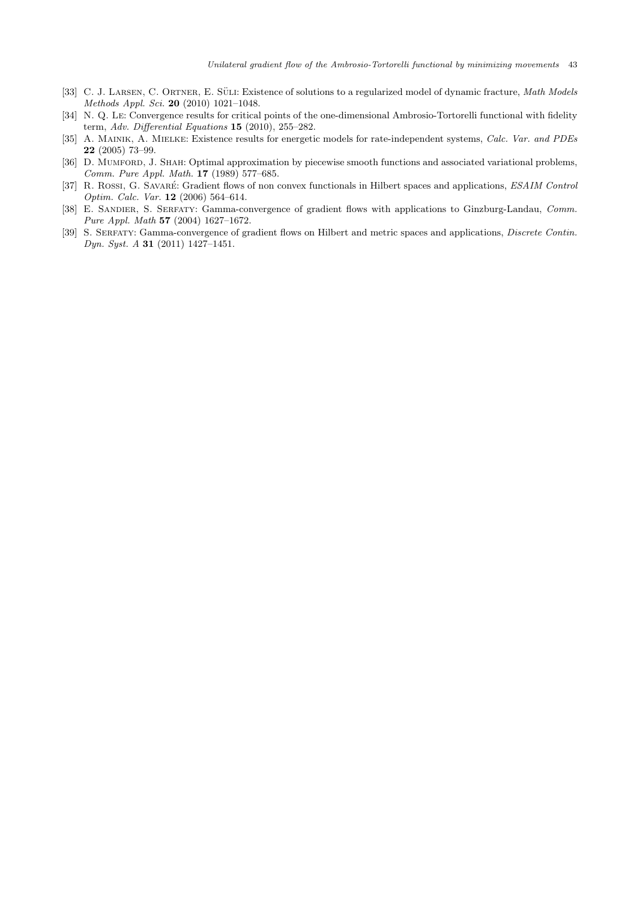- [33] C. J. Larsen, C. Ortner, E. Süli: Existence of solutions to a regularized model of dynamic fracture, *Math Models Methods Appl. Sci.* **20** (2010) 1021–1048.
- [34] N. Q. Le: Convergence results for critical points of the one-dimensional Ambrosio-Tortorelli functional with fidelity term, *Adv. Differential Equations* **15** (2010), 255–282.
- [35] A. Mainik, A. Mielke: Existence results for energetic models for rate-independent systems, *Calc. Var. and PDEs* **22** (2005) 73–99.
- [36] D. Mumford, J. Shah: Optimal approximation by piecewise smooth functions and associated variational problems, *Comm. Pure Appl. Math.* **17** (1989) 577–685.
- [37] R. Rossi, G. Savaré: Gradient flows of non convex functionals in Hilbert spaces and applications, *ESAIM Control Optim. Calc. Var.* **12** (2006) 564–614.
- [38] E. Sandier, S. Serfaty: Gamma-convergence of gradient flows with applications to Ginzburg-Landau, *Comm. Pure Appl. Math* **57** (2004) 1627–1672.
- [39] S. Serfaty: Gamma-convergence of gradient flows on Hilbert and metric spaces and applications, *Discrete Contin. Dyn. Syst. A* **31** (2011) 1427–1451.